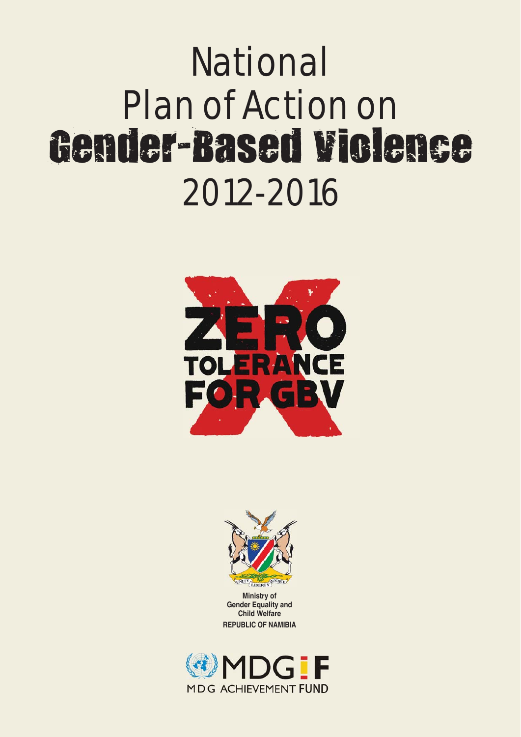# National Plan of Action on Gender-Based Violence 2012-2016

ZERO TOLERANCE FOR GBV

Ministry of Gender Equality and Child Welfare
REPUBLIC OF NAMIBIA

MDG-F
MDG ACHIEVEMENT FUND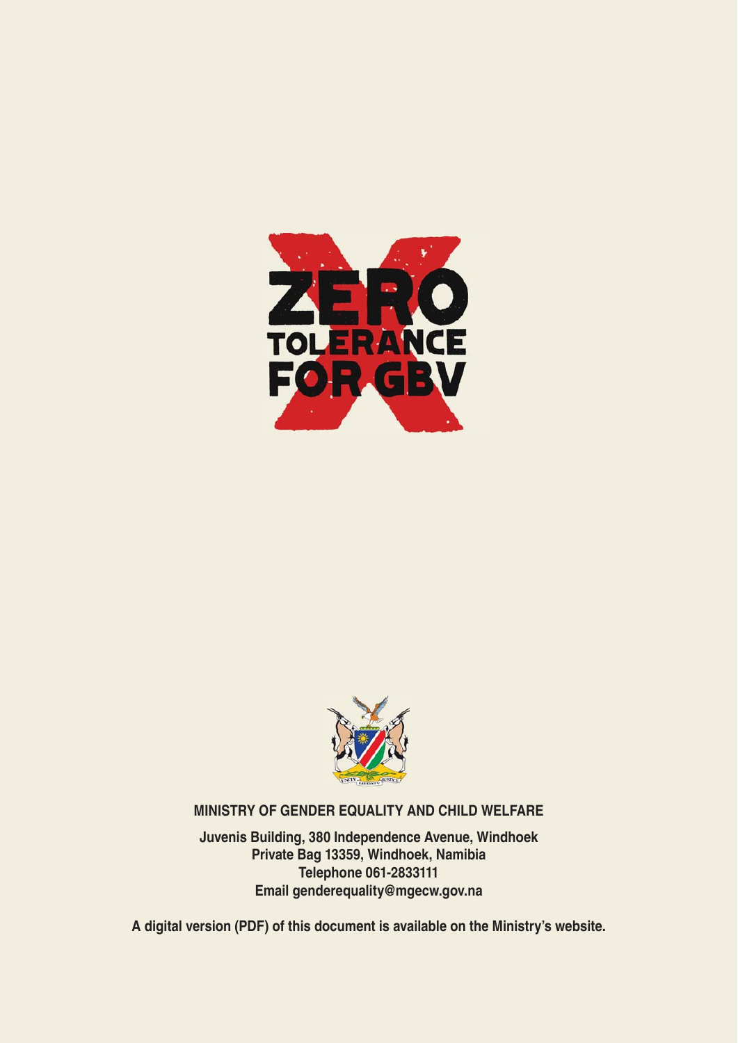ZERO TOLERANCE FOR GBV

**MINISTRY OF GENDER EQUALITY AND CHILD WELFARE**

**Juvenis Building, 380 Independence Avenue, Windhoek**
**Private Bag 13359, Windhoek, Namibia**
**Telephone 061-2833111**
**Email genderequality@mgecw.gov.na**

**A digital version (PDF) of this document is available on the Ministry's website.**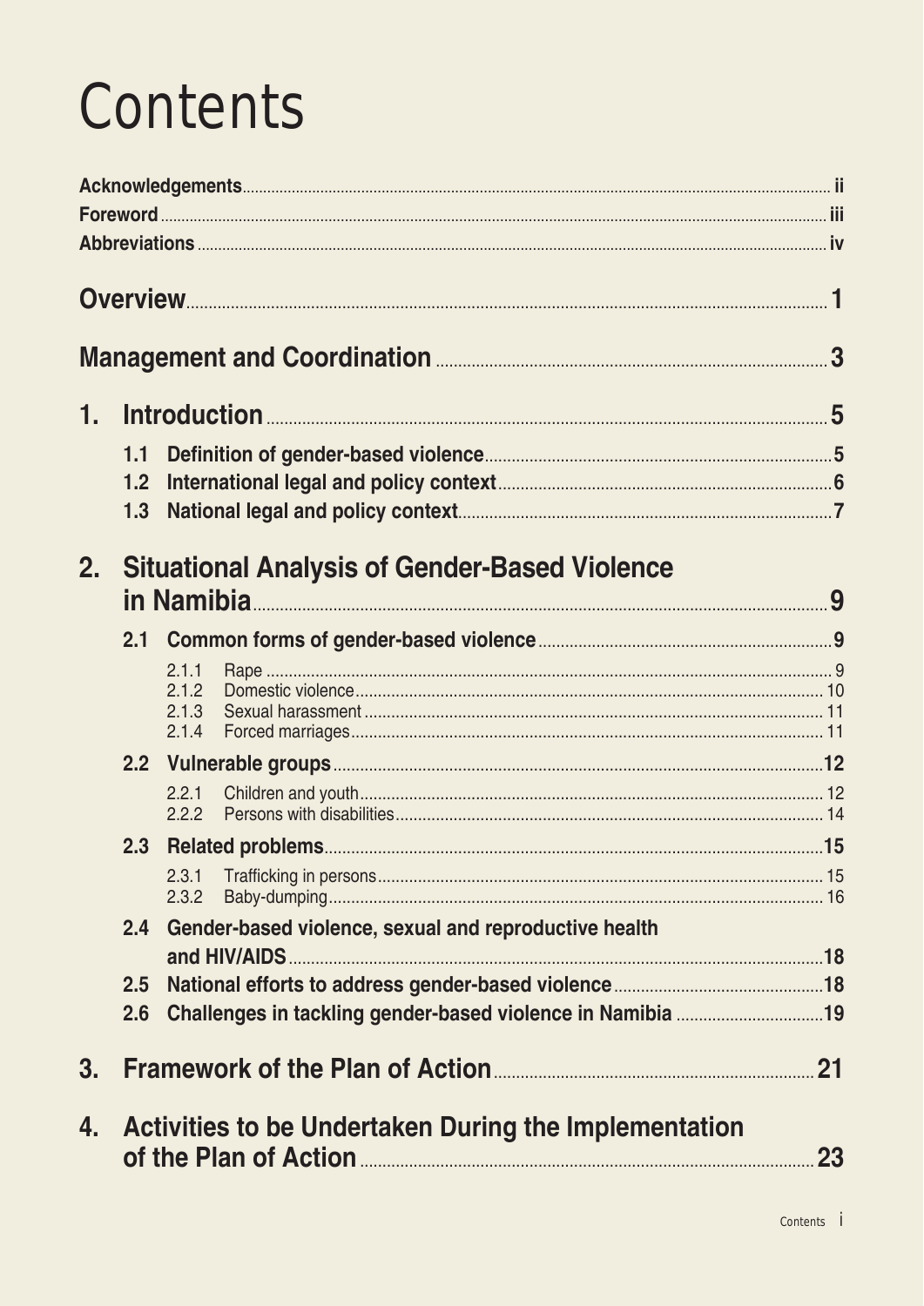# Contents

**Acknowledgements** ..... ii
**Foreword** ..... iii
**Abbreviations** ..... iv

**Overview** ..... 1

**Management and Coordination** ..... 3

**1. Introduction** ..... 5

- **1.1 Definition of gender-based violence** ..... 5
- **1.2 International legal and policy context** ..... 6
- **1.3 National legal and policy context** ..... 7

**2. Situational Analysis of Gender-Based Violence in Namibia** ..... 9

- **2.1 Common forms of gender-based violence** ..... 9
  - 2.1.1 Rape ..... 9
  - 2.1.2 Domestic violence ..... 10
  - 2.1.3 Sexual harassment ..... 11
  - 2.1.4 Forced marriages ..... 11
- **2.2 Vulnerable groups** ..... 12
  - 2.2.1 Children and youth ..... 12
  - 2.2.2 Persons with disabilities ..... 14
- **2.3 Related problems** ..... 15
  - 2.3.1 Trafficking in persons ..... 15
  - 2.3.2 Baby-dumping ..... 16
- **2.4 Gender-based violence, sexual and reproductive health and HIV/AIDS** ..... 18
- **2.5 National efforts to address gender-based violence** ..... 18
- **2.6 Challenges in tackling gender-based violence in Namibia** ..... 19

**3. Framework of the Plan of Action** ..... 21

**4. Activities to be Undertaken During the Implementation of the Plan of Action** ..... 23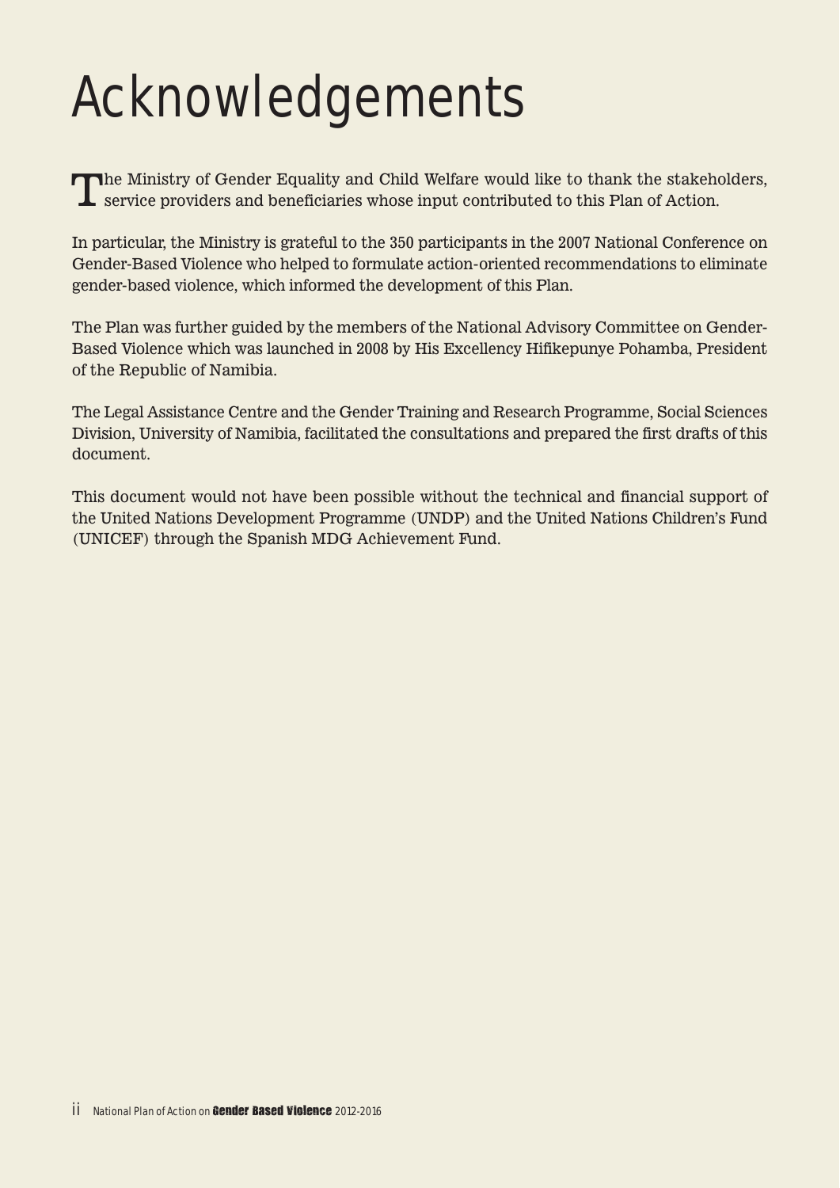# Acknowledgements

The Ministry of Gender Equality and Child Welfare would like to thank the stakeholders, service providers and beneficiaries whose input contributed to this Plan of Action.

In particular, the Ministry is grateful to the 350 participants in the 2007 National Conference on Gender-Based Violence who helped to formulate action-oriented recommendations to eliminate gender-based violence, which informed the development of this Plan.

The Plan was further guided by the members of the National Advisory Committee on Gender-Based Violence which was launched in 2008 by His Excellency Hifikepunye Pohamba, President of the Republic of Namibia.

The Legal Assistance Centre and the Gender Training and Research Programme, Social Sciences Division, University of Namibia, facilitated the consultations and prepared the first drafts of this document.

This document would not have been possible without the technical and financial support of the United Nations Development Programme (UNDP) and the United Nations Children's Fund (UNICEF) through the Spanish MDG Achievement Fund.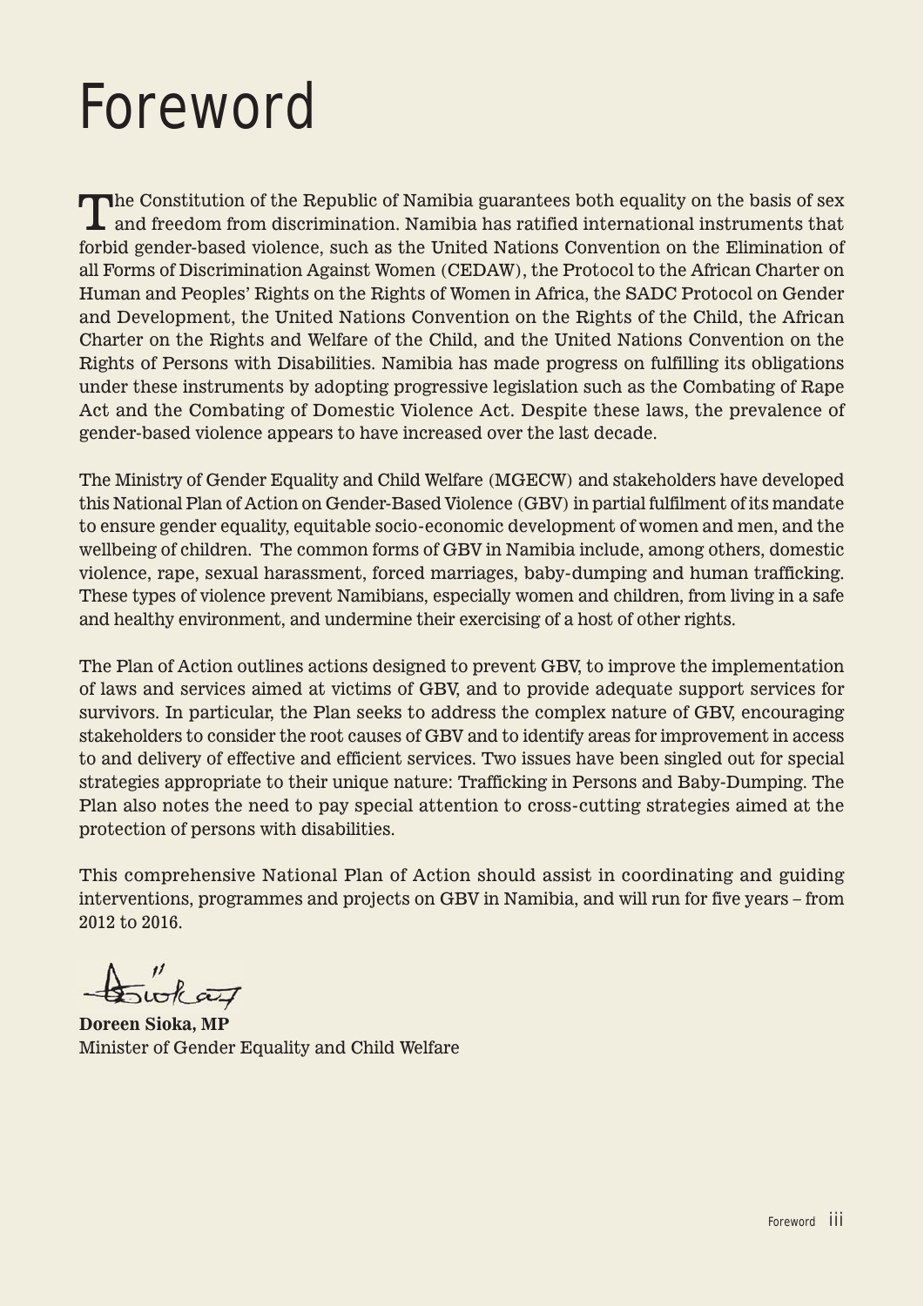# Foreword

The Constitution of the Republic of Namibia guarantees both equality on the basis of sex and freedom from discrimination. Namibia has ratified international instruments that forbid gender-based violence, such as the United Nations Convention on the Elimination of all Forms of Discrimination Against Women (CEDAW), the Protocol to the African Charter on Human and Peoples' Rights on the Rights of Women in Africa, the SADC Protocol on Gender and Development, the United Nations Convention on the Rights of the Child, the African Charter on the Rights and Welfare of the Child, and the United Nations Convention on the Rights of Persons with Disabilities. Namibia has made progress on fulfilling its obligations under these instruments by adopting progressive legislation such as the Combating of Rape Act and the Combating of Domestic Violence Act. Despite these laws, the prevalence of gender-based violence appears to have increased over the last decade.

The Ministry of Gender Equality and Child Welfare (MGECW) and stakeholders have developed this National Plan of Action on Gender-Based Violence (GBV) in partial fulfilment of its mandate to ensure gender equality, equitable socio-economic development of women and men, and the wellbeing of children. The common forms of GBV in Namibia include, among others, domestic violence, rape, sexual harassment, forced marriages, baby-dumping and human trafficking. These types of violence prevent Namibians, especially women and children, from living in a safe and healthy environment, and undermine their exercising of a host of other rights.

The Plan of Action outlines actions designed to prevent GBV, to improve the implementation of laws and services aimed at victims of GBV, and to provide adequate support services for survivors. In particular, the Plan seeks to address the complex nature of GBV, encouraging stakeholders to consider the root causes of GBV and to identify areas for improvement in access to and delivery of effective and efficient services. Two issues have been singled out for special strategies appropriate to their unique nature: Trafficking in Persons and Baby-Dumping. The Plan also notes the need to pay special attention to cross-cutting strategies aimed at the protection of persons with disabilities.

This comprehensive National Plan of Action should assist in coordinating and guiding interventions, programmes and projects on GBV in Namibia, and will run for five years – from 2012 to 2016.

**Doreen Sioka, MP**
Minister of Gender Equality and Child Welfare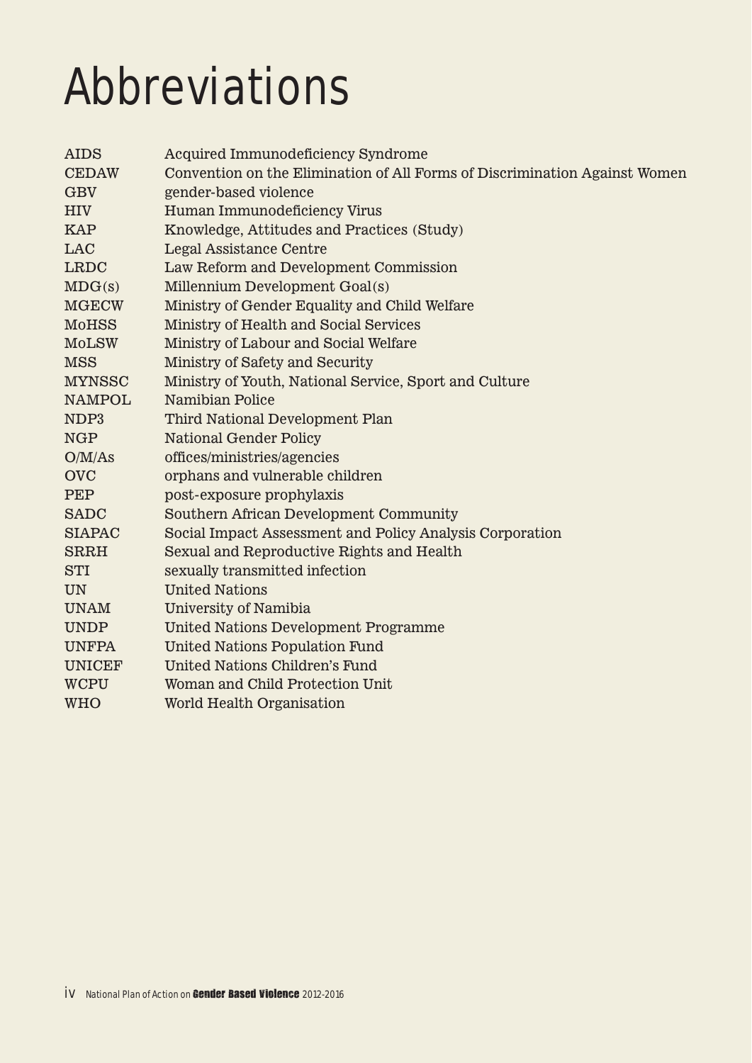# Abbreviations

| | |
|---|---|
| AIDS | Acquired Immunodeficiency Syndrome |
| CEDAW | Convention on the Elimination of All Forms of Discrimination Against Women |
| GBV | gender-based violence |
| HIV | Human Immunodeficiency Virus |
| KAP | Knowledge, Attitudes and Practices (Study) |
| LAC | Legal Assistance Centre |
| LRDC | Law Reform and Development Commission |
| MDG(s) | Millennium Development Goal(s) |
| MGECW | Ministry of Gender Equality and Child Welfare |
| MoHSS | Ministry of Health and Social Services |
| MoLSW | Ministry of Labour and Social Welfare |
| MSS | Ministry of Safety and Security |
| MYNSSC | Ministry of Youth, National Service, Sport and Culture |
| NAMPOL | Namibian Police |
| NDP3 | Third National Development Plan |
| NGP | National Gender Policy |
| O/M/As | offices/ministries/agencies |
| OVC | orphans and vulnerable children |
| PEP | post-exposure prophylaxis |
| SADC | Southern African Development Community |
| SIAPAC | Social Impact Assessment and Policy Analysis Corporation |
| SRRH | Sexual and Reproductive Rights and Health |
| STI | sexually transmitted infection |
| UN | United Nations |
| UNAM | University of Namibia |
| UNDP | United Nations Development Programme |
| UNFPA | United Nations Population Fund |
| UNICEF | United Nations Children's Fund |
| WCPU | Woman and Child Protection Unit |
| WHO | World Health Organisation |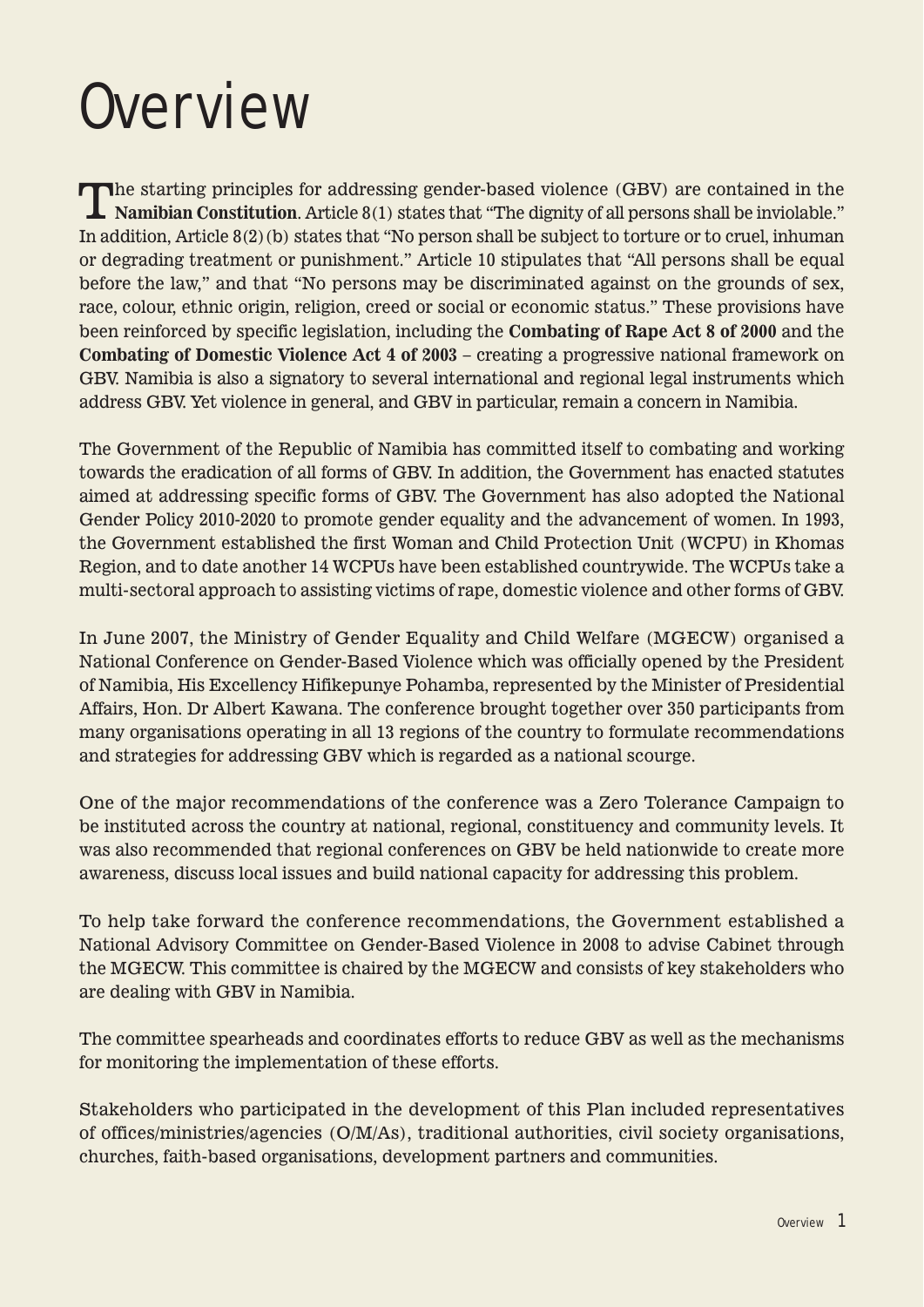# Overview

The starting principles for addressing gender-based violence (GBV) are contained in the **Namibian Constitution**. Article 8(1) states that "The dignity of all persons shall be inviolable." In addition, Article 8(2)(b) states that "No person shall be subject to torture or to cruel, inhuman or degrading treatment or punishment." Article 10 stipulates that "All persons shall be equal before the law," and that "No persons may be discriminated against on the grounds of sex, race, colour, ethnic origin, religion, creed or social or economic status." These provisions have been reinforced by specific legislation, including the **Combating of Rape Act 8 of 2000** and the **Combating of Domestic Violence Act 4 of 2003** – creating a progressive national framework on GBV. Namibia is also a signatory to several international and regional legal instruments which address GBV. Yet violence in general, and GBV in particular, remain a concern in Namibia.

The Government of the Republic of Namibia has committed itself to combating and working towards the eradication of all forms of GBV. In addition, the Government has enacted statutes aimed at addressing specific forms of GBV. The Government has also adopted the National Gender Policy 2010-2020 to promote gender equality and the advancement of women. In 1993, the Government established the first Woman and Child Protection Unit (WCPU) in Khomas Region, and to date another 14 WCPUs have been established countrywide. The WCPUs take a multi-sectoral approach to assisting victims of rape, domestic violence and other forms of GBV.

In June 2007, the Ministry of Gender Equality and Child Welfare (MGECW) organised a National Conference on Gender-Based Violence which was officially opened by the President of Namibia, His Excellency Hifikepunye Pohamba, represented by the Minister of Presidential Affairs, Hon. Dr Albert Kawana. The conference brought together over 350 participants from many organisations operating in all 13 regions of the country to formulate recommendations and strategies for addressing GBV which is regarded as a national scourge.

One of the major recommendations of the conference was a Zero Tolerance Campaign to be instituted across the country at national, regional, constituency and community levels. It was also recommended that regional conferences on GBV be held nationwide to create more awareness, discuss local issues and build national capacity for addressing this problem.

To help take forward the conference recommendations, the Government established a National Advisory Committee on Gender-Based Violence in 2008 to advise Cabinet through the MGECW. This committee is chaired by the MGECW and consists of key stakeholders who are dealing with GBV in Namibia.

The committee spearheads and coordinates efforts to reduce GBV as well as the mechanisms for monitoring the implementation of these efforts.

Stakeholders who participated in the development of this Plan included representatives of offices/ministries/agencies (O/M/As), traditional authorities, civil society organisations, churches, faith-based organisations, development partners and communities.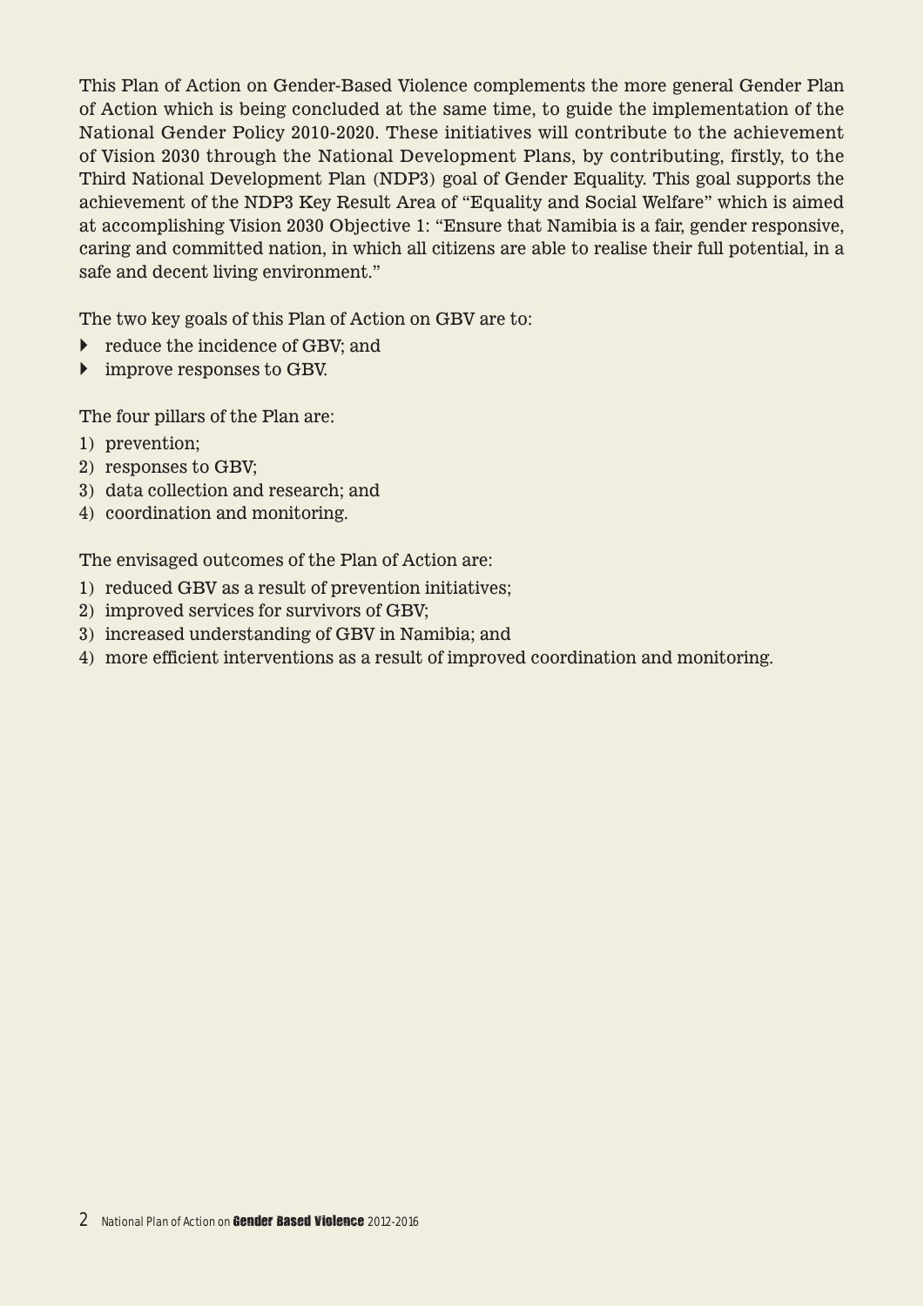This Plan of Action on Gender-Based Violence complements the more general Gender Plan of Action which is being concluded at the same time, to guide the implementation of the National Gender Policy 2010-2020. These initiatives will contribute to the achievement of Vision 2030 through the National Development Plans, by contributing, firstly, to the Third National Development Plan (NDP3) goal of Gender Equality. This goal supports the achievement of the NDP3 Key Result Area of "Equality and Social Welfare" which is aimed at accomplishing Vision 2030 Objective 1: "Ensure that Namibia is a fair, gender responsive, caring and committed nation, in which all citizens are able to realise their full potential, in a safe and decent living environment."

The two key goals of this Plan of Action on GBV are to:

- reduce the incidence of GBV; and
- improve responses to GBV.

The four pillars of the Plan are:

1) prevention;
2) responses to GBV;
3) data collection and research; and
4) coordination and monitoring.

The envisaged outcomes of the Plan of Action are:

1) reduced GBV as a result of prevention initiatives;
2) improved services for survivors of GBV;
3) increased understanding of GBV in Namibia; and
4) more efficient interventions as a result of improved coordination and monitoring.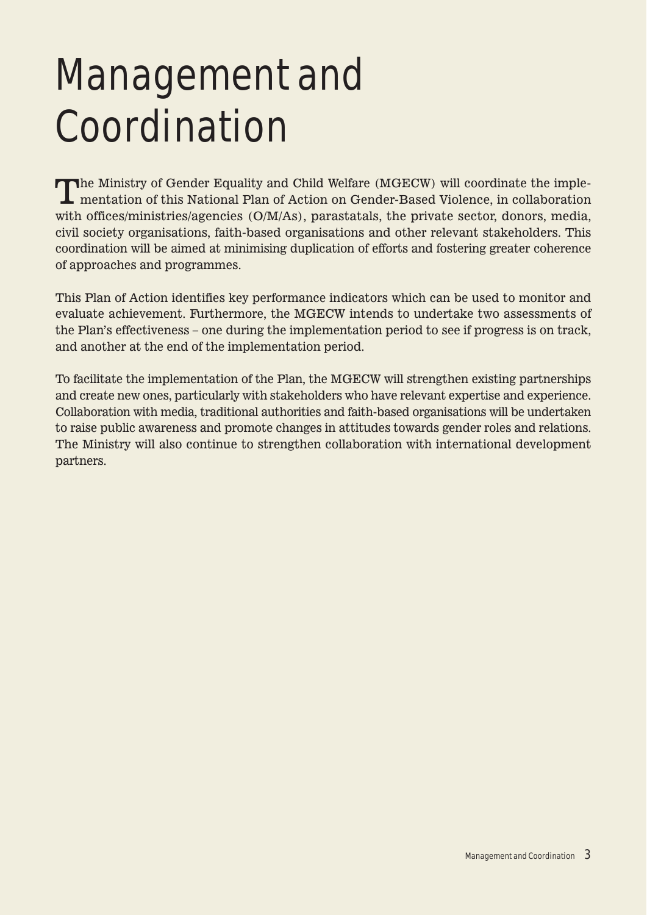# Management and Coordination

The Ministry of Gender Equality and Child Welfare (MGECW) will coordinate the implementation of this National Plan of Action on Gender-Based Violence, in collaboration with offices/ministries/agencies (O/M/As), parastatals, the private sector, donors, media, civil society organisations, faith-based organisations and other relevant stakeholders. This coordination will be aimed at minimising duplication of efforts and fostering greater coherence of approaches and programmes.

This Plan of Action identifies key performance indicators which can be used to monitor and evaluate achievement. Furthermore, the MGECW intends to undertake two assessments of the Plan's effectiveness – one during the implementation period to see if progress is on track, and another at the end of the implementation period.

To facilitate the implementation of the Plan, the MGECW will strengthen existing partnerships and create new ones, particularly with stakeholders who have relevant expertise and experience. Collaboration with media, traditional authorities and faith-based organisations will be undertaken to raise public awareness and promote changes in attitudes towards gender roles and relations. The Ministry will also continue to strengthen collaboration with international development partners.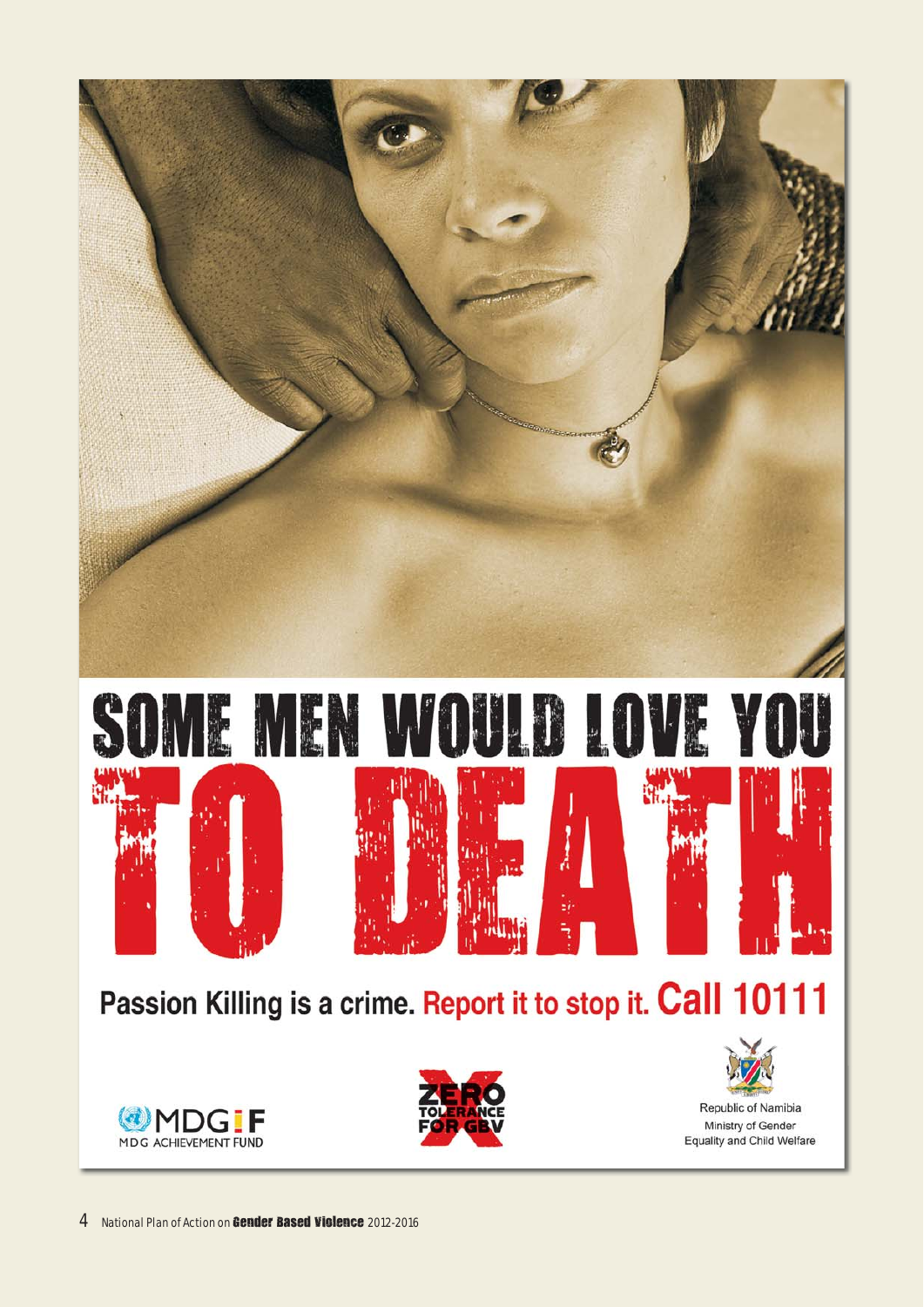# SOME MEN WOULD LOVE YOU TO DEATH

**Passion Killing is a crime. Report it to stop it. Call 10111**

MDG F
MDG ACHIEVEMENT FUND

ZERO TOLERANCE FOR GBV

Republic of Namibia
Ministry of Gender Equality and Child Welfare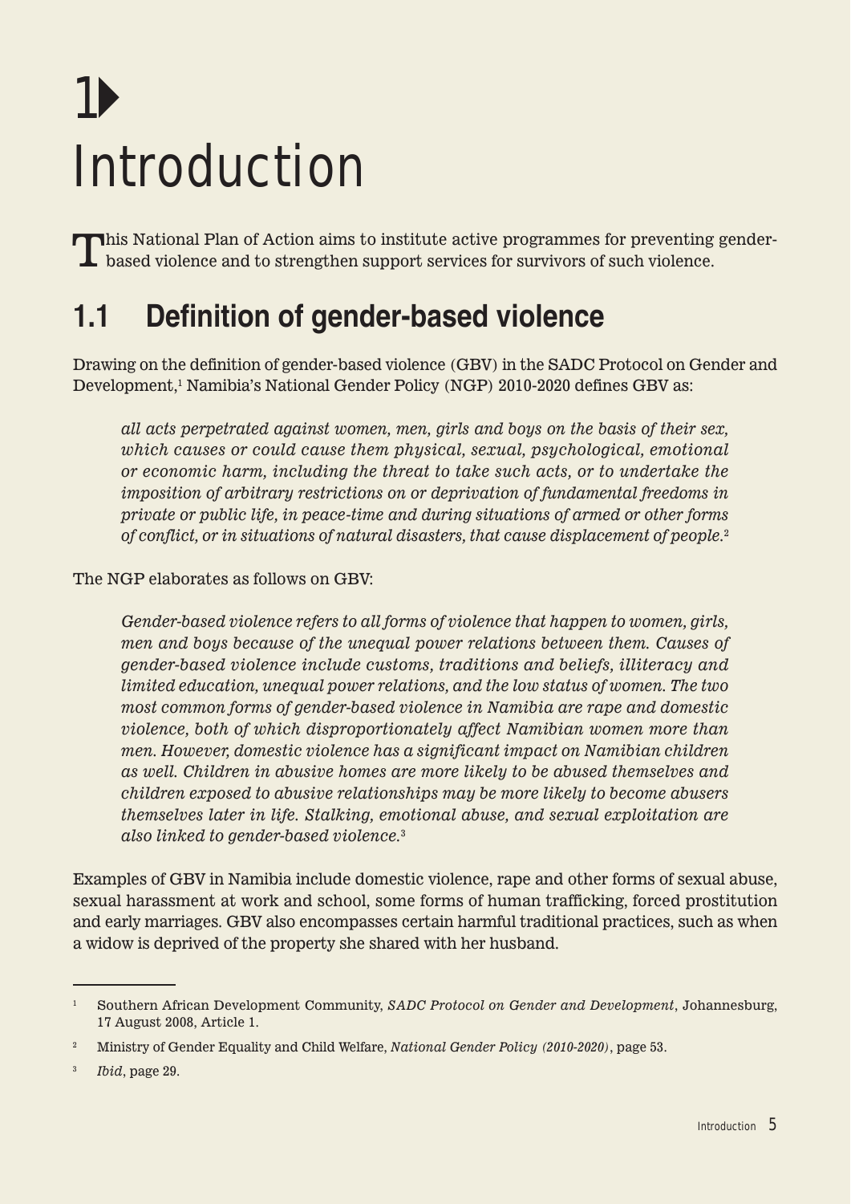# 1 Introduction

This National Plan of Action aims to institute active programmes for preventing gender-based violence and to strengthen support services for survivors of such violence.

## 1.1 Definition of gender-based violence

Drawing on the definition of gender-based violence (GBV) in the SADC Protocol on Gender and Development,[1] Namibia's National Gender Policy (NGP) 2010-2020 defines GBV as:

> *all acts perpetrated against women, men, girls and boys on the basis of their sex, which causes or could cause them physical, sexual, psychological, emotional or economic harm, including the threat to take such acts, or to undertake the imposition of arbitrary restrictions on or deprivation of fundamental freedoms in private or public life, in peace-time and during situations of armed or other forms of conflict, or in situations of natural disasters, that cause displacement of people.*[2]

The NGP elaborates as follows on GBV:

> *Gender-based violence refers to all forms of violence that happen to women, girls, men and boys because of the unequal power relations between them. Causes of gender-based violence include customs, traditions and beliefs, illiteracy and limited education, unequal power relations, and the low status of women. The two most common forms of gender-based violence in Namibia are rape and domestic violence, both of which disproportionately affect Namibian women more than men. However, domestic violence has a significant impact on Namibian children as well. Children in abusive homes are more likely to be abused themselves and children exposed to abusive relationships may be more likely to become abusers themselves later in life. Stalking, emotional abuse, and sexual exploitation are also linked to gender-based violence.*[3]

Examples of GBV in Namibia include domestic violence, rape and other forms of sexual abuse, sexual harassment at work and school, some forms of human trafficking, forced prostitution and early marriages. GBV also encompasses certain harmful traditional practices, such as when a widow is deprived of the property she shared with her husband.

---

[1] Southern African Development Community, *SADC Protocol on Gender and Development*, Johannesburg, 17 August 2008, Article 1.

[2] Ministry of Gender Equality and Child Welfare, *National Gender Policy (2010-2020)*, page 53.

[3] *Ibid*, page 29.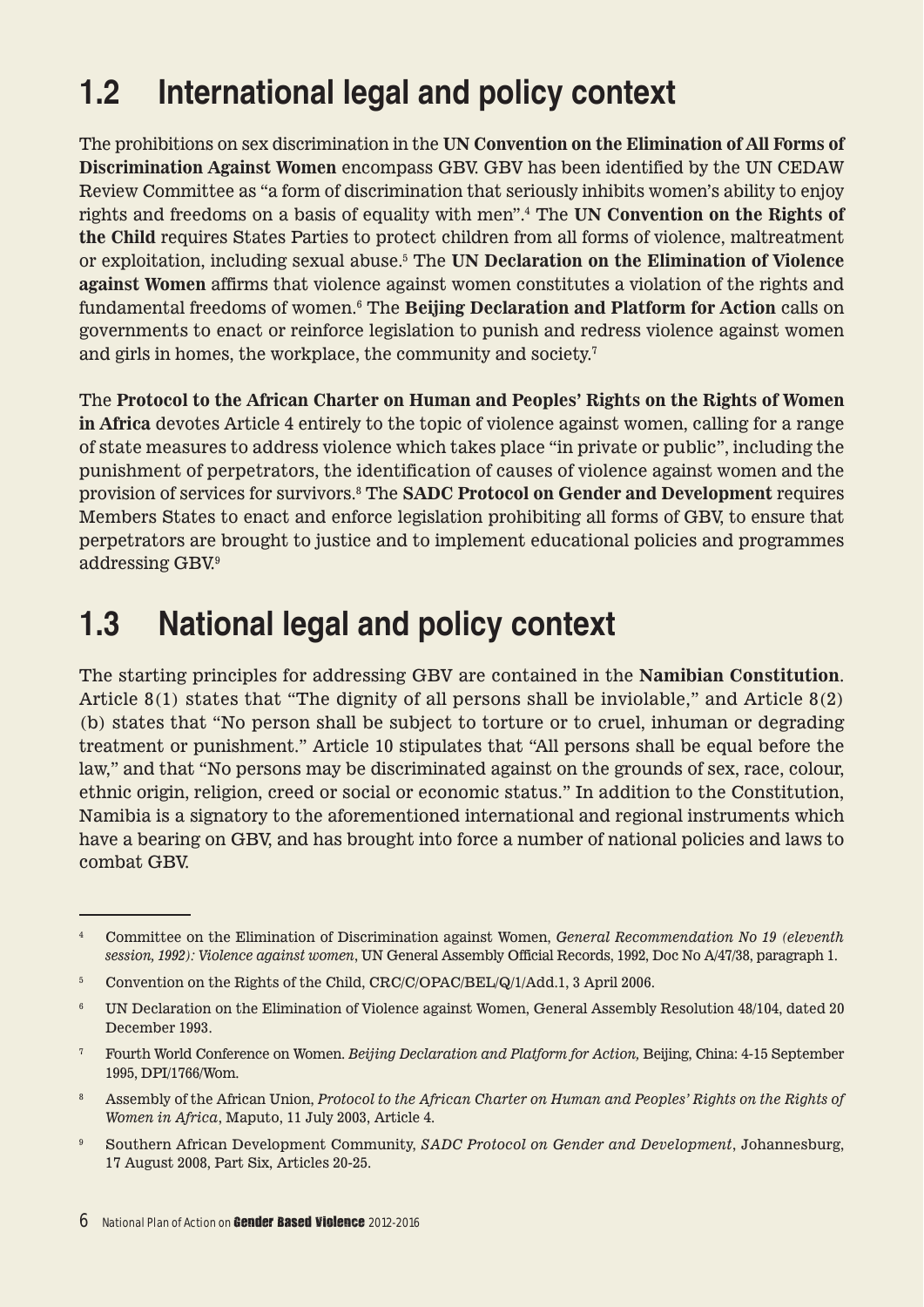## 1.2 International legal and policy context

The prohibitions on sex discrimination in the **UN Convention on the Elimination of All Forms of Discrimination Against Women** encompass GBV. GBV has been identified by the UN CEDAW Review Committee as "a form of discrimination that seriously inhibits women's ability to enjoy rights and freedoms on a basis of equality with men".[4] The **UN Convention on the Rights of the Child** requires States Parties to protect children from all forms of violence, maltreatment or exploitation, including sexual abuse.[5] The **UN Declaration on the Elimination of Violence against Women** affirms that violence against women constitutes a violation of the rights and fundamental freedoms of women.[6] The **Beijing Declaration and Platform for Action** calls on governments to enact or reinforce legislation to punish and redress violence against women and girls in homes, the workplace, the community and society.[7]

The **Protocol to the African Charter on Human and Peoples' Rights on the Rights of Women in Africa** devotes Article 4 entirely to the topic of violence against women, calling for a range of state measures to address violence which takes place "in private or public", including the punishment of perpetrators, the identification of causes of violence against women and the provision of services for survivors.[8] The **SADC Protocol on Gender and Development** requires Members States to enact and enforce legislation prohibiting all forms of GBV, to ensure that perpetrators are brought to justice and to implement educational policies and programmes addressing GBV.[9]

## 1.3 National legal and policy context

The starting principles for addressing GBV are contained in the **Namibian Constitution**. Article 8(1) states that "The dignity of all persons shall be inviolable," and Article 8(2)(b) states that "No person shall be subject to torture or to cruel, inhuman or degrading treatment or punishment." Article 10 stipulates that "All persons shall be equal before the law," and that "No persons may be discriminated against on the grounds of sex, race, colour, ethnic origin, religion, creed or social or economic status." In addition to the Constitution, Namibia is a signatory to the aforementioned international and regional instruments which have a bearing on GBV, and has brought into force a number of national policies and laws to combat GBV.

---

[4] Committee on the Elimination of Discrimination against Women, *General Recommendation No 19 (eleventh session, 1992): Violence against women*, UN General Assembly Official Records, 1992, Doc No A/47/38, paragraph 1.

[5] Convention on the Rights of the Child, CRC/C/OPAC/BEL/Q/1/Add.1, 3 April 2006.

[6] UN Declaration on the Elimination of Violence against Women, General Assembly Resolution 48/104, dated 20 December 1993.

[7] Fourth World Conference on Women. *Beijing Declaration and Platform for Action,* Beijing, China: 4-15 September 1995, DPI/1766/Wom.

[8] Assembly of the African Union, *Protocol to the African Charter on Human and Peoples' Rights on the Rights of Women in Africa*, Maputo, 11 July 2003, Article 4.

[9] Southern African Development Community, *SADC Protocol on Gender and Development*, Johannesburg, 17 August 2008, Part Six, Articles 20-25.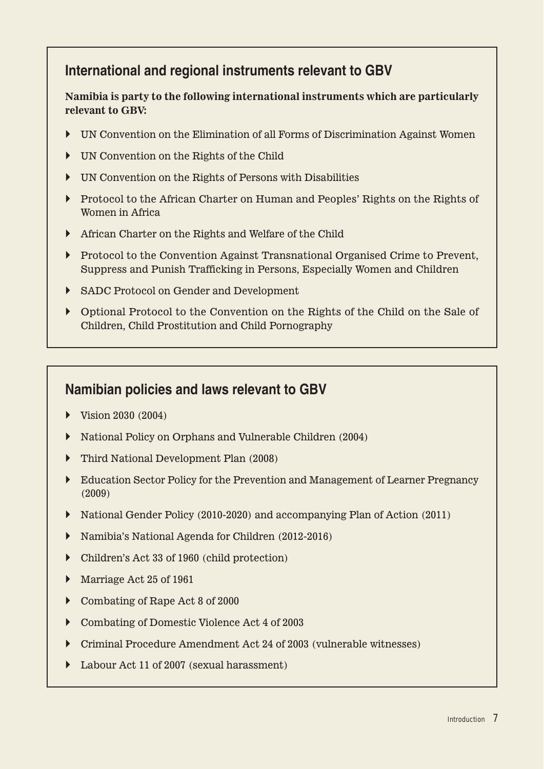## International and regional instruments relevant to GBV

**Namibia is party to the following international instruments which are particularly relevant to GBV:**

- UN Convention on the Elimination of all Forms of Discrimination Against Women
- UN Convention on the Rights of the Child
- UN Convention on the Rights of Persons with Disabilities
- Protocol to the African Charter on Human and Peoples' Rights on the Rights of Women in Africa
- African Charter on the Rights and Welfare of the Child
- Protocol to the Convention Against Transnational Organised Crime to Prevent, Suppress and Punish Trafficking in Persons, Especially Women and Children
- SADC Protocol on Gender and Development
- Optional Protocol to the Convention on the Rights of the Child on the Sale of Children, Child Prostitution and Child Pornography

## Namibian policies and laws relevant to GBV

- Vision 2030 (2004)
- National Policy on Orphans and Vulnerable Children (2004)
- Third National Development Plan (2008)
- Education Sector Policy for the Prevention and Management of Learner Pregnancy (2009)
- National Gender Policy (2010-2020) and accompanying Plan of Action (2011)
- Namibia's National Agenda for Children (2012-2016)
- Children's Act 33 of 1960 (child protection)
- Marriage Act 25 of 1961
- Combating of Rape Act 8 of 2000
- Combating of Domestic Violence Act 4 of 2003
- Criminal Procedure Amendment Act 24 of 2003 (vulnerable witnesses)
- Labour Act 11 of 2007 (sexual harassment)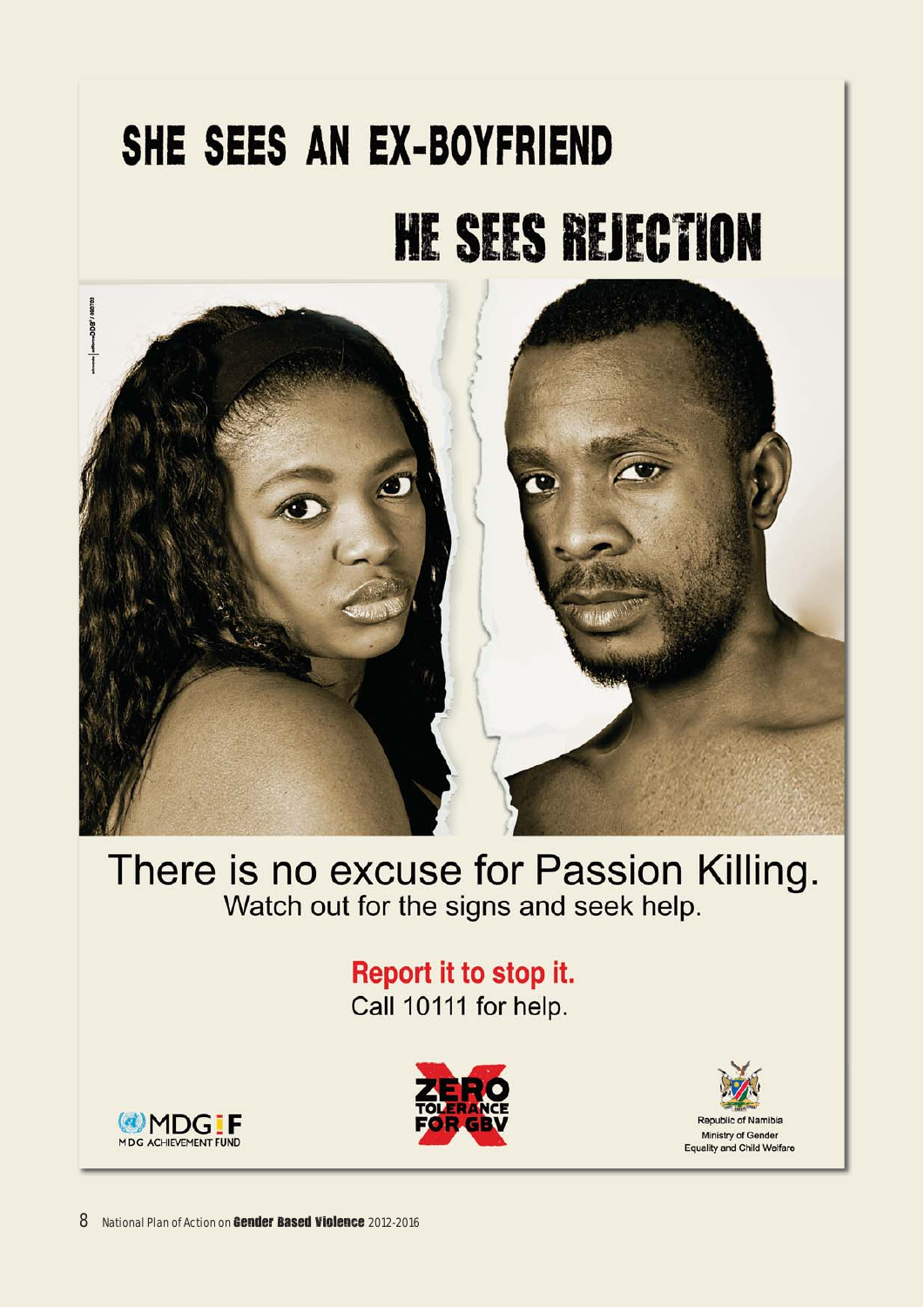# SHE SEES AN EX-BOYFRIEND

# HE SEES REJECTION

There is no excuse for Passion Killing.
Watch out for the signs and seek help.

**Report it to stop it.**
Call 10111 for help.

MDGIF MDG ACHIEVEMENT FUND

ZERO TOLERANCE FOR GBV

Republic of Namibia
Ministry of Gender Equality and Child Welfare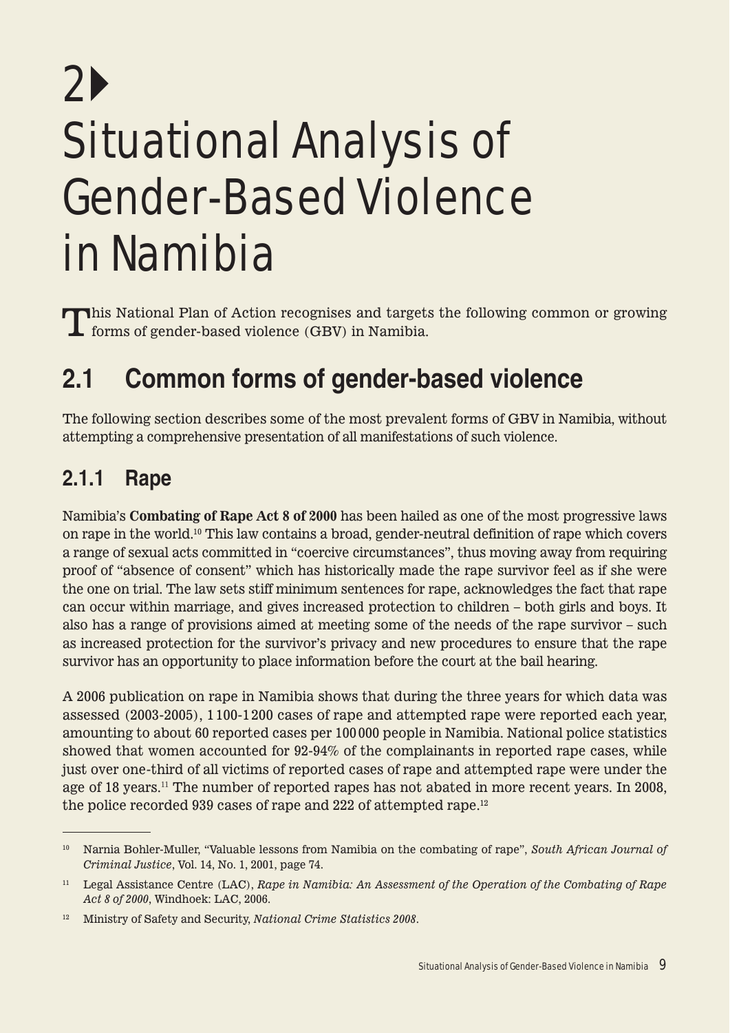# 2 Situational Analysis of Gender-Based Violence in Namibia

This National Plan of Action recognises and targets the following common or growing forms of gender-based violence (GBV) in Namibia.

## 2.1 Common forms of gender-based violence

The following section describes some of the most prevalent forms of GBV in Namibia, without attempting a comprehensive presentation of all manifestations of such violence.

### 2.1.1 Rape

Namibia's **Combating of Rape Act 8 of 2000** has been hailed as one of the most progressive laws on rape in the world.[10] This law contains a broad, gender-neutral definition of rape which covers a range of sexual acts committed in "coercive circumstances", thus moving away from requiring proof of "absence of consent" which has historically made the rape survivor feel as if she were the one on trial. The law sets stiff minimum sentences for rape, acknowledges the fact that rape can occur within marriage, and gives increased protection to children – both girls and boys. It also has a range of provisions aimed at meeting some of the needs of the rape survivor – such as increased protection for the survivor's privacy and new procedures to ensure that the rape survivor has an opportunity to place information before the court at the bail hearing.

A 2006 publication on rape in Namibia shows that during the three years for which data was assessed (2003-2005), 1 100-1 200 cases of rape and attempted rape were reported each year, amounting to about 60 reported cases per 100 000 people in Namibia. National police statistics showed that women accounted for 92-94% of the complainants in reported rape cases, while just over one-third of all victims of reported cases of rape and attempted rape were under the age of 18 years.[11] The number of reported rapes has not abated in more recent years. In 2008, the police recorded 939 cases of rape and 222 of attempted rape.[12]

---

[10] Narnia Bohler-Muller, "Valuable lessons from Namibia on the combating of rape", *South African Journal of Criminal Justice*, Vol. 14, No. 1, 2001, page 74.

[11] Legal Assistance Centre (LAC), *Rape in Namibia: An Assessment of the Operation of the Combating of Rape Act 8 of 2000*, Windhoek: LAC, 2006.

[12] Ministry of Safety and Security, *National Crime Statistics 2008*.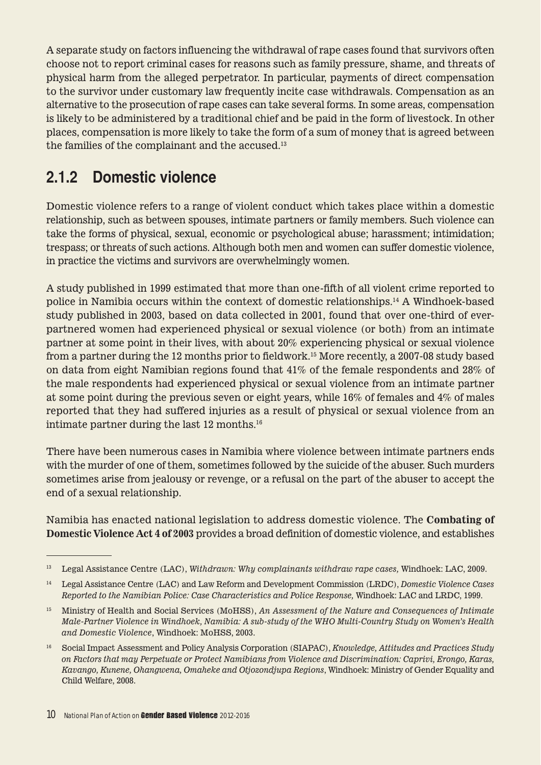A separate study on factors influencing the withdrawal of rape cases found that survivors often choose not to report criminal cases for reasons such as family pressure, shame, and threats of physical harm from the alleged perpetrator. In particular, payments of direct compensation to the survivor under customary law frequently incite case withdrawals. Compensation as an alternative to the prosecution of rape cases can take several forms. In some areas, compensation is likely to be administered by a traditional chief and be paid in the form of livestock. In other places, compensation is more likely to take the form of a sum of money that is agreed between the families of the complainant and the accused.[13]

## 2.1.2 Domestic violence

Domestic violence refers to a range of violent conduct which takes place within a domestic relationship, such as between spouses, intimate partners or family members. Such violence can take the forms of physical, sexual, economic or psychological abuse; harassment; intimidation; trespass; or threats of such actions. Although both men and women can suffer domestic violence, in practice the victims and survivors are overwhelmingly women.

A study published in 1999 estimated that more than one-fifth of all violent crime reported to police in Namibia occurs within the context of domestic relationships.[14] A Windhoek-based study published in 2003, based on data collected in 2001, found that over one-third of ever-partnered women had experienced physical or sexual violence (or both) from an intimate partner at some point in their lives, with about 20% experiencing physical or sexual violence from a partner during the 12 months prior to fieldwork.[15] More recently, a 2007-08 study based on data from eight Namibian regions found that 41% of the female respondents and 28% of the male respondents had experienced physical or sexual violence from an intimate partner at some point during the previous seven or eight years, while 16% of females and 4% of males reported that they had suffered injuries as a result of physical or sexual violence from an intimate partner during the last 12 months.[16]

There have been numerous cases in Namibia where violence between intimate partners ends with the murder of one of them, sometimes followed by the suicide of the abuser. Such murders sometimes arise from jealousy or revenge, or a refusal on the part of the abuser to accept the end of a sexual relationship.

Namibia has enacted national legislation to address domestic violence. The **Combating of Domestic Violence Act 4 of 2003** provides a broad definition of domestic violence, and establishes

---

[13] Legal Assistance Centre (LAC), *Withdrawn: Why complainants withdraw rape cases,* Windhoek: LAC, 2009.

[14] Legal Assistance Centre (LAC) and Law Reform and Development Commission (LRDC), *Domestic Violence Cases Reported to the Namibian Police: Case Characteristics and Police Response,* Windhoek: LAC and LRDC, 1999.

[15] Ministry of Health and Social Services (MoHSS), *An Assessment of the Nature and Consequences of Intimate Male-Partner Violence in Windhoek, Namibia: A sub-study of the WHO Multi-Country Study on Women's Health and Domestic Violence*, Windhoek: MoHSS, 2003.

[16] Social Impact Assessment and Policy Analysis Corporation (SIAPAC), *Knowledge, Attitudes and Practices Study on Factors that may Perpetuate or Protect Namibians from Violence and Discrimination: Caprivi, Erongo, Karas, Kavango, Kunene, Ohangwena, Omaheke and Otjozondjupa Regions*, Windhoek: Ministry of Gender Equality and Child Welfare, 2008.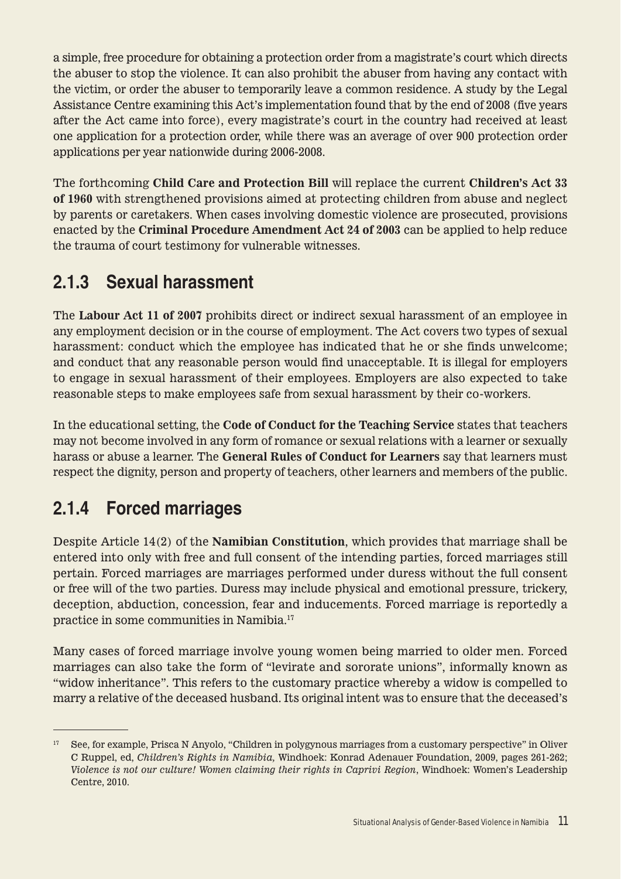a simple, free procedure for obtaining a protection order from a magistrate's court which directs the abuser to stop the violence. It can also prohibit the abuser from having any contact with the victim, or order the abuser to temporarily leave a common residence. A study by the Legal Assistance Centre examining this Act's implementation found that by the end of 2008 (five years after the Act came into force), every magistrate's court in the country had received at least one application for a protection order, while there was an average of over 900 protection order applications per year nationwide during 2006-2008.

The forthcoming **Child Care and Protection Bill** will replace the current **Children's Act 33 of 1960** with strengthened provisions aimed at protecting children from abuse and neglect by parents or caretakers. When cases involving domestic violence are prosecuted, provisions enacted by the **Criminal Procedure Amendment Act 24 of 2003** can be applied to help reduce the trauma of court testimony for vulnerable witnesses.

### 2.1.3 Sexual harassment

The **Labour Act 11 of 2007** prohibits direct or indirect sexual harassment of an employee in any employment decision or in the course of employment. The Act covers two types of sexual harassment: conduct which the employee has indicated that he or she finds unwelcome; and conduct that any reasonable person would find unacceptable. It is illegal for employers to engage in sexual harassment of their employees. Employers are also expected to take reasonable steps to make employees safe from sexual harassment by their co-workers.

In the educational setting, the **Code of Conduct for the Teaching Service** states that teachers may not become involved in any form of romance or sexual relations with a learner or sexually harass or abuse a learner. The **General Rules of Conduct for Learners** say that learners must respect the dignity, person and property of teachers, other learners and members of the public.

### 2.1.4 Forced marriages

Despite Article 14(2) of the **Namibian Constitution**, which provides that marriage shall be entered into only with free and full consent of the intending parties, forced marriages still pertain. Forced marriages are marriages performed under duress without the full consent or free will of the two parties. Duress may include physical and emotional pressure, trickery, deception, abduction, concession, fear and inducements. Forced marriage is reportedly a practice in some communities in Namibia.[17]

Many cases of forced marriage involve young women being married to older men. Forced marriages can also take the form of "levirate and sororate unions", informally known as "widow inheritance". This refers to the customary practice whereby a widow is compelled to marry a relative of the deceased husband. Its original intent was to ensure that the deceased's

---

[17] See, for example, Prisca N Anyolo, "Children in polygynous marriages from a customary perspective" in Oliver C Ruppel, ed, *Children's Rights in Namibia,* Windhoek: Konrad Adenauer Foundation, 2009, pages 261-262; *Violence is not our culture! Women claiming their rights in Caprivi Region*, Windhoek: Women's Leadership Centre, 2010.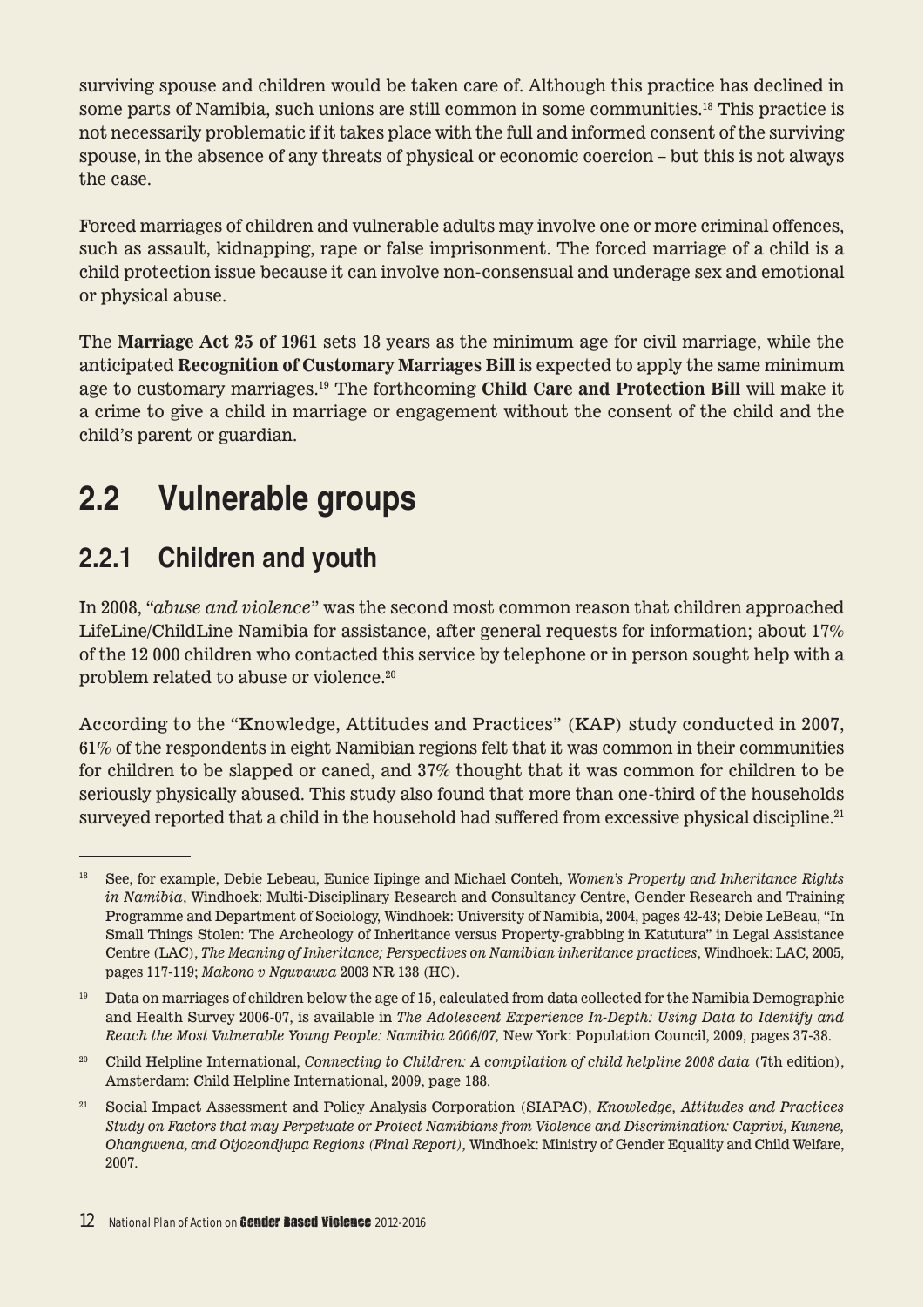surviving spouse and children would be taken care of. Although this practice has declined in some parts of Namibia, such unions are still common in some communities.[18] This practice is not necessarily problematic if it takes place with the full and informed consent of the surviving spouse, in the absence of any threats of physical or economic coercion – but this is not always the case.

Forced marriages of children and vulnerable adults may involve one or more criminal offences, such as assault, kidnapping, rape or false imprisonment. The forced marriage of a child is a child protection issue because it can involve non-consensual and underage sex and emotional or physical abuse.

The **Marriage Act 25 of 1961** sets 18 years as the minimum age for civil marriage, while the anticipated **Recognition of Customary Marriages Bill** is expected to apply the same minimum age to customary marriages.[19] The forthcoming **Child Care and Protection Bill** will make it a crime to give a child in marriage or engagement without the consent of the child and the child's parent or guardian.

## 2.2 Vulnerable groups

### 2.2.1 Children and youth

In 2008, "*abuse and violence*" was the second most common reason that children approached LifeLine/ChildLine Namibia for assistance, after general requests for information; about 17% of the 12 000 children who contacted this service by telephone or in person sought help with a problem related to abuse or violence.[20]

According to the "Knowledge, Attitudes and Practices" (KAP) study conducted in 2007, 61% of the respondents in eight Namibian regions felt that it was common in their communities for children to be slapped or caned, and 37% thought that it was common for children to be seriously physically abused. This study also found that more than one-third of the households surveyed reported that a child in the household had suffered from excessive physical discipline.[21]

---

[18] See, for example, Debie Lebeau, Eunice Iipinge and Michael Conteh, *Women's Property and Inheritance Rights in Namibia*, Windhoek: Multi-Disciplinary Research and Consultancy Centre, Gender Research and Training Programme and Department of Sociology, Windhoek: University of Namibia, 2004, pages 42-43; Debie LeBeau, "In Small Things Stolen: The Archeology of Inheritance versus Property-grabbing in Katutura" in Legal Assistance Centre (LAC), *The Meaning of Inheritance; Perspectives on Namibian inheritance practices*, Windhoek: LAC, 2005, pages 117-119; *Makono v Nguvauva* 2003 NR 138 (HC).

[19] Data on marriages of children below the age of 15, calculated from data collected for the Namibia Demographic and Health Survey 2006-07, is available in *The Adolescent Experience In-Depth: Using Data to Identify and Reach the Most Vulnerable Young People: Namibia 2006/07,* New York: Population Council, 2009, pages 37-38.

[20] Child Helpline International, *Connecting to Children: A compilation of child helpline 2008 data* (7th edition), Amsterdam: Child Helpline International, 2009, page 188.

[21] Social Impact Assessment and Policy Analysis Corporation (SIAPAC), *Knowledge, Attitudes and Practices Study on Factors that may Perpetuate or Protect Namibians from Violence and Discrimination: Caprivi, Kunene, Ohangwena, and Otjozondjupa Regions (Final Report),* Windhoek: Ministry of Gender Equality and Child Welfare, 2007.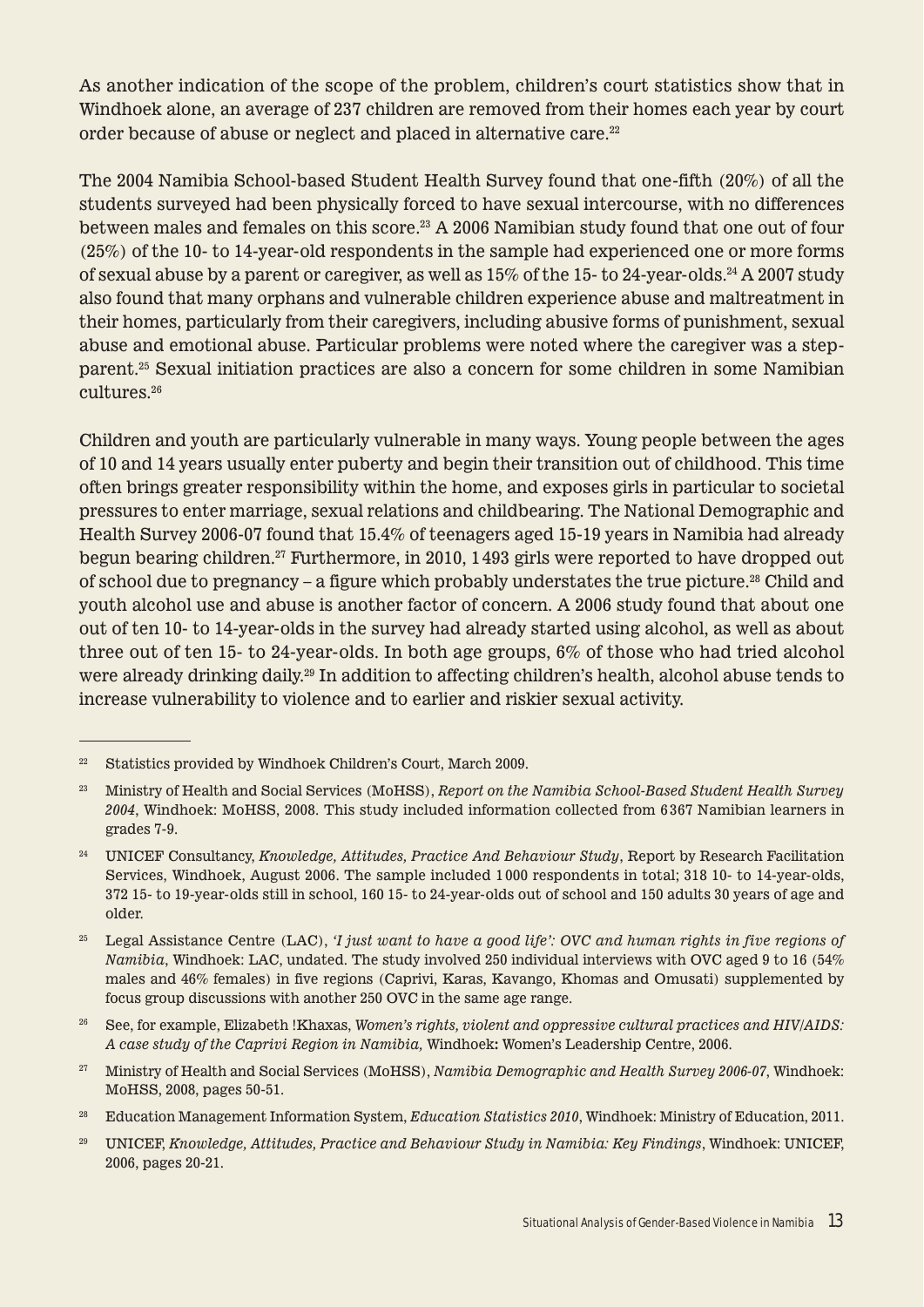As another indication of the scope of the problem, children's court statistics show that in Windhoek alone, an average of 237 children are removed from their homes each year by court order because of abuse or neglect and placed in alternative care.[22]

The 2004 Namibia School-based Student Health Survey found that one-fifth (20%) of all the students surveyed had been physically forced to have sexual intercourse, with no differences between males and females on this score.[23] A 2006 Namibian study found that one out of four (25%) of the 10- to 14-year-old respondents in the sample had experienced one or more forms of sexual abuse by a parent or caregiver, as well as 15% of the 15- to 24-year-olds.[24] A 2007 study also found that many orphans and vulnerable children experience abuse and maltreatment in their homes, particularly from their caregivers, including abusive forms of punishment, sexual abuse and emotional abuse. Particular problems were noted where the caregiver was a step-parent.[25] Sexual initiation practices are also a concern for some children in some Namibian cultures.[26]

Children and youth are particularly vulnerable in many ways. Young people between the ages of 10 and 14 years usually enter puberty and begin their transition out of childhood. This time often brings greater responsibility within the home, and exposes girls in particular to societal pressures to enter marriage, sexual relations and childbearing. The National Demographic and Health Survey 2006-07 found that 15.4% of teenagers aged 15-19 years in Namibia had already begun bearing children.[27] Furthermore, in 2010, 1493 girls were reported to have dropped out of school due to pregnancy – a figure which probably understates the true picture.[28] Child and youth alcohol use and abuse is another factor of concern. A 2006 study found that about one out of ten 10- to 14-year-olds in the survey had already started using alcohol, as well as about three out of ten 15- to 24-year-olds. In both age groups, 6% of those who had tried alcohol were already drinking daily.[29] In addition to affecting children's health, alcohol abuse tends to increase vulnerability to violence and to earlier and riskier sexual activity.

---

[22] Statistics provided by Windhoek Children's Court, March 2009.

[23] Ministry of Health and Social Services (MoHSS), *Report on the Namibia School-Based Student Health Survey 2004*, Windhoek: MoHSS, 2008. This study included information collected from 6367 Namibian learners in grades 7-9.

[24] UNICEF Consultancy, *Knowledge, Attitudes, Practice And Behaviour Study*, Report by Research Facilitation Services, Windhoek, August 2006. The sample included 1000 respondents in total; 318 10- to 14-year-olds, 372 15- to 19-year-olds still in school, 160 15- to 24-year-olds out of school and 150 adults 30 years of age and older.

[25] Legal Assistance Centre (LAC), *'I just want to have a good life': OVC and human rights in five regions of Namibia*, Windhoek: LAC, undated. The study involved 250 individual interviews with OVC aged 9 to 16 (54% males and 46% females) in five regions (Caprivi, Karas, Kavango, Khomas and Omusati) supplemented by focus group discussions with another 250 OVC in the same age range.

[26] See, for example, Elizabeth !Khaxas, *Women's rights, violent and oppressive cultural practices and HIV/AIDS: A case study of the Caprivi Region in Namibia,* Windhoek: Women's Leadership Centre, 2006.

[27] Ministry of Health and Social Services (MoHSS), *Namibia Demographic and Health Survey 2006-07*, Windhoek: MoHSS, 2008, pages 50-51.

[28] Education Management Information System, *Education Statistics 2010*, Windhoek: Ministry of Education, 2011.

[29] UNICEF, *Knowledge, Attitudes, Practice and Behaviour Study in Namibia: Key Findings*, Windhoek: UNICEF, 2006, pages 20-21.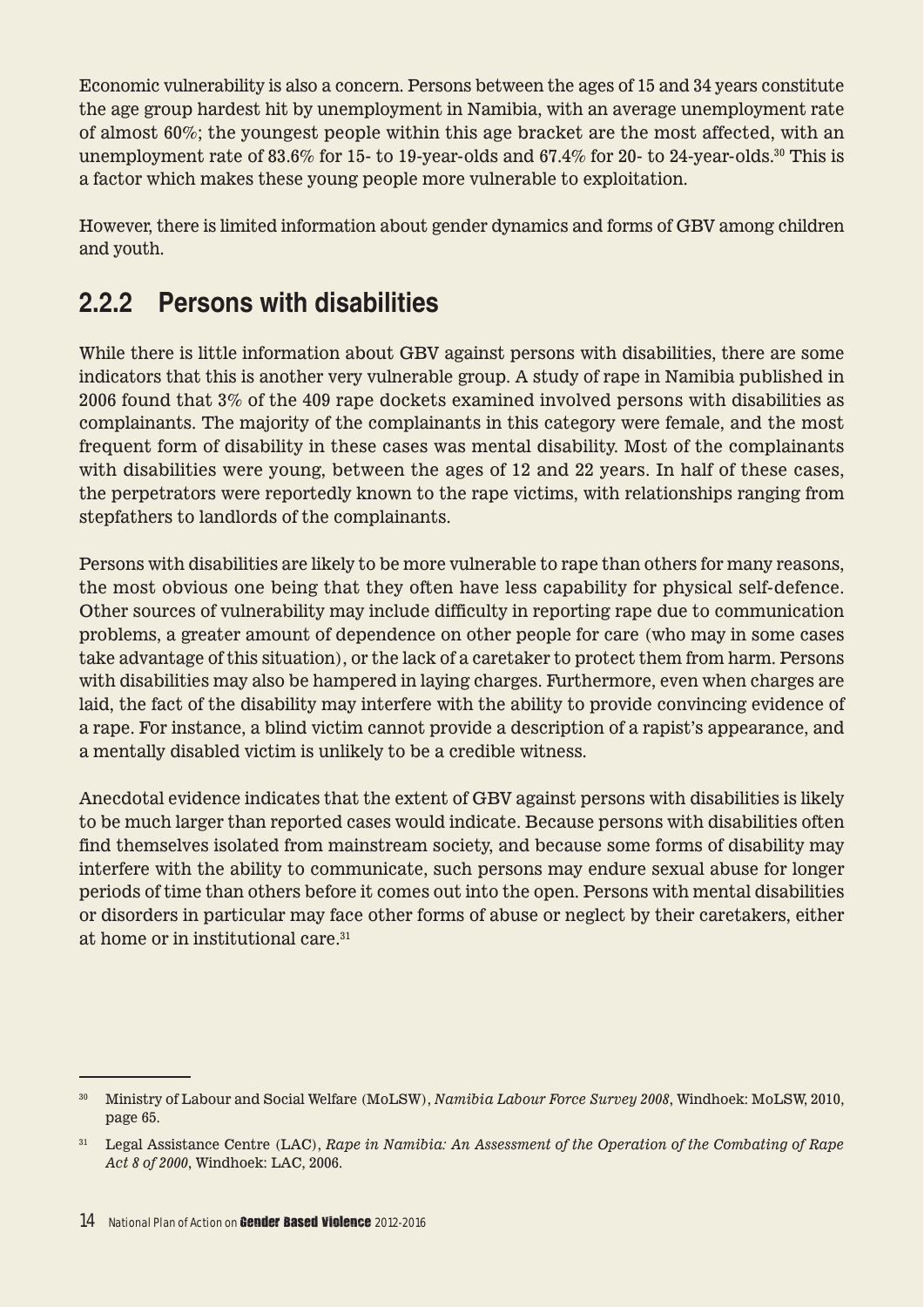Economic vulnerability is also a concern. Persons between the ages of 15 and 34 years constitute the age group hardest hit by unemployment in Namibia, with an average unemployment rate of almost 60%; the youngest people within this age bracket are the most affected, with an unemployment rate of 83.6% for 15- to 19-year-olds and 67.4% for 20- to 24-year-olds.[30] This is a factor which makes these young people more vulnerable to exploitation.

However, there is limited information about gender dynamics and forms of GBV among children and youth.

### 2.2.2 Persons with disabilities

While there is little information about GBV against persons with disabilities, there are some indicators that this is another very vulnerable group. A study of rape in Namibia published in 2006 found that 3% of the 409 rape dockets examined involved persons with disabilities as complainants. The majority of the complainants in this category were female, and the most frequent form of disability in these cases was mental disability. Most of the complainants with disabilities were young, between the ages of 12 and 22 years. In half of these cases, the perpetrators were reportedly known to the rape victims, with relationships ranging from stepfathers to landlords of the complainants.

Persons with disabilities are likely to be more vulnerable to rape than others for many reasons, the most obvious one being that they often have less capability for physical self-defence. Other sources of vulnerability may include difficulty in reporting rape due to communication problems, a greater amount of dependence on other people for care (who may in some cases take advantage of this situation), or the lack of a caretaker to protect them from harm. Persons with disabilities may also be hampered in laying charges. Furthermore, even when charges are laid, the fact of the disability may interfere with the ability to provide convincing evidence of a rape. For instance, a blind victim cannot provide a description of a rapist's appearance, and a mentally disabled victim is unlikely to be a credible witness.

Anecdotal evidence indicates that the extent of GBV against persons with disabilities is likely to be much larger than reported cases would indicate. Because persons with disabilities often find themselves isolated from mainstream society, and because some forms of disability may interfere with the ability to communicate, such persons may endure sexual abuse for longer periods of time than others before it comes out into the open. Persons with mental disabilities or disorders in particular may face other forms of abuse or neglect by their caretakers, either at home or in institutional care.[31]

---

[30] Ministry of Labour and Social Welfare (MoLSW), *Namibia Labour Force Survey 2008*, Windhoek: MoLSW, 2010, page 65.

[31] Legal Assistance Centre (LAC), *Rape in Namibia: An Assessment of the Operation of the Combating of Rape Act 8 of 2000*, Windhoek: LAC, 2006.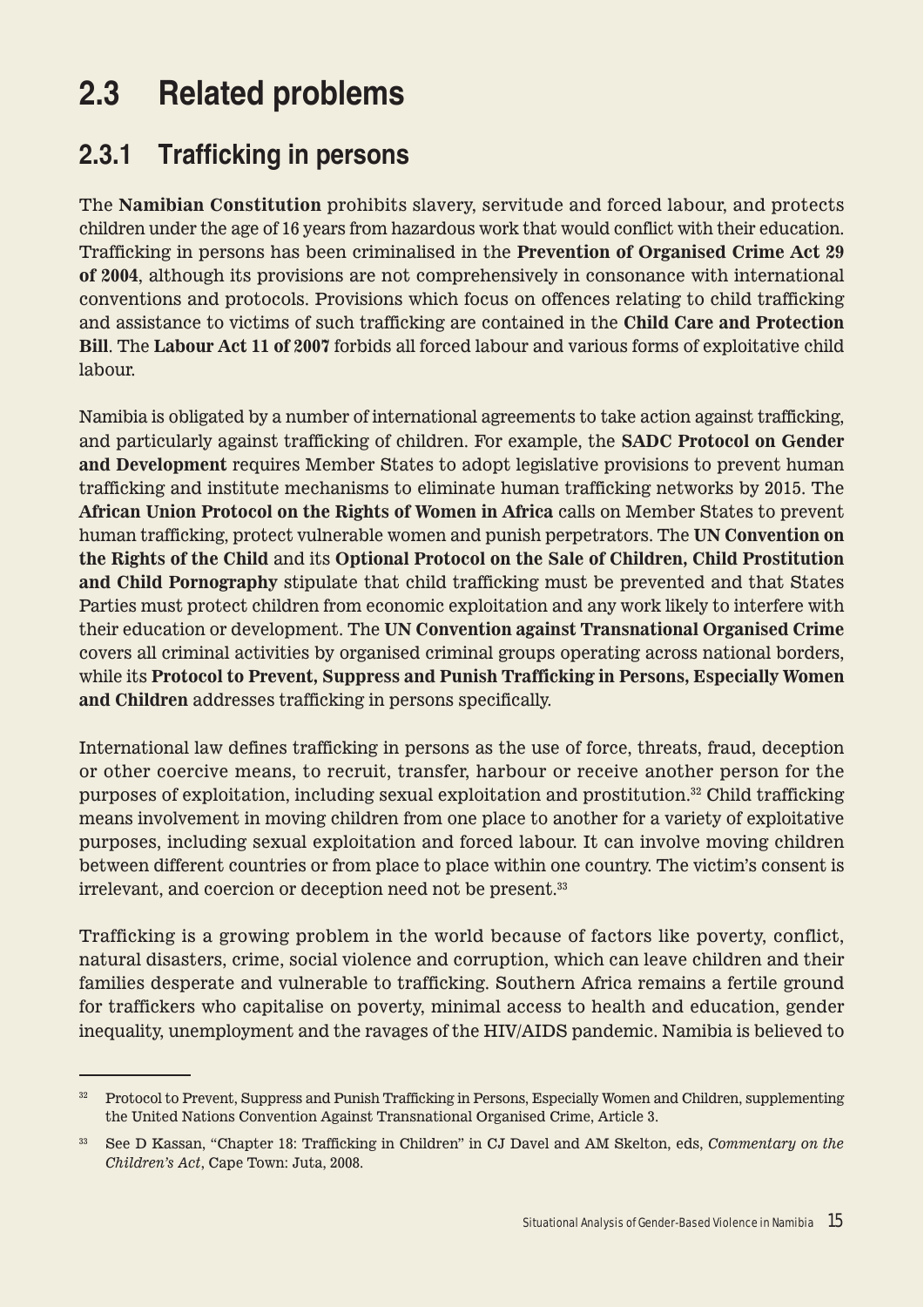# 2.3 Related problems

## 2.3.1 Trafficking in persons

The **Namibian Constitution** prohibits slavery, servitude and forced labour, and protects children under the age of 16 years from hazardous work that would conflict with their education. Trafficking in persons has been criminalised in the **Prevention of Organised Crime Act 29 of 2004**, although its provisions are not comprehensively in consonance with international conventions and protocols. Provisions which focus on offences relating to child trafficking and assistance to victims of such trafficking are contained in the **Child Care and Protection Bill**. The **Labour Act 11 of 2007** forbids all forced labour and various forms of exploitative child labour.

Namibia is obligated by a number of international agreements to take action against trafficking, and particularly against trafficking of children. For example, the **SADC Protocol on Gender and Development** requires Member States to adopt legislative provisions to prevent human trafficking and institute mechanisms to eliminate human trafficking networks by 2015. The **African Union Protocol on the Rights of Women in Africa** calls on Member States to prevent human trafficking, protect vulnerable women and punish perpetrators. The **UN Convention on the Rights of the Child** and its **Optional Protocol on the Sale of Children, Child Prostitution and Child Pornography** stipulate that child trafficking must be prevented and that States Parties must protect children from economic exploitation and any work likely to interfere with their education or development. The **UN Convention against Transnational Organised Crime** covers all criminal activities by organised criminal groups operating across national borders, while its **Protocol to Prevent, Suppress and Punish Trafficking in Persons, Especially Women and Children** addresses trafficking in persons specifically.

International law defines trafficking in persons as the use of force, threats, fraud, deception or other coercive means, to recruit, transfer, harbour or receive another person for the purposes of exploitation, including sexual exploitation and prostitution.[32] Child trafficking means involvement in moving children from one place to another for a variety of exploitative purposes, including sexual exploitation and forced labour. It can involve moving children between different countries or from place to place within one country. The victim's consent is irrelevant, and coercion or deception need not be present.[33]

Trafficking is a growing problem in the world because of factors like poverty, conflict, natural disasters, crime, social violence and corruption, which can leave children and their families desperate and vulnerable to trafficking. Southern Africa remains a fertile ground for traffickers who capitalise on poverty, minimal access to health and education, gender inequality, unemployment and the ravages of the HIV/AIDS pandemic. Namibia is believed to

---

[32] Protocol to Prevent, Suppress and Punish Trafficking in Persons, Especially Women and Children, supplementing the United Nations Convention Against Transnational Organised Crime, Article 3.

[33] See D Kassan, "Chapter 18: Trafficking in Children" in CJ Davel and AM Skelton, eds, *Commentary on the Children's Act*, Cape Town: Juta, 2008.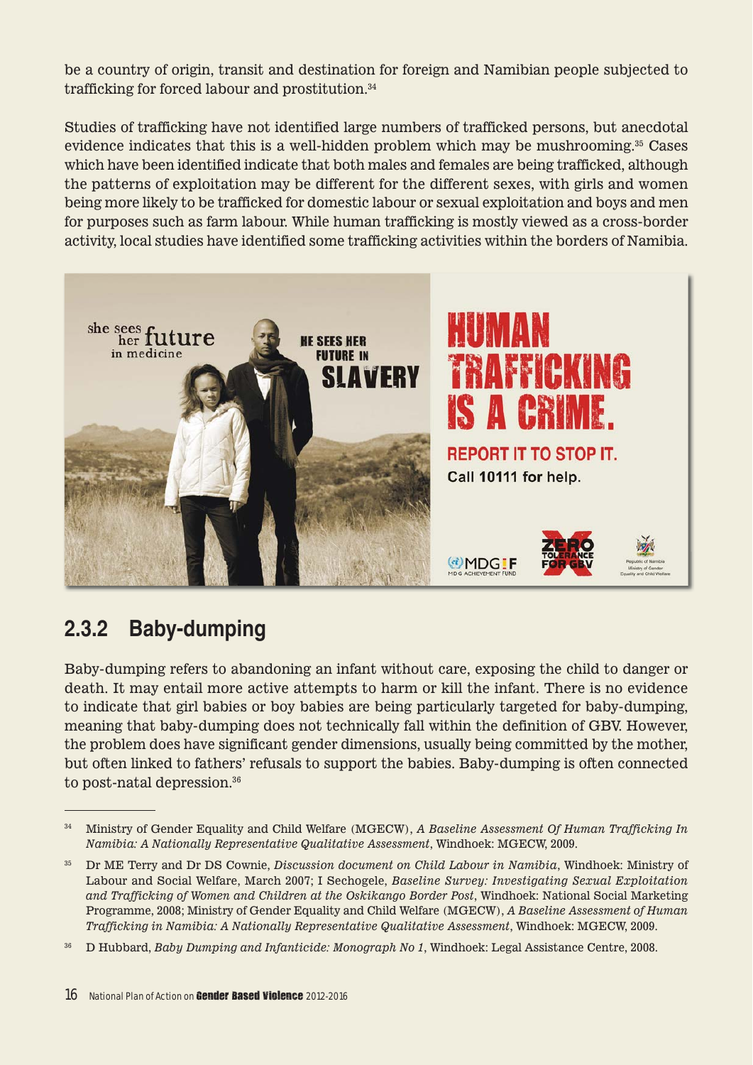be a country of origin, transit and destination for foreign and Namibian people subjected to trafficking for forced labour and prostitution.[34]

Studies of trafficking have not identified large numbers of trafficked persons, but anecdotal evidence indicates that this is a well-hidden problem which may be mushrooming.[35] Cases which have been identified indicate that both males and females are being trafficked, although the patterns of exploitation may be different for the different sexes, with girls and women being more likely to be trafficked for domestic labour or sexual exploitation and boys and men for purposes such as farm labour. While human trafficking is mostly viewed as a cross-border activity, local studies have identified some trafficking activities within the borders of Namibia.

she sees her future in medicine

HE SEES HER FUTURE IN SLAVERY

HUMAN TRAFFICKING IS A CRIME.

REPORT IT TO STOP IT.
Call **10111** for help.

## 2.3.2 Baby-dumping

Baby-dumping refers to abandoning an infant without care, exposing the child to danger or death. It may entail more active attempts to harm or kill the infant. There is no evidence to indicate that girl babies or boy babies are being particularly targeted for baby-dumping, meaning that baby-dumping does not technically fall within the definition of GBV. However, the problem does have significant gender dimensions, usually being committed by the mother, but often linked to fathers' refusals to support the babies. Baby-dumping is often connected to post-natal depression.[36]

---

[34] Ministry of Gender Equality and Child Welfare (MGECW), *A Baseline Assessment Of Human Trafficking In Namibia: A Nationally Representative Qualitative Assessment*, Windhoek: MGECW, 2009.

[35] Dr ME Terry and Dr DS Cownie, *Discussion document on Child Labour in Namibia*, Windhoek: Ministry of Labour and Social Welfare, March 2007; I Sechogele, *Baseline Survey: Investigating Sexual Exploitation and Trafficking of Women and Children at the Oskikango Border Post*, Windhoek: National Social Marketing Programme, 2008; Ministry of Gender Equality and Child Welfare (MGECW), *A Baseline Assessment of Human Trafficking in Namibia: A Nationally Representative Qualitative Assessment*, Windhoek: MGECW, 2009.

[36] D Hubbard, *Baby Dumping and Infanticide: Monograph No 1*, Windhoek: Legal Assistance Centre, 2008.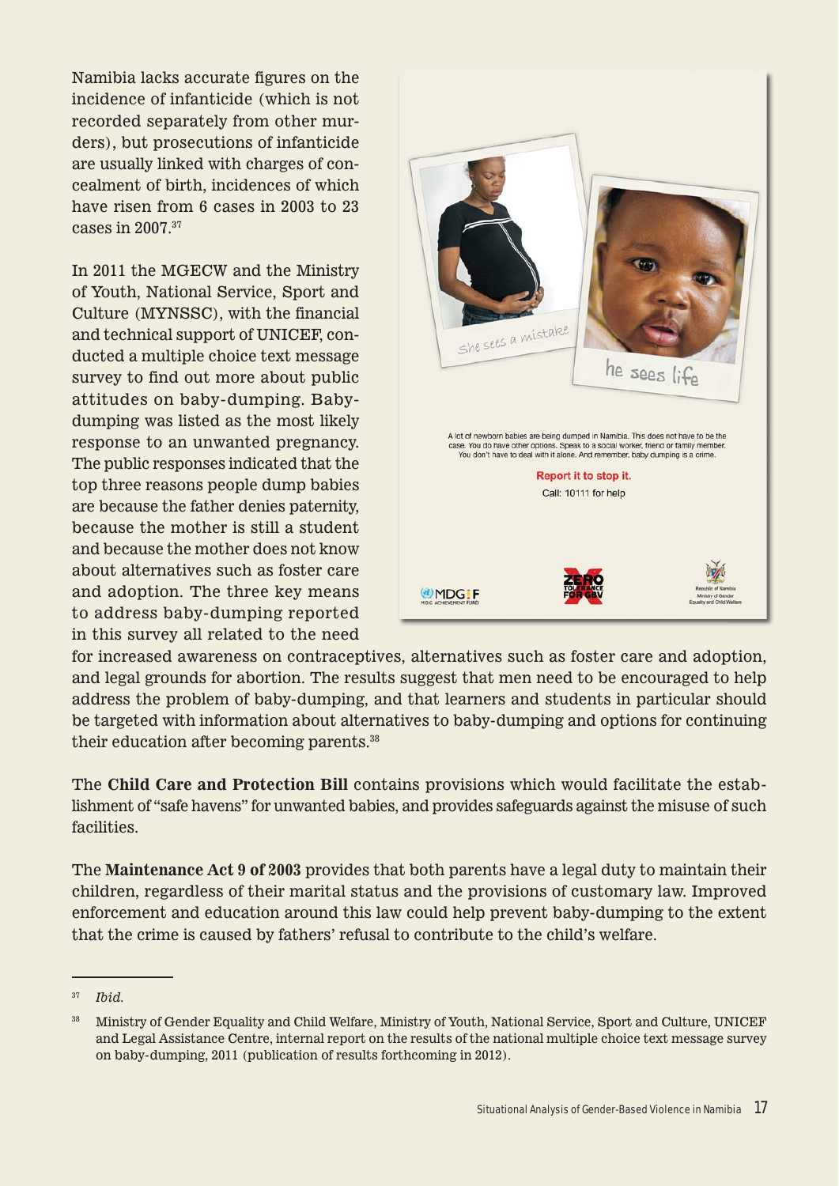Namibia lacks accurate figures on the incidence of infanticide (which is not recorded separately from other murders), but prosecutions of infanticide are usually linked with charges of concealment of birth, incidences of which have risen from 6 cases in 2003 to 23 cases in 2007.[37]

In 2011 the MGECW and the Ministry of Youth, National Service, Sport and Culture (MYNSSC), with the financial and technical support of UNICEF, conducted a multiple choice text message survey to find out more about public attitudes on baby-dumping. Baby-dumping was listed as the most likely response to an unwanted pregnancy. The public responses indicated that the top three reasons people dump babies are because the father denies paternity, because the mother is still a student and because the mother does not know about alternatives such as foster care and adoption. The three key means to address baby-dumping reported in this survey all related to the need for increased awareness on contraceptives, alternatives such as foster care and adoption, and legal grounds for abortion. The results suggest that men need to be encouraged to help address the problem of baby-dumping, and that learners and students in particular should be targeted with information about alternatives to baby-dumping and options for continuing their education after becoming parents.[38]

The **Child Care and Protection Bill** contains provisions which would facilitate the establishment of "safe havens" for unwanted babies, and provides safeguards against the misuse of such facilities.

The **Maintenance Act 9 of 2003** provides that both parents have a legal duty to maintain their children, regardless of their marital status and the provisions of customary law. Improved enforcement and education around this law could help prevent baby-dumping to the extent that the crime is caused by fathers' refusal to contribute to the child's welfare.

---

[37] *Ibid.*

[38] Ministry of Gender Equality and Child Welfare, Ministry of Youth, National Service, Sport and Culture, UNICEF and Legal Assistance Centre, internal report on the results of the national multiple choice text message survey on baby-dumping, 2011 (publication of results forthcoming in 2012).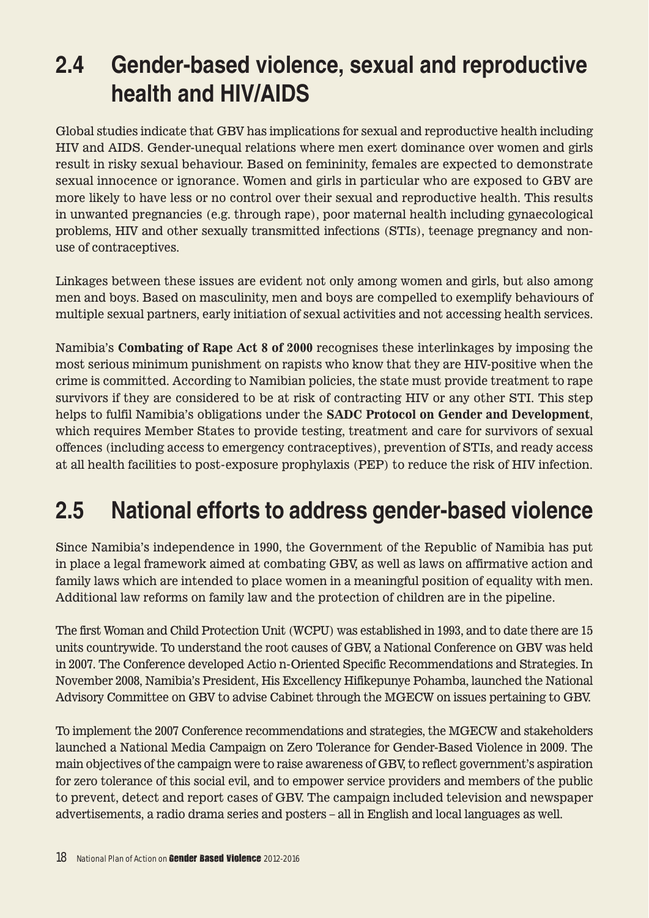## 2.4 Gender-based violence, sexual and reproductive health and HIV/AIDS

Global studies indicate that GBV has implications for sexual and reproductive health including HIV and AIDS. Gender-unequal relations where men exert dominance over women and girls result in risky sexual behaviour. Based on femininity, females are expected to demonstrate sexual innocence or ignorance. Women and girls in particular who are exposed to GBV are more likely to have less or no control over their sexual and reproductive health. This results in unwanted pregnancies (e.g. through rape), poor maternal health including gynaecological problems, HIV and other sexually transmitted infections (STIs), teenage pregnancy and non-use of contraceptives.

Linkages between these issues are evident not only among women and girls, but also among men and boys. Based on masculinity, men and boys are compelled to exemplify behaviours of multiple sexual partners, early initiation of sexual activities and not accessing health services.

Namibia's **Combating of Rape Act 8 of 2000** recognises these interlinkages by imposing the most serious minimum punishment on rapists who know that they are HIV-positive when the crime is committed. According to Namibian policies, the state must provide treatment to rape survivors if they are considered to be at risk of contracting HIV or any other STI. This step helps to fulfil Namibia's obligations under the **SADC Protocol on Gender and Development**, which requires Member States to provide testing, treatment and care for survivors of sexual offences (including access to emergency contraceptives), prevention of STIs, and ready access at all health facilities to post-exposure prophylaxis (PEP) to reduce the risk of HIV infection.

## 2.5 National efforts to address gender-based violence

Since Namibia's independence in 1990, the Government of the Republic of Namibia has put in place a legal framework aimed at combating GBV, as well as laws on affirmative action and family laws which are intended to place women in a meaningful position of equality with men. Additional law reforms on family law and the protection of children are in the pipeline.

The first Woman and Child Protection Unit (WCPU) was established in 1993, and to date there are 15 units countrywide. To understand the root causes of GBV, a National Conference on GBV was held in 2007. The Conference developed Actio n-Oriented Specific Recommendations and Strategies. In November 2008, Namibia's President, His Excellency Hifikepunye Pohamba, launched the National Advisory Committee on GBV to advise Cabinet through the MGECW on issues pertaining to GBV.

To implement the 2007 Conference recommendations and strategies, the MGECW and stakeholders launched a National Media Campaign on Zero Tolerance for Gender-Based Violence in 2009. The main objectives of the campaign were to raise awareness of GBV, to reflect government's aspiration for zero tolerance of this social evil, and to empower service providers and members of the public to prevent, detect and report cases of GBV. The campaign included television and newspaper advertisements, a radio drama series and posters – all in English and local languages as well.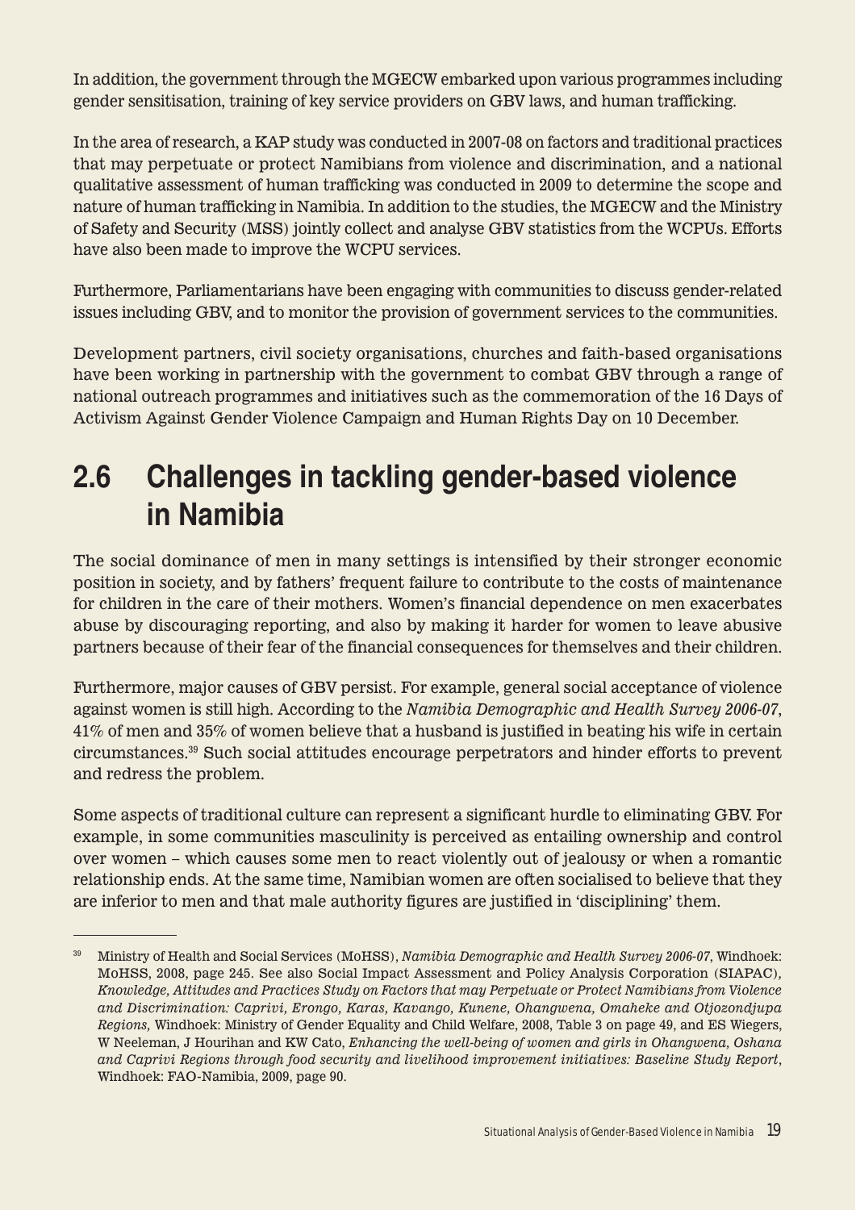In addition, the government through the MGECW embarked upon various programmes including gender sensitisation, training of key service providers on GBV laws, and human trafficking.

In the area of research, a KAP study was conducted in 2007-08 on factors and traditional practices that may perpetuate or protect Namibians from violence and discrimination, and a national qualitative assessment of human trafficking was conducted in 2009 to determine the scope and nature of human trafficking in Namibia. In addition to the studies, the MGECW and the Ministry of Safety and Security (MSS) jointly collect and analyse GBV statistics from the WCPUs. Efforts have also been made to improve the WCPU services.

Furthermore, Parliamentarians have been engaging with communities to discuss gender-related issues including GBV, and to monitor the provision of government services to the communities.

Development partners, civil society organisations, churches and faith-based organisations have been working in partnership with the government to combat GBV through a range of national outreach programmes and initiatives such as the commemoration of the 16 Days of Activism Against Gender Violence Campaign and Human Rights Day on 10 December.

## 2.6 Challenges in tackling gender-based violence in Namibia

The social dominance of men in many settings is intensified by their stronger economic position in society, and by fathers' frequent failure to contribute to the costs of maintenance for children in the care of their mothers. Women's financial dependence on men exacerbates abuse by discouraging reporting, and also by making it harder for women to leave abusive partners because of their fear of the financial consequences for themselves and their children.

Furthermore, major causes of GBV persist. For example, general social acceptance of violence against women is still high. According to the *Namibia Demographic and Health Survey 2006-07*, 41% of men and 35% of women believe that a husband is justified in beating his wife in certain circumstances.[39] Such social attitudes encourage perpetrators and hinder efforts to prevent and redress the problem.

Some aspects of traditional culture can represent a significant hurdle to eliminating GBV. For example, in some communities masculinity is perceived as entailing ownership and control over women – which causes some men to react violently out of jealousy or when a romantic relationship ends. At the same time, Namibian women are often socialised to believe that they are inferior to men and that male authority figures are justified in 'disciplining' them.

---

[39] Ministry of Health and Social Services (MoHSS), *Namibia Demographic and Health Survey 2006-07*, Windhoek: MoHSS, 2008, page 245. See also Social Impact Assessment and Policy Analysis Corporation (SIAPAC), *Knowledge, Attitudes and Practices Study on Factors that may Perpetuate or Protect Namibians from Violence and Discrimination: Caprivi, Erongo, Karas, Kavango, Kunene, Ohangwena, Omaheke and Otjozondjupa Regions,* Windhoek: Ministry of Gender Equality and Child Welfare, 2008, Table 3 on page 49, and ES Wiegers, W Neeleman, J Hourihan and KW Cato, *Enhancing the well-being of women and girls in Ohangwena, Oshana and Caprivi Regions through food security and livelihood improvement initiatives: Baseline Study Report*, Windhoek: FAO-Namibia, 2009, page 90.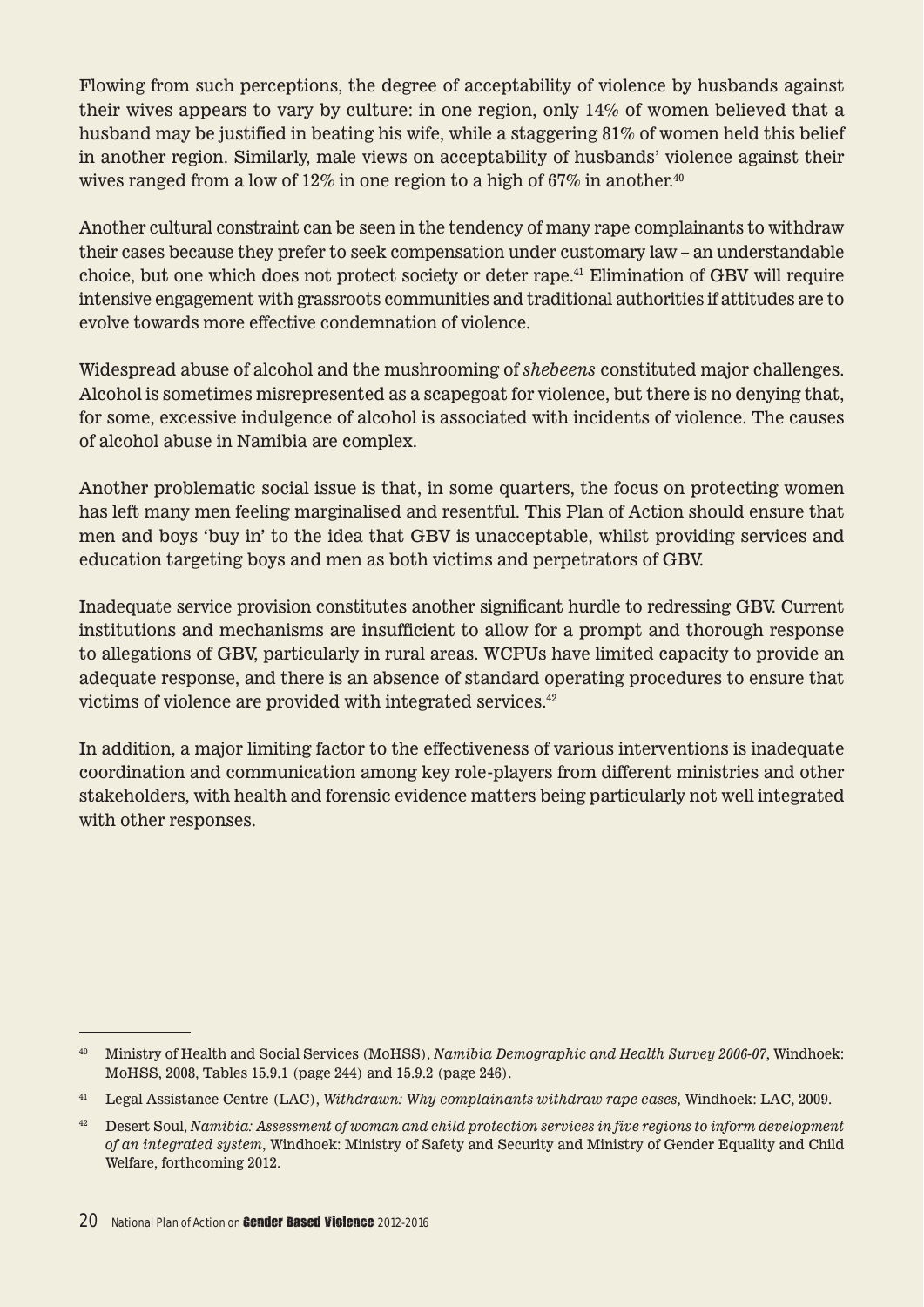Flowing from such perceptions, the degree of acceptability of violence by husbands against their wives appears to vary by culture: in one region, only 14% of women believed that a husband may be justified in beating his wife, while a staggering 81% of women held this belief in another region. Similarly, male views on acceptability of husbands' violence against their wives ranged from a low of 12% in one region to a high of 67% in another.[40]

Another cultural constraint can be seen in the tendency of many rape complainants to withdraw their cases because they prefer to seek compensation under customary law – an understandable choice, but one which does not protect society or deter rape.[41] Elimination of GBV will require intensive engagement with grassroots communities and traditional authorities if attitudes are to evolve towards more effective condemnation of violence.

Widespread abuse of alcohol and the mushrooming of *shebeens* constituted major challenges. Alcohol is sometimes misrepresented as a scapegoat for violence, but there is no denying that, for some, excessive indulgence of alcohol is associated with incidents of violence. The causes of alcohol abuse in Namibia are complex.

Another problematic social issue is that, in some quarters, the focus on protecting women has left many men feeling marginalised and resentful. This Plan of Action should ensure that men and boys 'buy in' to the idea that GBV is unacceptable, whilst providing services and education targeting boys and men as both victims and perpetrators of GBV.

Inadequate service provision constitutes another significant hurdle to redressing GBV. Current institutions and mechanisms are insufficient to allow for a prompt and thorough response to allegations of GBV, particularly in rural areas. WCPUs have limited capacity to provide an adequate response, and there is an absence of standard operating procedures to ensure that victims of violence are provided with integrated services.[42]

In addition, a major limiting factor to the effectiveness of various interventions is inadequate coordination and communication among key role-players from different ministries and other stakeholders, with health and forensic evidence matters being particularly not well integrated with other responses.

---

[40] Ministry of Health and Social Services (MoHSS), *Namibia Demographic and Health Survey 2006-07*, Windhoek: MoHSS, 2008, Tables 15.9.1 (page 244) and 15.9.2 (page 246).

[41] Legal Assistance Centre (LAC), *Withdrawn: Why complainants withdraw rape cases,* Windhoek: LAC, 2009.

[42] Desert Soul, *Namibia: Assessment of woman and child protection services in five regions to inform development of an integrated system*, Windhoek: Ministry of Safety and Security and Ministry of Gender Equality and Child Welfare, forthcoming 2012.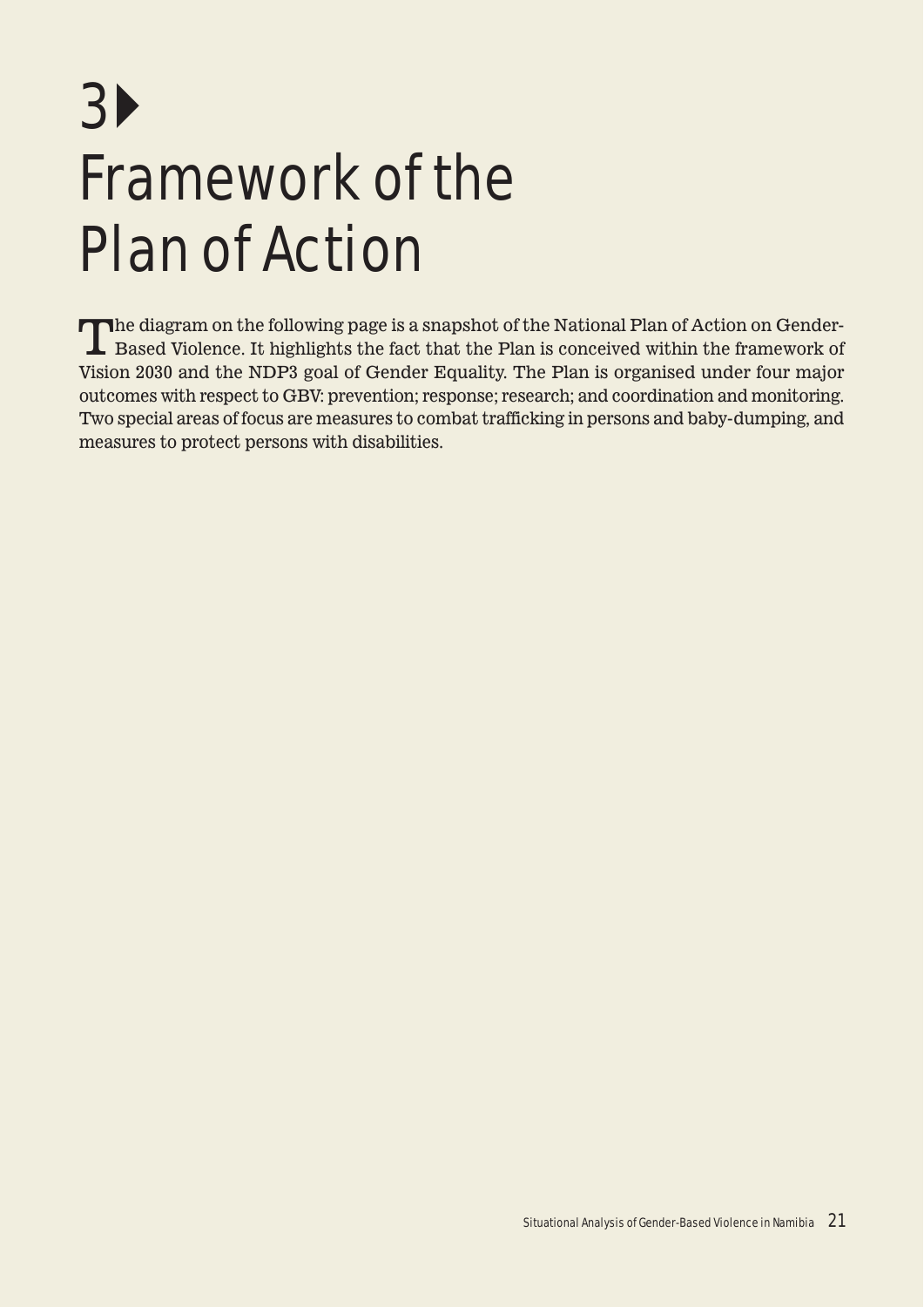# 3 Framework of the Plan of Action

The diagram on the following page is a snapshot of the National Plan of Action on Gender-Based Violence. It highlights the fact that the Plan is conceived within the framework of Vision 2030 and the NDP3 goal of Gender Equality. The Plan is organised under four major outcomes with respect to GBV: prevention; response; research; and coordination and monitoring. Two special areas of focus are measures to combat trafficking in persons and baby-dumping, and measures to protect persons with disabilities.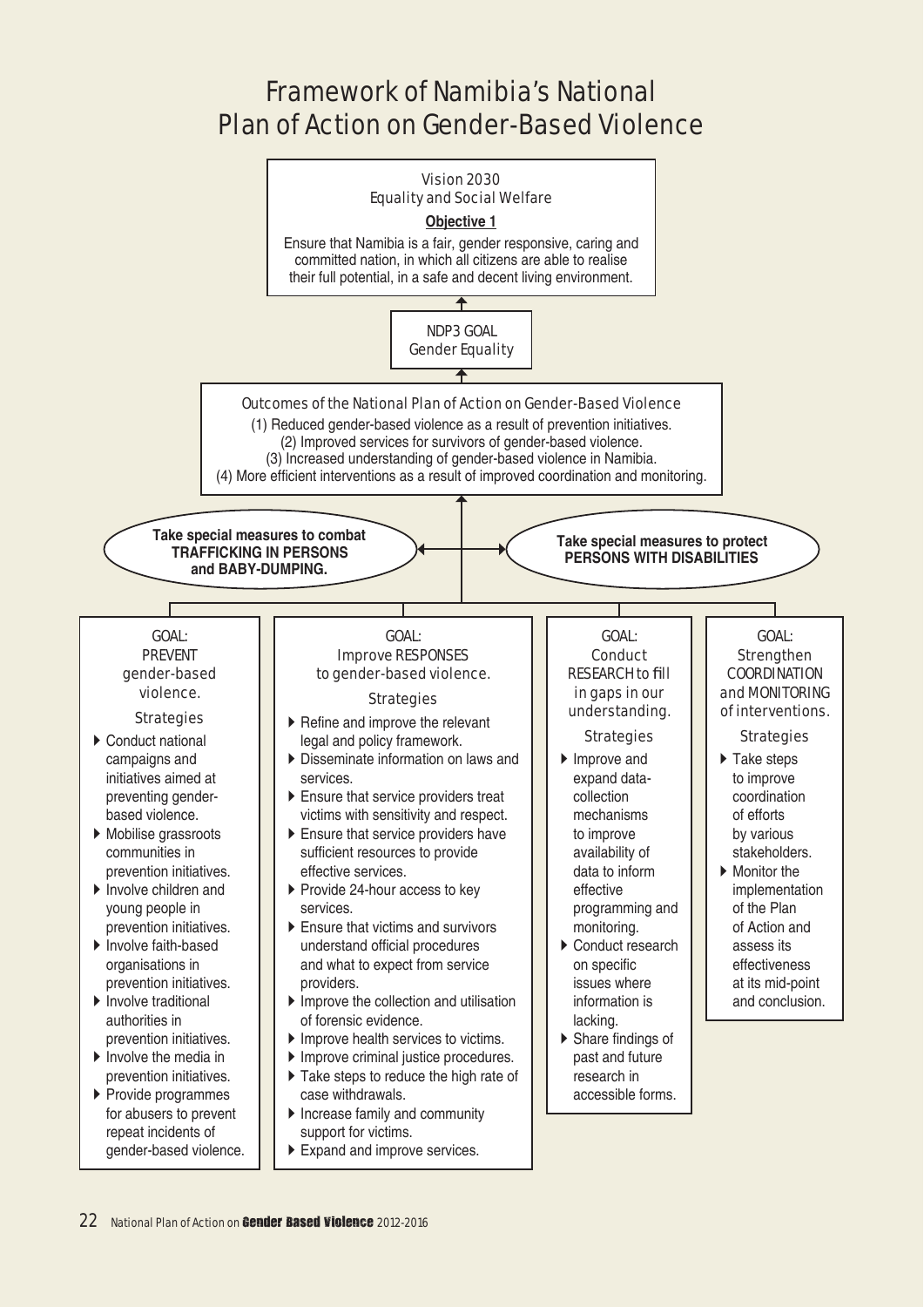# Framework of Namibia's National Plan of Action on Gender-Based Violence

**Vision 2030**
**Equality and Social Welfare**

**Objective 1**

Ensure that Namibia is a fair, gender responsive, caring and committed nation, in which all citizens are able to realise their full potential, in a safe and decent living environment.

↑

**NDP3 GOAL**
**Gender Equality**

↑

**Outcomes of the National Plan of Action on Gender-Based Violence**

(1) Reduced gender-based violence as a result of prevention initiatives.
(2) Improved services for survivors of gender-based violence.
(3) Increased understanding of gender-based violence in Namibia.
(4) More efficient interventions as a result of improved coordination and monitoring.

↑

**Take special measures to combat TRAFFICKING IN PERSONS and BABY-DUMPING.** ↔ **Take special measures to protect PERSONS WITH DISABILITIES**

## GOAL: PREVENT gender-based violence.

**Strategies**

- Conduct national campaigns and initiatives aimed at preventing gender-based violence.
- Mobilise grassroots communities in prevention initiatives.
- Involve children and young people in prevention initiatives.
- Involve faith-based organisations in prevention initiatives.
- Involve traditional authorities in prevention initiatives.
- Involve the media in prevention initiatives.
- Provide programmes for abusers to prevent repeat incidents of gender-based violence.

## GOAL: Improve RESPONSES to gender-based violence.

**Strategies**

- Refine and improve the relevant legal and policy framework.
- Disseminate information on laws and services.
- Ensure that service providers treat victims with sensitivity and respect.
- Ensure that service providers have sufficient resources to provide effective services.
- Provide 24-hour access to key services.
- Ensure that victims and survivors understand official procedures and what to expect from service providers.
- Improve the collection and utilisation of forensic evidence.
- Improve health services to victims.
- Improve criminal justice procedures.
- Take steps to reduce the high rate of case withdrawals.
- Increase family and community support for victims.
- Expand and improve services.

## GOAL: Conduct RESEARCH to fill in gaps in our understanding.

**Strategies**

- Improve and expand data-collection mechanisms to improve availability of data to inform effective programming and monitoring.
- Conduct research on specific issues where information is lacking.
- Share findings of past and future research in accessible forms.

## GOAL: Strengthen COORDINATION and MONITORING of interventions.

**Strategies**

- Take steps to improve coordination of efforts by various stakeholders.
- Monitor the implementation of the Plan of Action and assess its effectiveness at its mid-point and conclusion.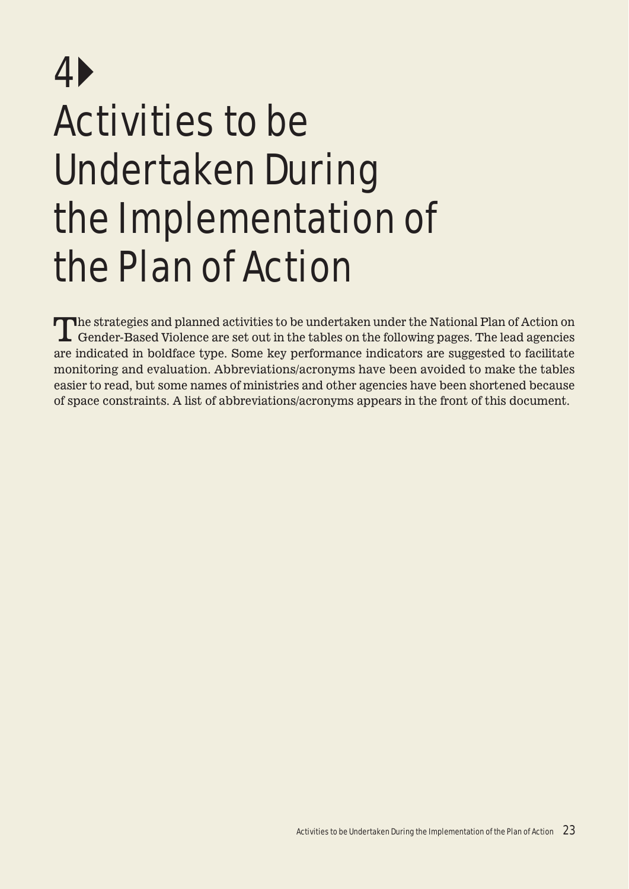# 4 Activities to be Undertaken During the Implementation of the Plan of Action

The strategies and planned activities to be undertaken under the National Plan of Action on Gender-Based Violence are set out in the tables on the following pages. The lead agencies are indicated in boldface type. Some key performance indicators are suggested to facilitate monitoring and evaluation. Abbreviations/acronyms have been avoided to make the tables easier to read, but some names of ministries and other agencies have been shortened because of space constraints. A list of abbreviations/acronyms appears in the front of this document.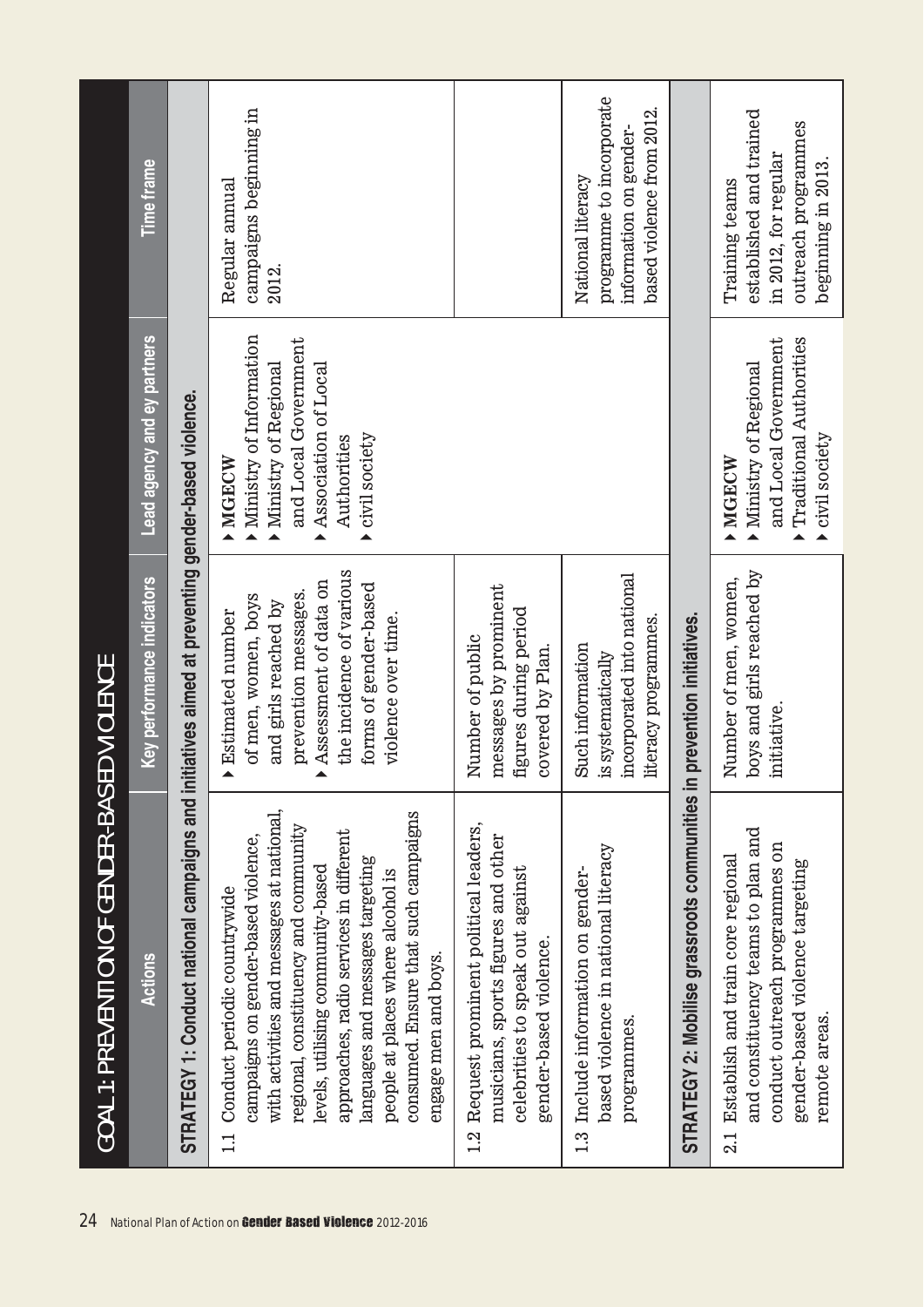## GOAL 1: PREVENTION OF GENDER-BASED VIOLENCE

| Actions | Key performance indicators | Lead agency and ey partners | Time frame |
|---|---|---|---|
| **STRATEGY 1: Conduct national campaigns and initiatives aimed at preventing gender-based violence.** | | | |
| 1.1 Conduct periodic countrywide campaigns on gender-based violence, with activities and messages at national, regional, constituency and community levels, utilising community-based approaches, radio services in different languages and messages targeting people at places where alcohol is consumed. Ensure that such campaigns engage men and boys. | ▸ Estimated number of men, women, boys and girls reached by prevention messages. ▸ Assessment of data on the incidence of various forms of gender-based violence over time. | ▸ **MGECW** ▸ Ministry of Information ▸ Ministry of Regional and Local Government ▸ Association of Local Authorities ▸ civil society | Regular annual campaigns beginning in 2012. |
| 1.2 Request prominent political leaders, musicians, sports figures and other celebrities to speak out against gender-based violence. | Number of public messages by prominent figures during period covered by Plan. | | |
| 1.3 Include information on gender-based violence in national literacy programmes. | Such information is systematically incorporated into national literacy programmes. | | National literacy programme to incorporate information on gender-based violence from 2012. |
| **STRATEGY 2: Mobilise grassroots communities in prevention initiatives.** | | | |
| 2.1 Establish and train core regional and constituency teams to plan and conduct outreach programmes on gender-based violence targeting remote areas. | Number of men, women, boys and girls reached by initiative. | ▸ **MGECW** ▸ Ministry of Regional and Local Government ▸ Traditional Authorities ▸ civil society | Training teams established and trained in 2012, for regular outreach programmes beginning in 2013. |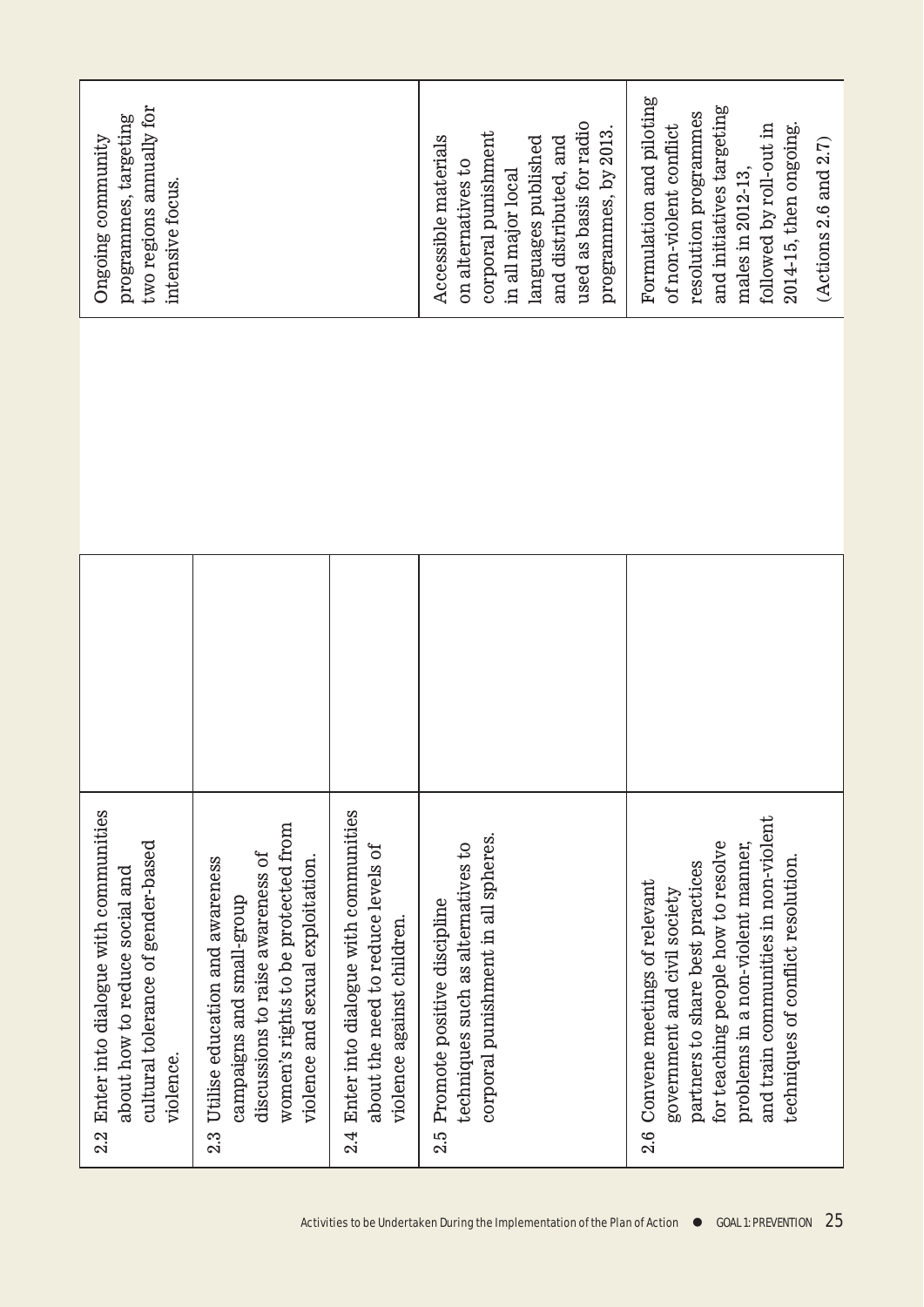| Activity | | | Target |
|---|---|---|---|
| 2.2 Enter into dialogue with communities about how to reduce social and cultural tolerance of gender-based violence. | | | Ongoing community programmes, targeting two regions annually for intensive focus. |
| 2.3 Utilise education and awareness campaigns and small-group discussions to raise awareness of women's rights to be protected from violence and sexual exploitation. | | | |
| 2.4 Enter into dialogue with communities about the need to reduce levels of violence against children. | | | |
| 2.5 Promote positive discipline techniques such as alternatives to corporal punishment in all spheres. | | | Accessible materials on alternatives to corporal punishment in all major local languages published and distributed, and used as basis for radio programmes, by 2013. |
| 2.6 Convene meetings of relevant government and civil society partners to share best practices for teaching people how to resolve problems in a non-violent manner, and train communities in non-violent techniques of conflict resolution. | | | Formulation and piloting of non-violent conflict resolution programmes and initiatives targeting males in 2012-13, followed by roll-out in 2014-15, then ongoing. (Actions 2.6 and 2.7) |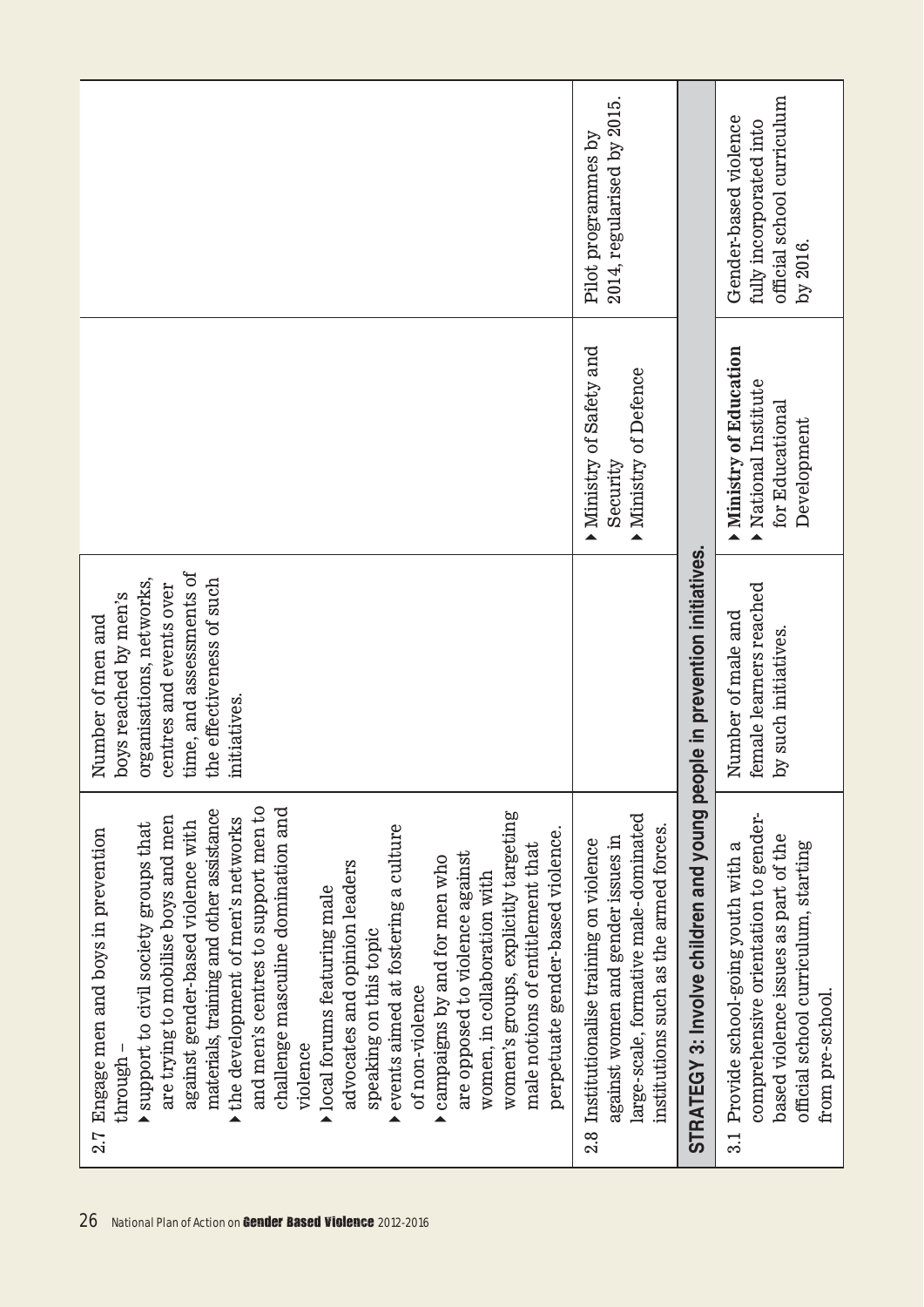| | | | |
|---|---|---|---|
| 2.7 Engage men and boys in prevention through – ▸ support to civil society groups that are trying to mobilise boys and men against gender-based violence with materials, training and other assistance ▸ the development of men's networks and men's centres to support men to challenge masculine domination and violence ▸ local forums featuring male advocates and opinion leaders speaking on this topic ▸ events aimed at fostering a culture of non-violence ▸ campaigns by and for men who are opposed to violence against women, in collaboration with women's groups, explicitly targeting male notions of entitlement that perpetuate gender-based violence. | Number of men and boys reached by men's organisations, networks, centres and events over time, and assessments of the effectiveness of such initiatives. | | |
| 2.8 Institutionalise training on violence against women and gender issues in large-scale, formative male-dominated institutions such as the armed forces. | | ▸ Ministry of Safety and Security ▸ Ministry of Defence | Pilot programmes by 2014, regularised by 2015. |
| **STRATEGY 3: Involve children and young people in prevention initiatives.** | | | |
| 3.1 Provide school-going youth with a comprehensive orientation to gender-based violence issues as part of the official school curriculum, starting from pre-school. | Number of male and female learners reached by such initiatives. | ▸ **Ministry of Education** ▸ National Institute for Educational Development | Gender-based violence fully incorporated into official school curriculum by 2016. |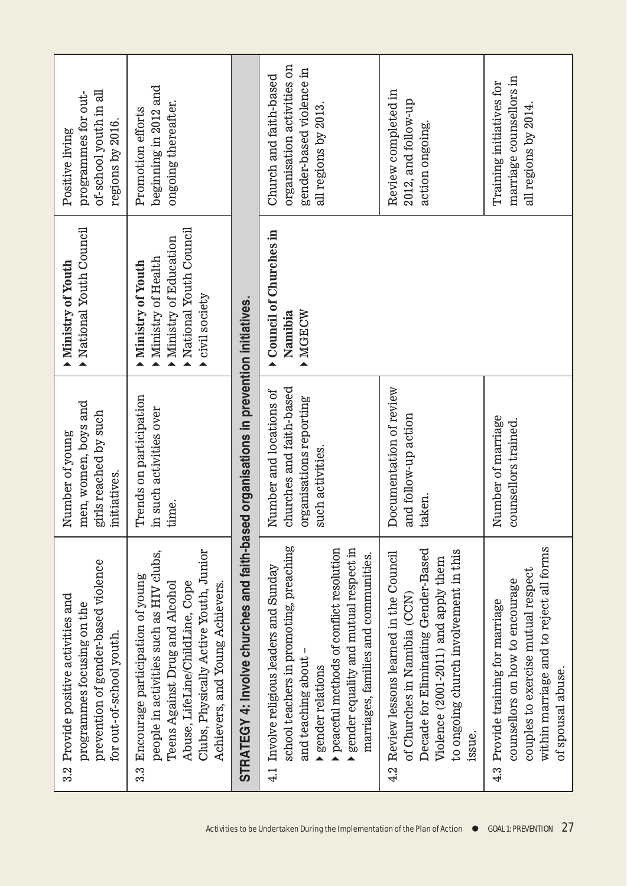| | | | |
|---|---|---|---|
| 3.2 Provide positive activities and programmes focusing on the prevention of gender-based violence for out-of-school youth. | Number of young men, women, boys and girls reached by such initiatives. | ▸ **Ministry of Youth**<br>▸ National Youth Council | Positive living programmes for out-of-school youth in all regions by 2016. |
| 3.3 Encourage participation of young people in activities such as HIV clubs, Teens Against Drug and Alcohol Abuse, LifeLine/ChildLine, Cope Clubs, Physically Active Youth, Junior Achievers, and Young Achievers. | Trends on participation in such activities over time. | ▸ **Ministry of Youth**<br>▸ Ministry of Health<br>▸ Ministry of Education<br>▸ National Youth Council<br>▸ civil society | Promotion efforts beginning in 2012 and ongoing thereafter. |
| **STRATEGY 4: Involve churches and faith-based organisations in prevention initiatives.** | | | |
| 4.1 Involve religious leaders and Sunday school teachers in promoting, preaching and teaching about –<br>▸ gender relations<br>▸ peaceful methods of conflict resolution<br>▸ gender equality and mutual respect in marriages, families and communities. | Number and locations of churches and faith-based organisations reporting such activities. | ▸ **Council of Churches in Namibia**<br>▸ MGECW | Church and faith-based organisation activities on gender-based violence in all regions by 2013. |
| 4.2 Review lessons learned in the Council of Churches in Namibia (CCN) Decade for Eliminating Gender-Based Violence (2001-2011) and apply them to ongoing church involvement in this issue. | Documentation of review and follow-up action taken. | | Review completed in 2012, and follow-up action ongoing. |
| 4.3 Provide training for marriage counsellors on how to encourage couples to exercise mutual respect within marriage and to reject all forms of spousal abuse. | Number of marriage counsellors trained. | | Training initiatives for marriage counsellors in all regions by 2014. |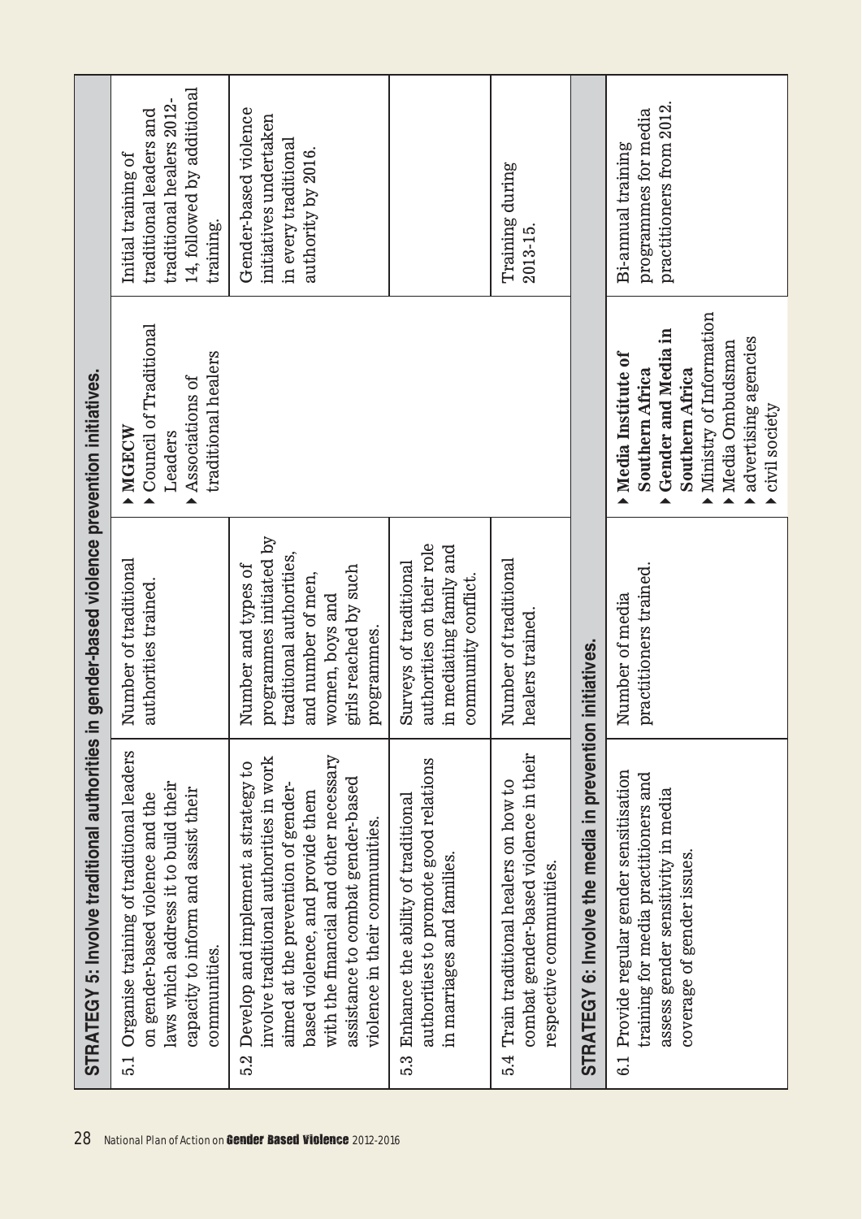| STRATEGY 5: Involve traditional authorities in gender-based violence prevention initiatives. | | | |
|---|---|---|---|
| 5.1 Organise training of traditional leaders on gender-based violence and the laws which address it to build their capacity to inform and assist their communities. | Number of traditional authorities trained. | ▸ **MGECW**<br>▸ Council of Traditional Leaders<br>▸ Associations of traditional healers | Initial training of traditional leaders and traditional healers 2012-14, followed by additional training. |
| 5.2 Develop and implement a strategy to involve traditional authorities in work aimed at the prevention of gender-based violence, and provide them with the financial and other necessary assistance to combat gender-based violence in their communities. | Number and types of programmes initiated by traditional authorities, and number of men, women, boys and girls reached by such programmes. | | Gender-based violence initiatives undertaken in every traditional authority by 2016. |
| 5.3 Enhance the ability of traditional authorities to promote good relations in marriages and families. | Surveys of traditional authorities on their role in mediating family and community conflict. | | |
| 5.4 Train traditional healers on how to combat gender-based violence in their respective communities. | Number of traditional healers trained. | | Training during 2013-15. |
| **STRATEGY 6: Involve the media in prevention initiatives.** | | | |
| 6.1 Provide regular gender sensitisation training for media practitioners and assess gender sensitivity in media coverage of gender issues. | Number of media practitioners trained. | ▸ **Media Institute of Southern Africa**<br>▸ **Gender and Media in Southern Africa**<br>▸ Ministry of Information<br>▸ Media Ombudsman<br>▸ advertising agencies<br>▸ civil society | Bi-annual training programmes for media practitioners from 2012. |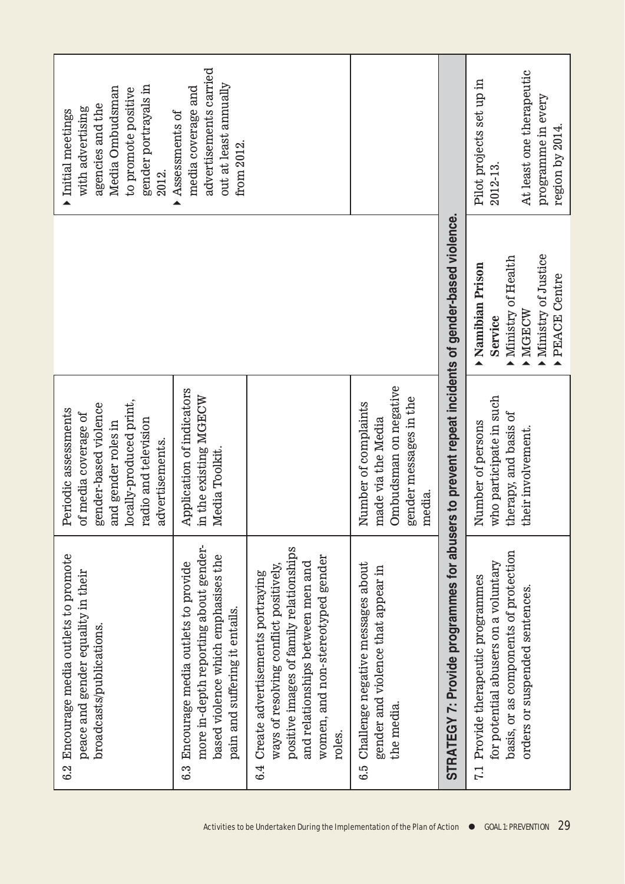| | | | |
|---|---|---|---|
| 6.2 Encourage media outlets to promote peace and gender equality in their broadcasts/publications. | Periodic assessments of media coverage of gender-based violence and gender roles in locally-produced print, radio and television advertisements. | | ▸ Initial meetings with advertising agencies and the Media Ombudsman to promote positive gender portrayals in 2012. ▸ Assessments of media coverage and advertisements carried out at least annually from 2012. |
| 6.3 Encourage media outlets to provide more in-depth reporting about gender-based violence which emphasises the pain and suffering it entails. | Application of indicators in the existing MGECW Media Toolkit. | | |
| 6.4 Create advertisements portraying ways of resolving conflict positively, positive images of family relationships and relationships between men and women, and non-stereotyped gender roles. | | | |
| 6.5 Challenge negative messages about gender and violence that appear in the media. | Number of complaints made via the Media Ombudsman on negative gender messages in the media. | | |
| **STRATEGY 7: Provide programmes for abusers to prevent repeat incidents of gender-based violence.** | | | |
| 7.1 Provide therapeutic programmes for potential abusers on a voluntary basis, or as components of protection orders or suspended sentences. | Number of persons who participate in such therapy, and basis of their involvement. | ▸ **Namibian Prison Service** ▸ Ministry of Health ▸ MGECW ▸ Ministry of Justice ▸ PEACE Centre | Pilot projects set up in 2012-13. At least one therapeutic programme in every region by 2014. |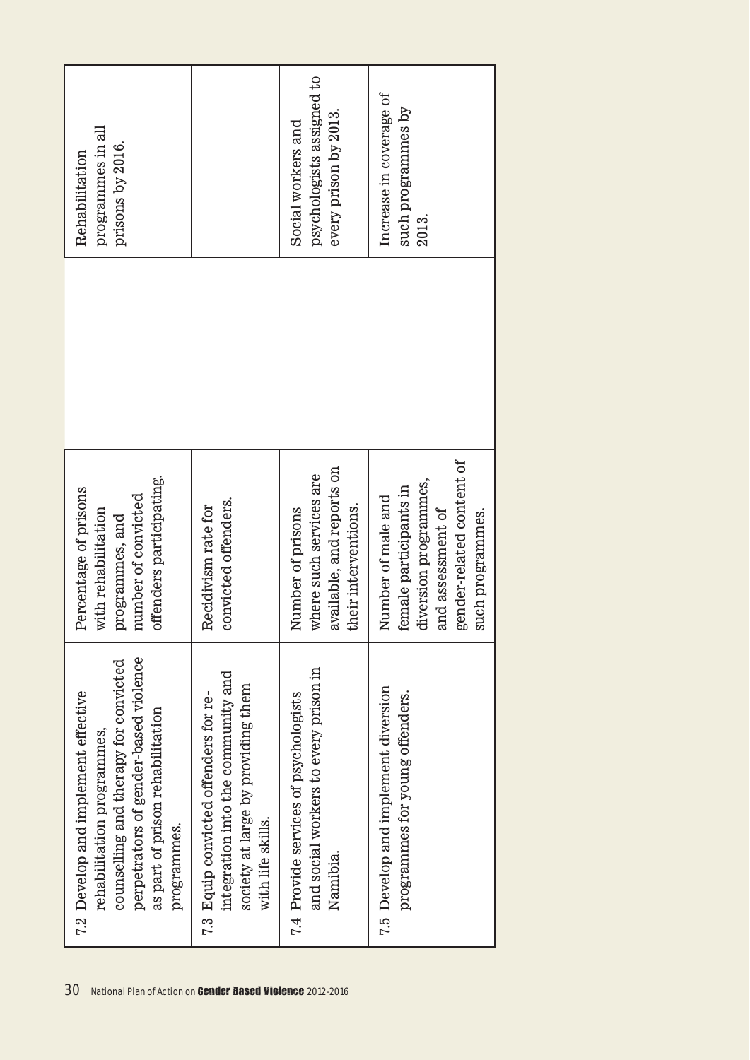| | | | |
|---|---|---|---|
| 7.2 Develop and implement effective rehabilitation programmes, counselling and therapy for convicted perpetrators of gender-based violence as part of prison rehabilitation programmes. | Percentage of prisons with rehabilitation programmes, and number of convicted offenders participating. | | Rehabilitation programmes in all prisons by 2016. |
| 7.3 Equip convicted offenders for re-integration into the community and society at large by providing them with life skills. | Recidivism rate for convicted offenders. | | |
| 7.4 Provide services of psychologists and social workers to every prison in Namibia. | Number of prisons where such services are available, and reports on their interventions. | | Social workers and psychologists assigned to every prison by 2013. |
| 7.5 Develop and implement diversion programmes for young offenders. | Number of male and female participants in diversion programmes, and assessment of gender-related content of such programmes. | | Increase in coverage of such programmes by 2013. |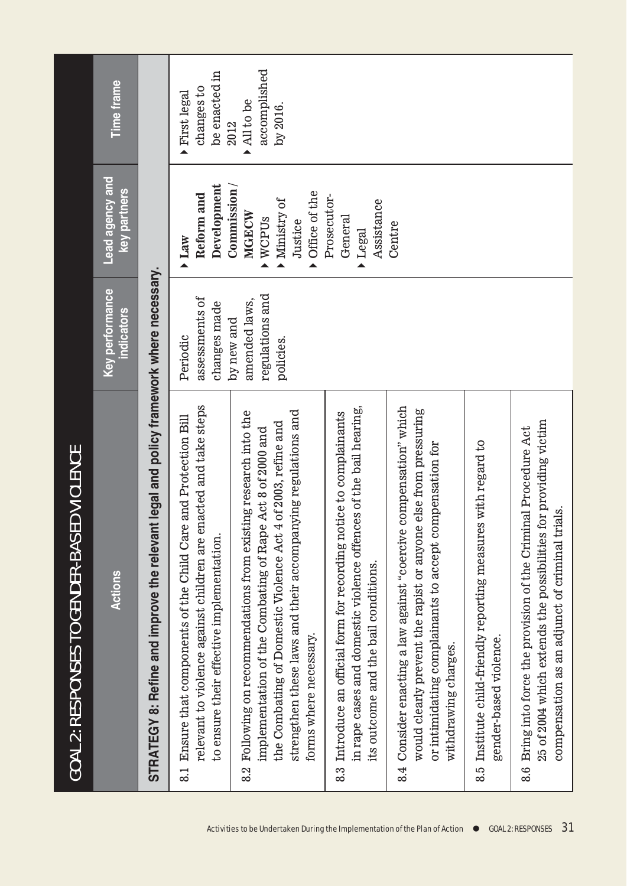## GOAL 2: RESPONSES TO GENDER-BASED VIOLENCE

| Actions | Key performance indicators | Lead agency and key partners | Time frame |
|---|---|---|---|
| **STRATEGY 8: Refine and improve the relevant legal and policy framework where necessary.** | | | |
| 8.1 Ensure that components of the Child Care and Protection Bill relevant to violence against children are enacted and take steps to ensure their effective implementation. | Periodic assessments of changes made by new and amended laws, regulations and policies. | ▸ **Law Reform and Development Commission / MGECW**<br>▸ WCPUs<br>▸ Ministry of Justice<br>▸ Office of the Prosecutor-General<br>▸ Legal Assistance Centre | ▸ First legal changes to be enacted in 2012<br>▸ All to be accomplished by 2016. |
| 8.2 Following on recommendations from existing research into the implementation of the Combating of Rape Act 8 of 2000 and the Combating of Domestic Violence Act 4 of 2003, refine and strengthen these laws and their accompanying regulations and forms where necessary. | | | |
| 8.3 Introduce an official form for recording notice to complainants in rape cases and domestic violence offences of the bail hearing, its outcome and the bail conditions. | | | |
| 8.4 Consider enacting a law against "coercive compensation" which would clearly prevent the rapist or anyone else from pressuring or intimidating complainants to accept compensation for withdrawing charges. | | | |
| 8.5 Institute child-friendly reporting measures with regard to gender-based violence. | | | |
| 8.6 Bring into force the provision of the Criminal Procedure Act 25 of 2004 which extends the possibilities for providing victim compensation as an adjunct of criminal trials. | | | |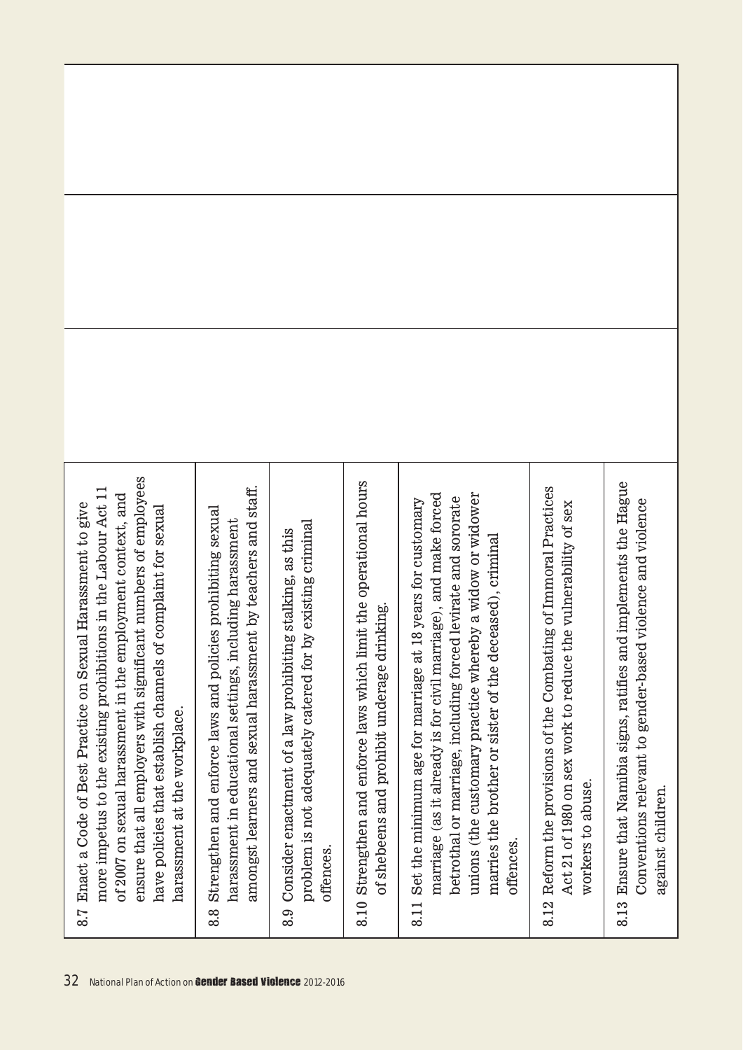| | | | |
|---|---|---|---|
| 8.7 Enact a Code of Best Practice on Sexual Harassment to give more impetus to the existing prohibitions in the Labour Act 11 of 2007 on sexual harassment in the employment context, and ensure that all employers with significant numbers of employees have policies that establish channels of complaint for sexual harassment at the workplace. | | | |
| 8.8 Strengthen and enforce laws and policies prohibiting sexual harassment in educational settings, including harassment amongst learners and sexual harassment by teachers and staff. | | | |
| 8.9 Consider enactment of a law prohibiting stalking, as this problem is not adequately catered for by existing criminal offences. | | | |
| 8.10 Strengthen and enforce laws which limit the operational hours of shebeens and prohibit underage drinking. | | | |
| 8.11 Set the minimum age for marriage at 18 years for customary marriage (as it already is for civil marriage), and make forced betrothal or marriage, including forced levirate and sororate unions (the customary practice whereby a widow or widower marries the brother or sister of the deceased), criminal offences. | | | |
| 8.12 Reform the provisions of the Combating of Immoral Practices Act 21 of 1980 on sex work to reduce the vulnerability of sex workers to abuse. | | | |
| 8.13 Ensure that Namibia signs, ratifies and implements the Hague Conventions relevant to gender-based violence and violence against children. | | | |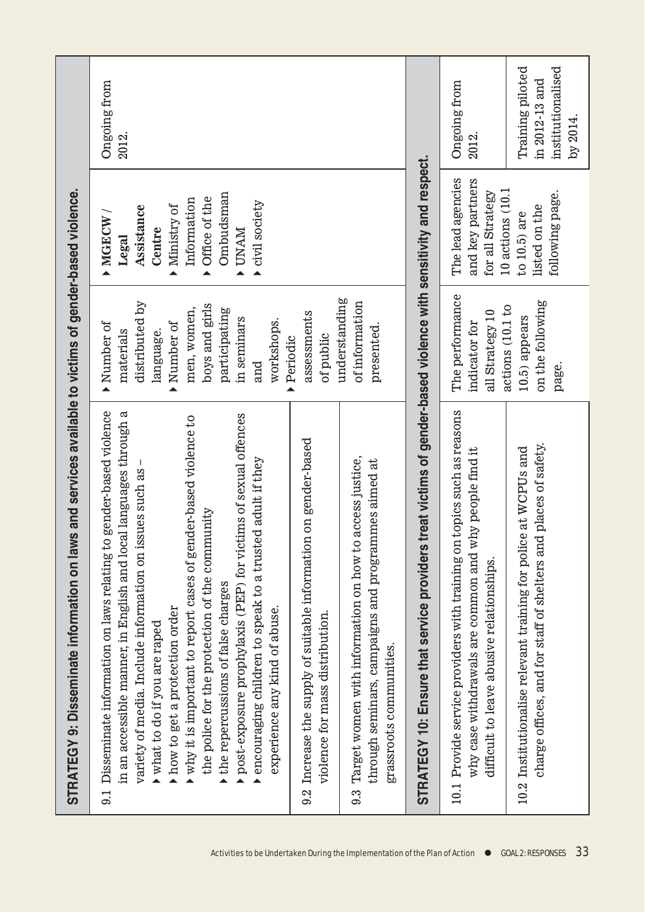| STRATEGY 9: Disseminate information on laws and services available to victims of gender-based violence. | | | |
|---|---|---|---|
| 9.1 Disseminate information on laws relating to gender-based violence in an accessible manner, in English and local languages through a variety of media. Include information on issues such as – <br>▸ what to do if you are raped <br>▸ how to get a protection order <br>▸ why it is important to report cases of gender-based violence to the police for the protection of the community <br>▸ the repercussions of false charges <br>▸ post-exposure prophylaxis (PEP) for victims of sexual offences <br>▸ encouraging children to speak to a trusted adult if they experience any kind of abuse. | ▸ Number of materials distributed by language. <br>▸ Number of men, women, boys and girls participating in seminars and workshops. <br>▸ Periodic assessments of public understanding of information presented. | ▸ **MGECW / Legal Assistance Centre** <br>▸ Ministry of Information <br>▸ Office of the Ombudsman <br>▸ UNAM <br>▸ civil society | Ongoing from 2012. |
| 9.2 Increase the supply of suitable information on gender-based violence for mass distribution. | | | |
| 9.3 Target women with information on how to access justice, through seminars, campaigns and programmes aimed at grassroots communities. | | | |
| **STRATEGY 10: Ensure that service providers treat victims of gender-based violence with sensitivity and respect.** | | | |
| 10.1 Provide service providers with training on topics such as reasons why case withdrawals are common and why people find it difficult to leave abusive relationships. | The performance indicator for all Strategy 10 actions (10.1 to 10.5) appears on the following page. | The lead agencies and key partners for all Strategy 10 actions (10.1 to 10.5) are listed on the following page. | Ongoing from 2012. |
| 10.2 Institutionalise relevant training for police at WCPUs and charge offices, and for staff of shelters and places of safety. | | | Training piloted in 2012-13 and institutionalised by 2014. |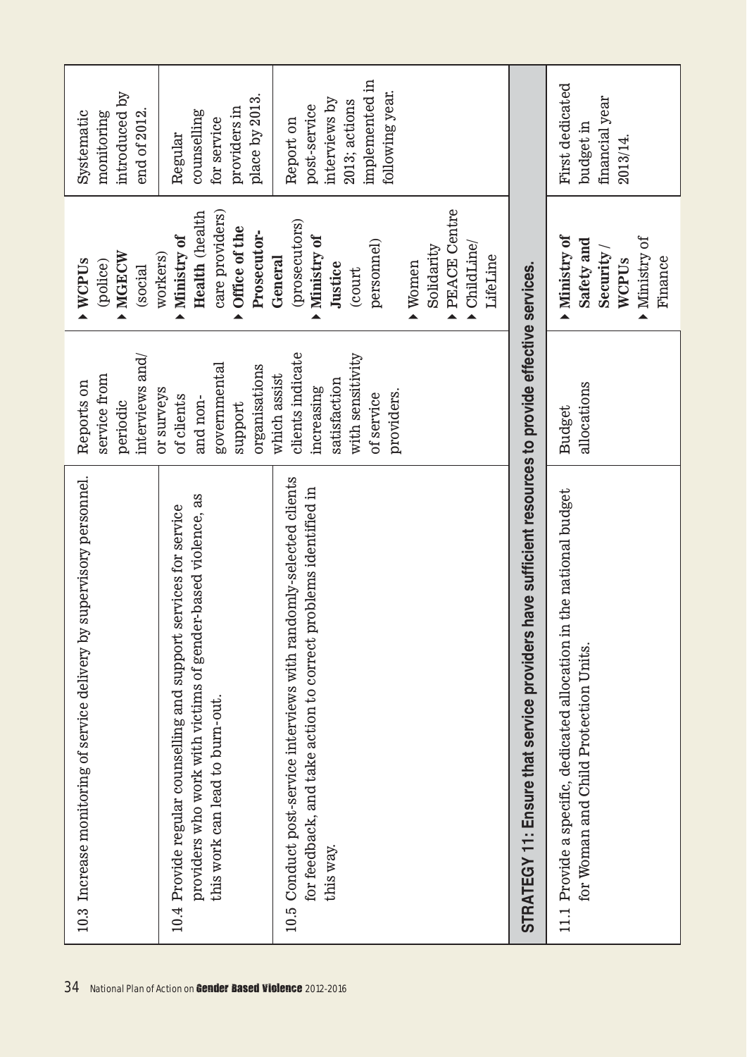| | | | |
|---|---|---|---|
| 10.3 Increase monitoring of service delivery by supervisory personnel. | Reports on service from periodic interviews and/ or surveys of clients and non-governmental support organisations which assist clients indicate increasing satisfaction with sensitivity of service providers. | ▸ **WCPUs** (police) ▸ **MGECW** (social workers) | Systematic monitoring introduced by end of 2012. |
| 10.4 Provide regular counselling and support services for service providers who work with victims of gender-based violence, as this work can lead to burn-out. | | ▸ **Ministry of Health** (health care providers) ▸ **Office of the Prosecutor-General** (prosecutors) | Regular counselling for service providers in place by 2013. |
| 10.5 Conduct post-service interviews with randomly-selected clients for feedback, and take action to correct problems identified in this way. | | ▸ **Ministry of Justice** (court personnel) ▸ Women Solidarity ▸ PEACE Centre ▸ ChildLine/ LifeLine | Report on post-service interviews by 2013; actions implemented in following year. |
| **STRATEGY 11: Ensure that service providers have sufficient resources to provide effective services.** | | | |
| 11.1 Provide a specific, dedicated allocation in the national budget for Woman and Child Protection Units. | Budget allocations | ▸ **Ministry of Safety and Security / WCPUs** ▸ Ministry of Finance | First dedicated budget in financial year 2013/14. |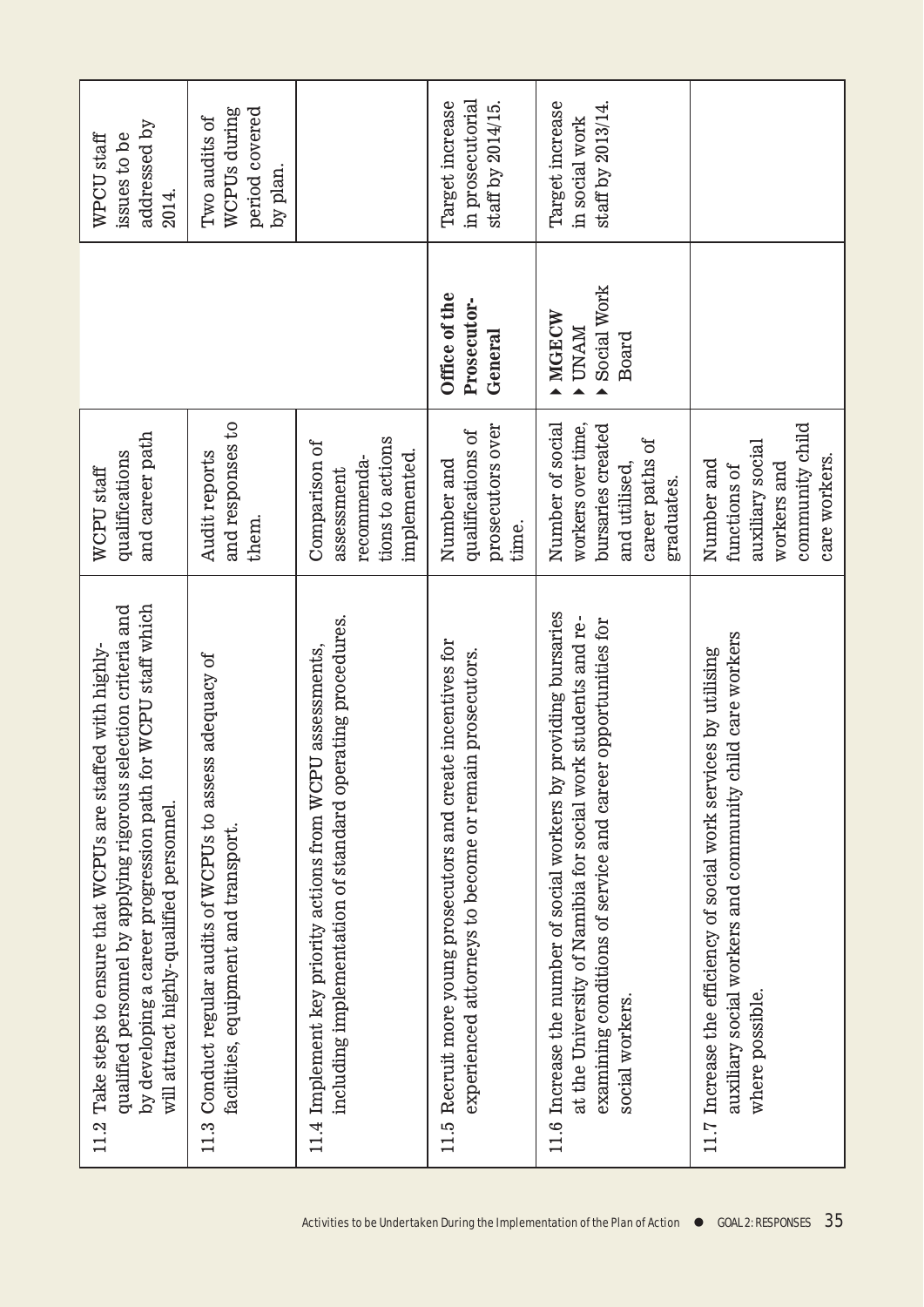| | | | |
|---|---|---|---|
| 11.2 Take steps to ensure that WCPUs are staffed with highly-qualified personnel by applying rigorous selection criteria and by developing a career progression path for WCPU staff which will attract highly-qualified personnel. | WCPU staff qualifications and career path | | WPCU staff issues to be addressed by 2014. |
| 11.3 Conduct regular audits of WCPUs to assess adequacy of facilities, equipment and transport. | Audit reports and responses to them. | | Two audits of WCPUs during period covered by plan. |
| 11.4 Implement key priority actions from WCPU assessments, including implementation of standard operating procedures. | Comparison of assessment recommendations to actions implemented. | | |
| 11.5 Recruit more young prosecutors and create incentives for experienced attorneys to become or remain prosecutors. | Number and qualifications of prosecutors over time. | **Office of the Prosecutor-General** | Target increase in prosecutorial staff by 2014/15. |
| 11.6 Increase the number of social workers by providing bursaries at the University of Namibia for social work students and re-examining conditions of service and career opportunities for social workers. | Number of social workers over time, bursaries created and utilised, career paths of graduates. | ▸ **MGECW**<br>▸ UNAM<br>▸ Social Work Board | Target increase in social work staff by 2013/14. |
| 11.7 Increase the efficiency of social work services by utilising auxiliary social workers and community child care workers where possible. | Number and functions of auxiliary social workers and community child care workers. | | |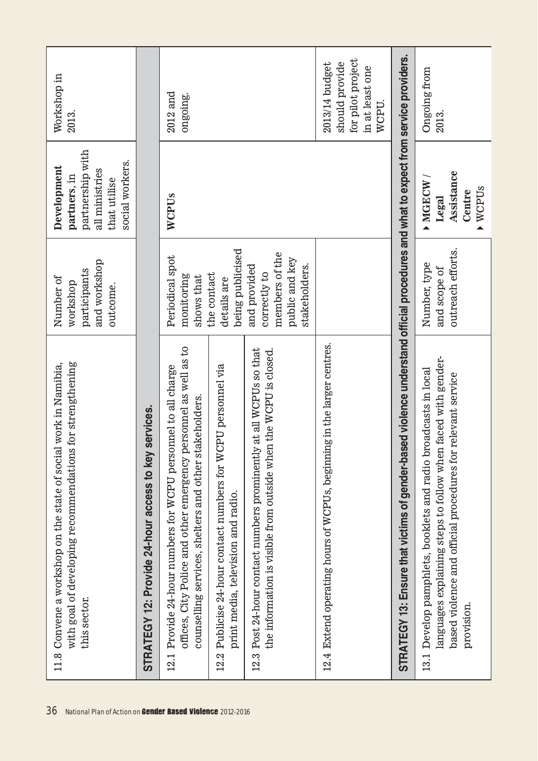| | | | |
|---|---|---|---|
| 11.8 Convene a workshop on the state of social work in Namibia, with goal of developing recommendations for strengthening this sector. | Number of workshop participants and workshop outcome. | **Development partners**, in partnership with all ministries that utilise social workers. | Workshop in 2013. |
| **STRATEGY 12: Provide 24-hour access to key services.** | | | |
| 12.1 Provide 24-hour numbers for WCPU personnel to all charge offices, City Police and other emergency personnel as well as to counselling services, shelters and other stakeholders. | Periodical spot monitoring shows that the contact details are being publicised and provided correctly to members of the public and key stakeholders. | **WCPUs** | 2012 and ongoing. |
| 12.2 Publicise 24-hour contact numbers for WCPU personnel via print media, television and radio. | | | |
| 12.3 Post 24-hour contact numbers prominently at all WCPUs so that the information is visible from outside when the WCPU is closed. | | | |
| 12.4 Extend operating hours of WCPUs, beginning in the larger centres. | | | 2013/14 budget should provide for pilot project in at least one WCPU. |
| **STRATEGY 13: Ensure that victims of gender-based violence understand official procedures and what to expect from service providers.** | | | |
| 13.1 Develop pamphlets, booklets and radio broadcasts in local languages explaining steps to follow when faced with gender-based violence and official procedures for relevant service provision. | Number, type and scope of outreach efforts. | ▸ **MGECW / Legal Assistance Centre**<br>▸ WCPUs | Ongoing from 2013. |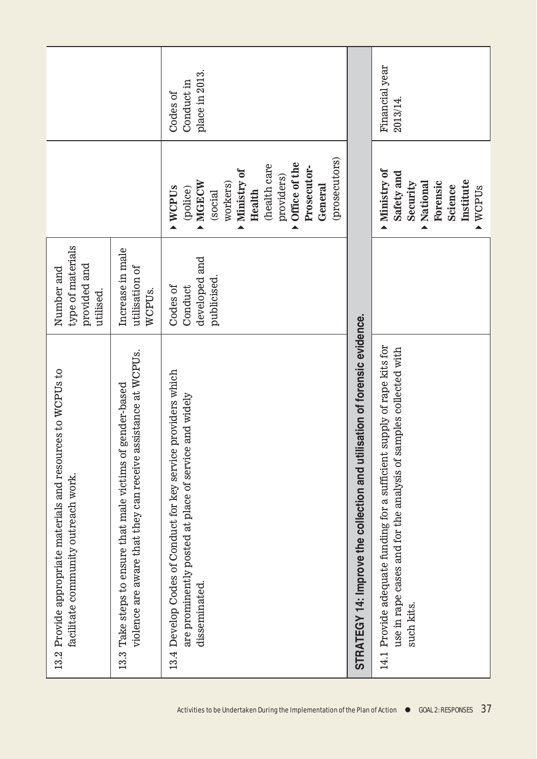| | | | |
|---|---|---|---|
| 13.2 Provide appropriate materials and resources to WCPUs to facilitate community outreach work. | Number and type of materials provided and utilised. | | |
| 13.3 Take steps to ensure that male victims of gender-based violence are aware that they can receive assistance at WCPUs. | Increase in male utilisation of WCPUs. | | |
| 13.4 Develop Codes of Conduct for key service providers which are prominently posted at place of service and widely disseminated. | Codes of Conduct developed and publicised. | ▸ **WCPUs** (police)<br>▸ **MGECW** (social workers)<br>▸ **Ministry of Health** (health care providers)<br>▸ **Office of the Prosecutor-General** (prosecutors) | Codes of Conduct in place in 2013. |
| **STRATEGY 14: Improve the collection and utilisation of forensic evidence.** | | | |
| 14.1 Provide adequate funding for a sufficient supply of rape kits for use in rape cases and for the analysis of samples collected with such kits. | | ▸ **Ministry of Safety and Security**<br>▸ **National Forensic Science Institute**<br>▸ WCPUs | Financial year 2013/14. |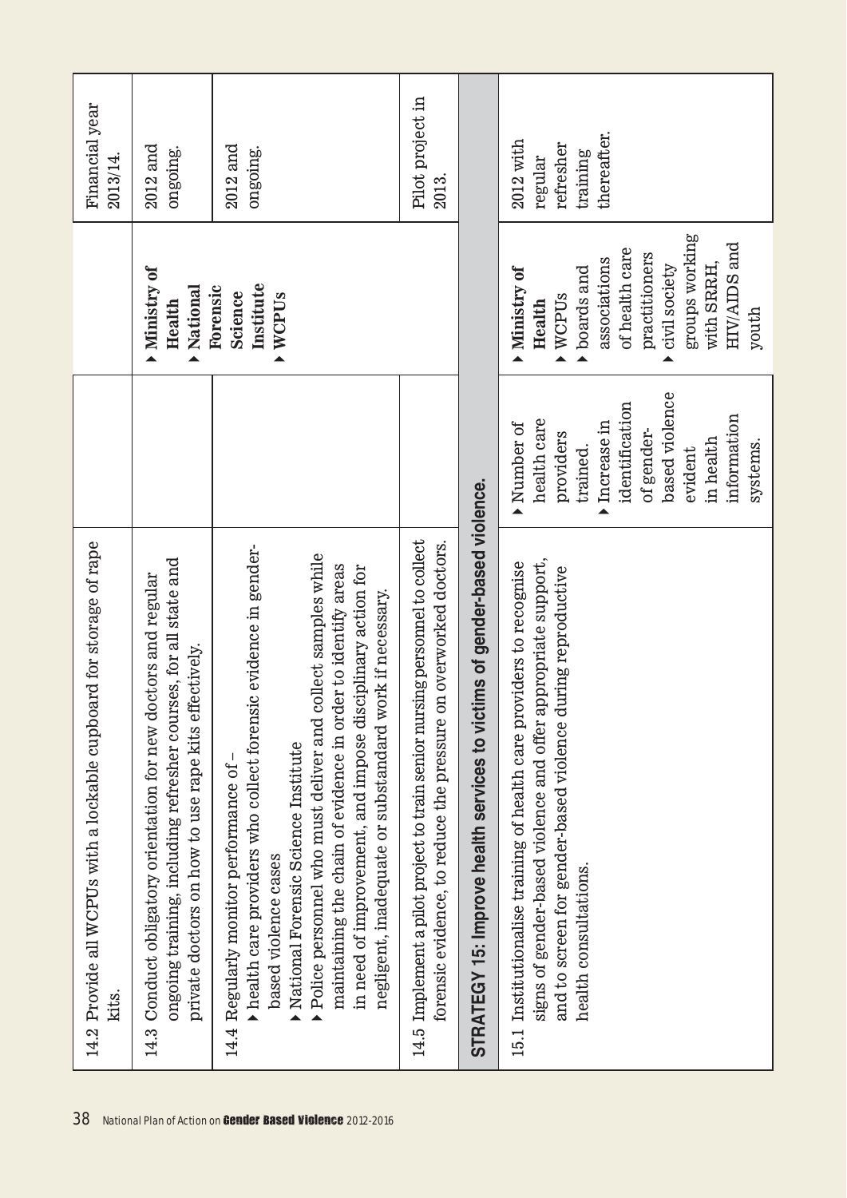| Action | Indicators | Responsible | Timeframe |
|---|---|---|---|
| 14.2 Provide all WCPUs with a lockable cupboard for storage of rape kits. | | | Financial year 2013/14. |
| 14.3 Conduct obligatory orientation for new doctors and regular ongoing training, including refresher courses, for all state and private doctors on how to use rape kits effectively. | | ▸ **Ministry of Health**<br>▸ **National Forensic Science Institute**<br>▸ **WCPUs** | 2012 and ongoing. |
| 14.4 Regularly monitor performance of –<br>▸ health care providers who collect forensic evidence in gender-based violence cases<br>▸ National Forensic Science Institute<br>▸ Police personnel who must deliver and collect samples while maintaining the chain of evidence in order to identify areas in need of improvement, and impose disciplinary action for negligent, inadequate or substandard work if necessary. | | | 2012 and ongoing. |
| 14.5 Implement a pilot project to train senior nursing personnel to collect forensic evidence, to reduce the pressure on overworked doctors. | | | Pilot project in 2013. |
| **STRATEGY 15: Improve health services to victims of gender-based violence.** | | | |
| 15.1 Institutionalise training of health care providers to recognise signs of gender-based violence and offer appropriate support, and to screen for gender-based violence during reproductive health consultations. | ▸ Number of health care providers trained.<br>▸ Increase in identification of gender-based violence evident in health information systems. | ▸ **Ministry of Health**<br>▸ WCPUs<br>▸ boards and associations of health care practitioners<br>▸ civil society groups working with SRRH, HIV/AIDS and youth | 2012 with regular refresher training thereafter. |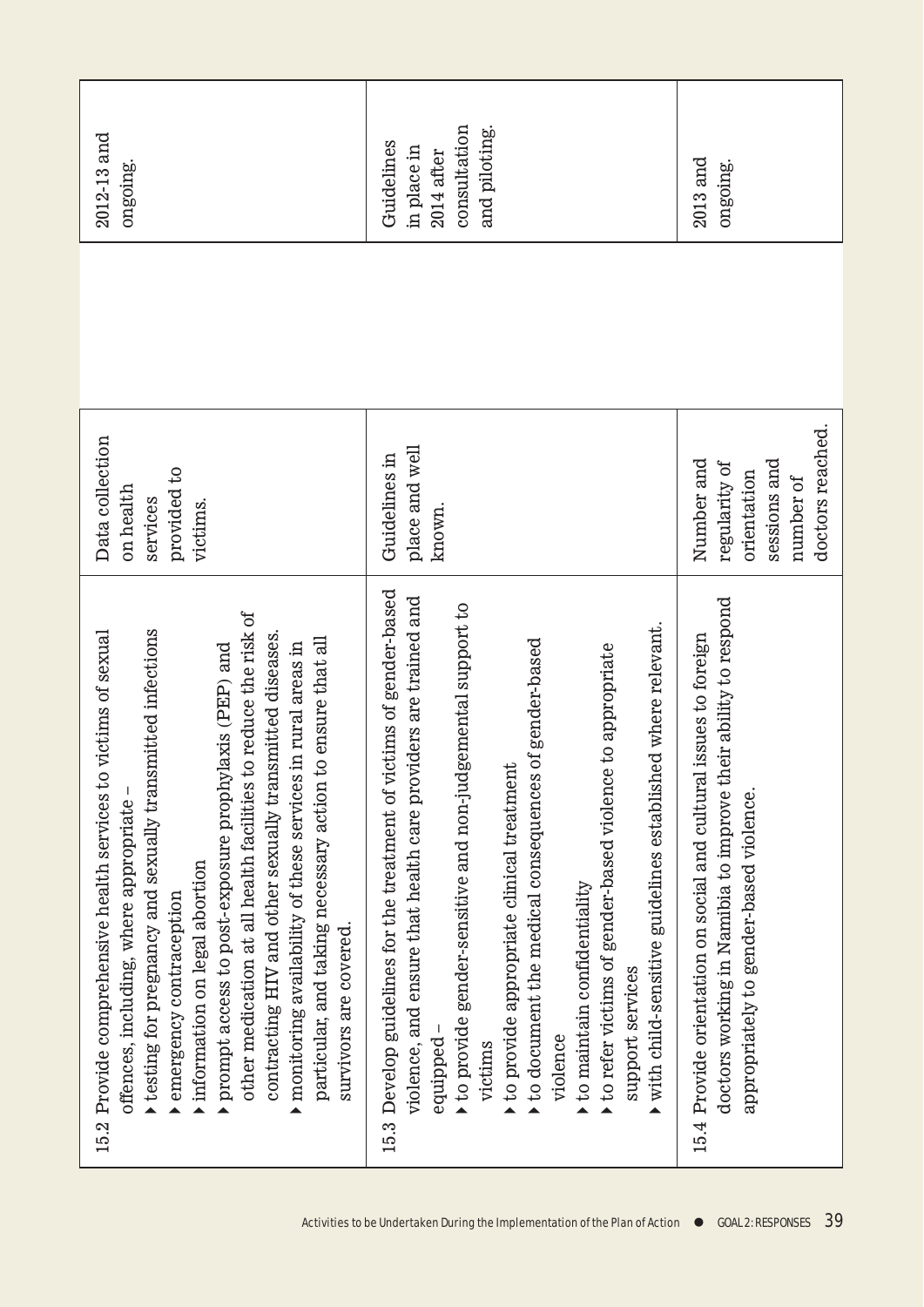| | | | |
|---|---|---|---|
| 15.2 Provide comprehensive health services to victims of sexual offences, including, where appropriate – ▸ testing for pregnancy and sexually transmitted infections ▸ emergency contraception ▸ information on legal abortion ▸ prompt access to post-exposure prophylaxis (PEP) and other medication at all health facilities to reduce the risk of contracting HIV and other sexually transmitted diseases. ▸ monitoring availability of these services in rural areas in particular, and taking necessary action to ensure that all survivors are covered. | Data collection on health services provided to victims. | | 2012-13 and ongoing. |
| 15.3 Develop guidelines for the treatment of victims of gender-based violence, and ensure that health care providers are trained and equipped – ▸ to provide gender-sensitive and non-judgemental support to victims ▸ to provide appropriate clinical treatment ▸ to document the medical consequences of gender-based violence ▸ to maintain confidentiality ▸ to refer victims of gender-based violence to appropriate support services ▸ with child-sensitive guidelines established where relevant. | Guidelines in place and well known. | | Guidelines in place in 2014 after consultation and piloting. |
| 15.4 Provide orientation on social and cultural issues to foreign doctors working in Namibia to improve their ability to respond appropriately to gender-based violence. | Number and regularity of orientation sessions and number of doctors reached. | | 2013 and ongoing. |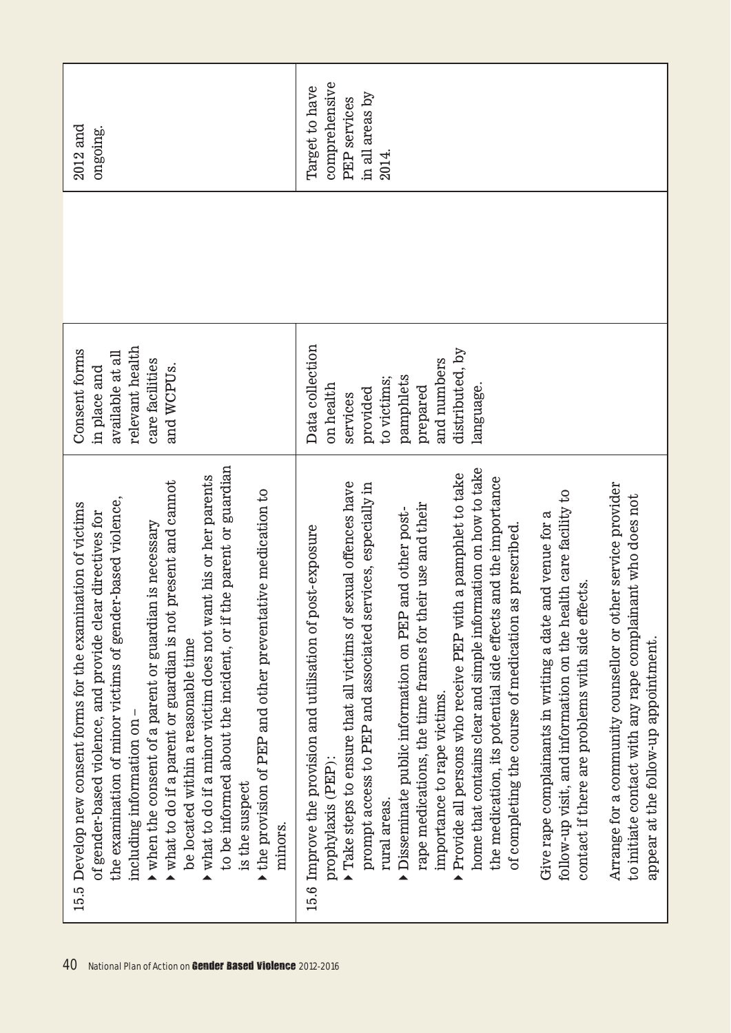| | | | |
|---|---|---|---|
| 15.5 Develop new consent forms for the examination of victims of gender-based violence, and provide clear directives for the examination of minor victims of gender-based violence, including information on –<br>▸ when the consent of a parent or guardian is necessary<br>▸ what to do if a parent or guardian is not present and cannot be located within a reasonable time<br>▸ what to do if a minor victim does not want his or her parents to be informed about the incident, or if the parent or guardian is the suspect<br>▸ the provision of PEP and other preventative medication to minors. | Consent forms in place and available at all relevant health care facilities and WCPUs. | | 2012 and ongoing. |
| 15.6 Improve the provision and utilisation of post-exposure prophylaxis (PEP):<br>▸ Take steps to ensure that all victims of sexual offences have prompt access to PEP and associated services, especially in rural areas.<br>▸ Disseminate public information on PEP and other post-rape medications, the time frames for their use and their importance to rape victims.<br>▸ Provide all persons who receive PEP with a pamphlet to take home that contains clear and simple information on how to take the medication, its potential side effects and the importance of completing the course of medication as prescribed.<br><br>Give rape complainants in writing a date and venue for a follow-up visit, and information on the health care facility to contact if there are problems with side effects.<br><br>Arrange for a community counsellor or other service provider to initiate contact with any rape complainant who does not appear at the follow-up appointment. | Data collection on health services provided to victims; pamphlets prepared and numbers distributed, by language. | | Target to have comprehensive PEP services in all areas by 2014. |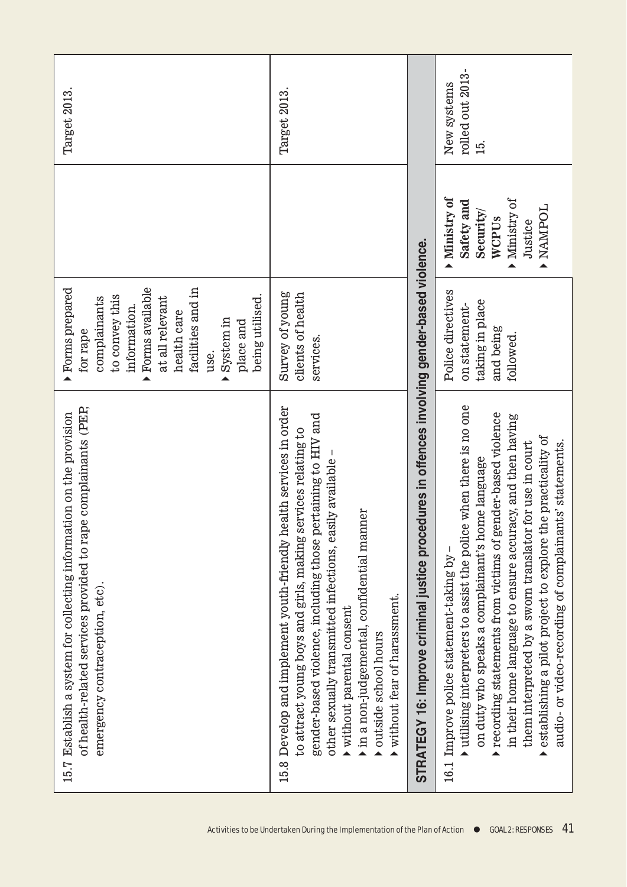| | | | |
|---|---|---|---|
| 15.7 Establish a system for collecting information on the provision of health-related services provided to rape complainants (PEP, emergency contraception, etc). | ▸ Forms prepared for rape complainants to convey this information.<br>▸ Forms available at all relevant health care facilities and in use.<br>▸ System in place and being utilised. | | Target 2013. |
| 15.8 Develop and implement youth-friendly health services in order to attract young boys and girls, making services relating to gender-based violence, including those pertaining to HIV and other sexually transmitted infections, easily available –<br>▸ without parental consent<br>▸ in a non-judgemental, confidential manner<br>▸ outside school hours<br>▸ without fear of harassment. | Survey of young clients of health services. | | Target 2013. |
| **STRATEGY 16: Improve criminal justice procedures in offences involving gender-based violence.** | | | |
| 16.1 Improve police statement-taking by –<br>▸ utilising interpreters to assist the police when there is no one on duty who speaks a complainant's home language<br>▸ recording statements from victims of gender-based violence in their home language to ensure accuracy, and then having them interpreted by a sworn translator for use in court<br>▸ establishing a pilot project to explore the practicality of audio- or video-recording of complainants' statements. | Police directives on statement-taking in place and being followed. | ▸ **Ministry of Safety and Security/ WCPUs**<br>▸ Ministry of Justice<br>▸ NAMPOL | New systems rolled out 2013-15. |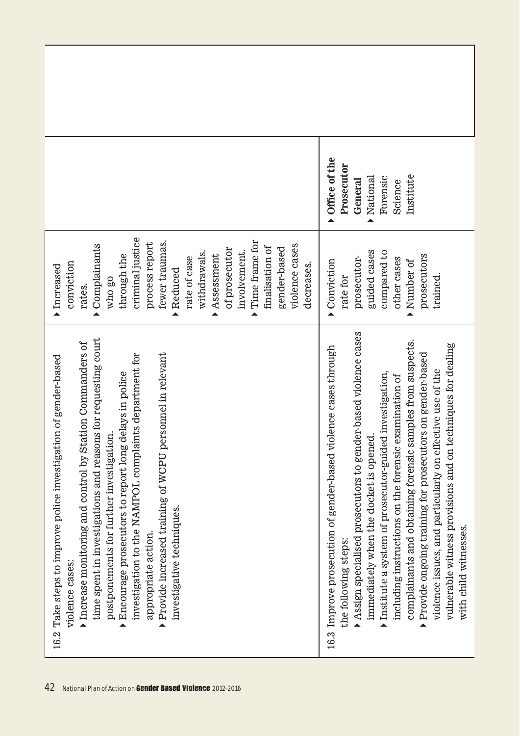| | | | |
|---|---|---|---|
| 16.2 Take steps to improve police investigation of gender-based violence cases:<br>▸ Increase monitoring and control by Station Commanders of time spent in investigations and reasons for requesting court postponements for further investigation.<br>▸ Encourage prosecutors to report long delays in police investigation to the NAMPOL complaints department for appropriate action.<br>▸ Provide increased training of WCPU personnel in relevant investigative techniques. | ▸ Increased conviction rates.<br>▸ Complainants who go through the criminal justice process report fewer traumas.<br>▸ Reduced rate of case withdrawals.<br>▸ Assessment of prosecutor involvement.<br>▸ Time frame for finalisation of gender-based violence cases decreases. | | |
| 16.3 Improve prosecution of gender-based violence cases through the following steps:<br>▸ Assign specialised prosecutors to gender-based violence cases immediately when the docket is opened.<br>▸ Institute a system of prosecutor-guided investigation, including instructions on the forensic examination of complainants and obtaining forensic samples from suspects.<br>▸ Provide ongoing training for prosecutors on gender-based violence issues, and particularly on effective use of the vulnerable witness provisions and on techniques for dealing with child witnesses. | ▸ Conviction rate for prosecutor-guided cases compared to other cases<br>▸ Number of prosecutors trained. | ▸ **Office of the Prosecutor General**<br>▸ National Forensic Science Institute | |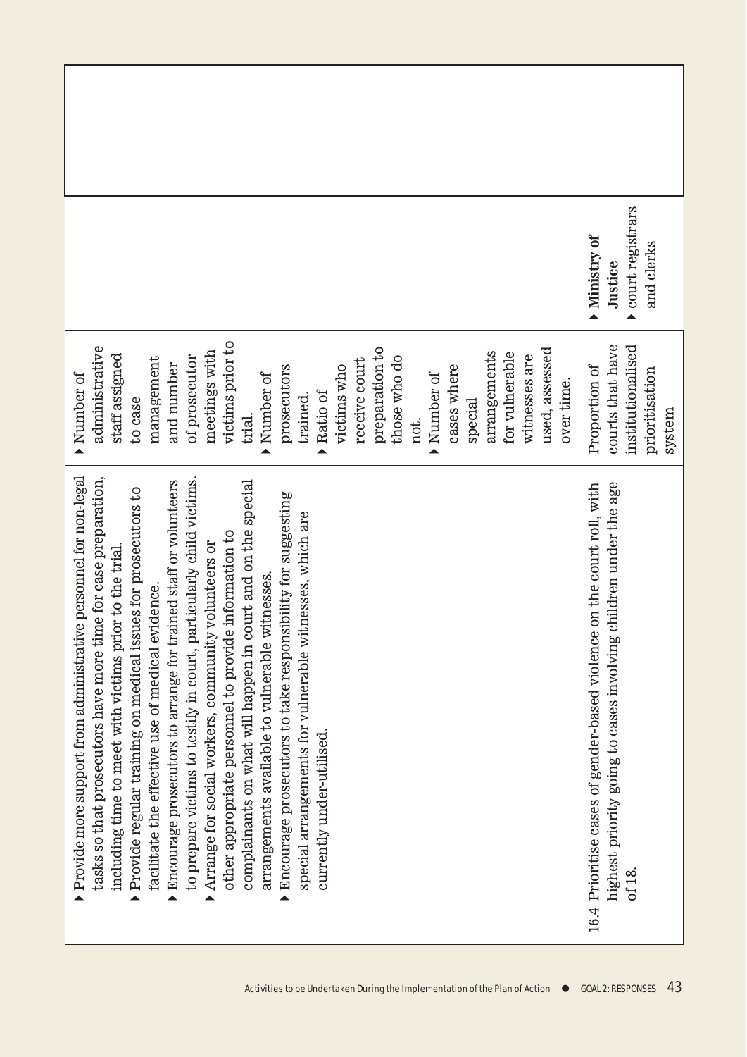| | | | |
|---|---|---|---|
| | ▸ Provide more support from administrative personnel for non-legal tasks so that prosecutors have more time for case preparation, including time to meet with victims prior to the trial.<br>▸ Provide regular training on medical issues for prosecutors to facilitate the effective use of medical evidence.<br>▸ Encourage prosecutors to arrange for trained staff or volunteers to prepare victims to testify in court, particularly child victims.<br>▸ Arrange for social workers, community volunteers or other appropriate personnel to provide information to complainants on what will happen in court and on the special arrangements available to vulnerable witnesses.<br>▸ Encourage prosecutors to take responsibility for suggesting special arrangements for vulnerable witnesses, which are currently under-utilised. | ▸ Number of administrative staff assigned to case management and number of prosecutor meetings with victims prior to trial.<br>▸ Number of prosecutors trained.<br>▸ Ratio of victims who receive court preparation to those who do not.<br>▸ Number of cases where special arrangements for vulnerable witnesses are used, assessed over time. | |
| 16.4 | Prioritise cases of gender-based violence on the court roll, with highest priority going to cases involving children under the age of 18. | Proportion of courts that have institutionalised prioritisation system | ▸ **Ministry of Justice**<br>▸ court registrars and clerks |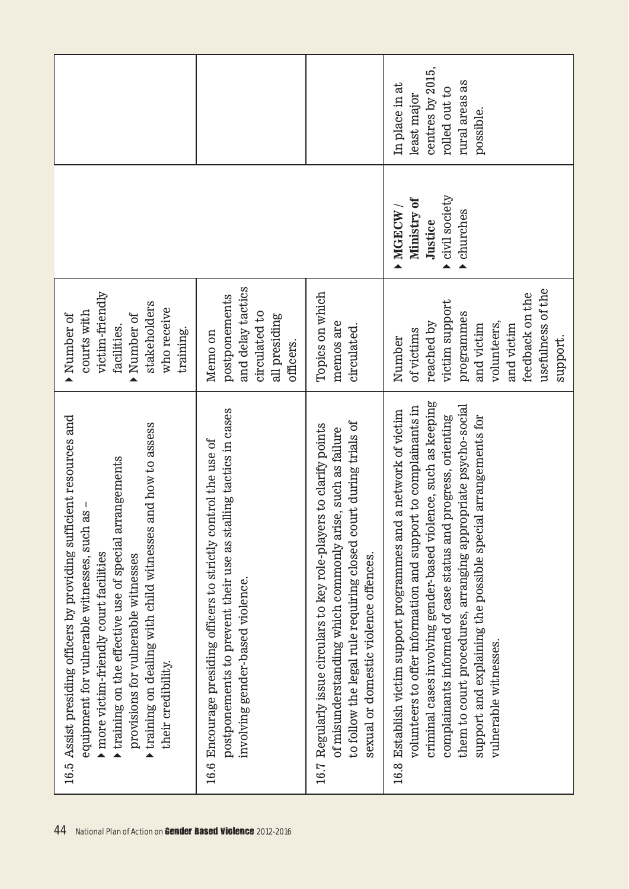| | | | |
|---|---|---|---|
| 16.5 Assist presiding officers by providing sufficient resources and equipment for vulnerable witnesses, such as – <br>▸ more victim-friendly court facilities <br>▸ training on the effective use of special arrangements provisions for vulnerable witnesses <br>▸ training on dealing with child witnesses and how to assess their credibility. | ▸ Number of courts with victim-friendly facilities. <br>▸ Number of stakeholders who receive training. | | |
| 16.6 Encourage presiding officers to strictly control the use of postponements to prevent their use as stalling tactics in cases involving gender-based violence. | Memo on postponements and delay tactics circulated to all presiding officers. | | |
| 16.7 Regularly issue circulars to key role-players to clarify points of misunderstanding which commonly arise, such as failure to follow the legal rule requiring closed court during trials of sexual or domestic violence offences. | Topics on which memos are circulated. | | |
| 16.8 Establish victim support programmes and a network of victim volunteers to offer information and support to complainants in criminal cases involving gender-based violence, such as keeping complainants informed of case status and progress, orienting them to court procedures, arranging appropriate psycho-social support and explaining the possible special arrangements for vulnerable witnesses. | Number of victims reached by victim support programmes and victim volunteers, and victim feedback on the usefulness of the support. | ▸ **MGECW / Ministry of Justice** <br>▸ civil society <br>▸ churches | In place in at least major centres by 2015, rolled out to rural areas as possible. |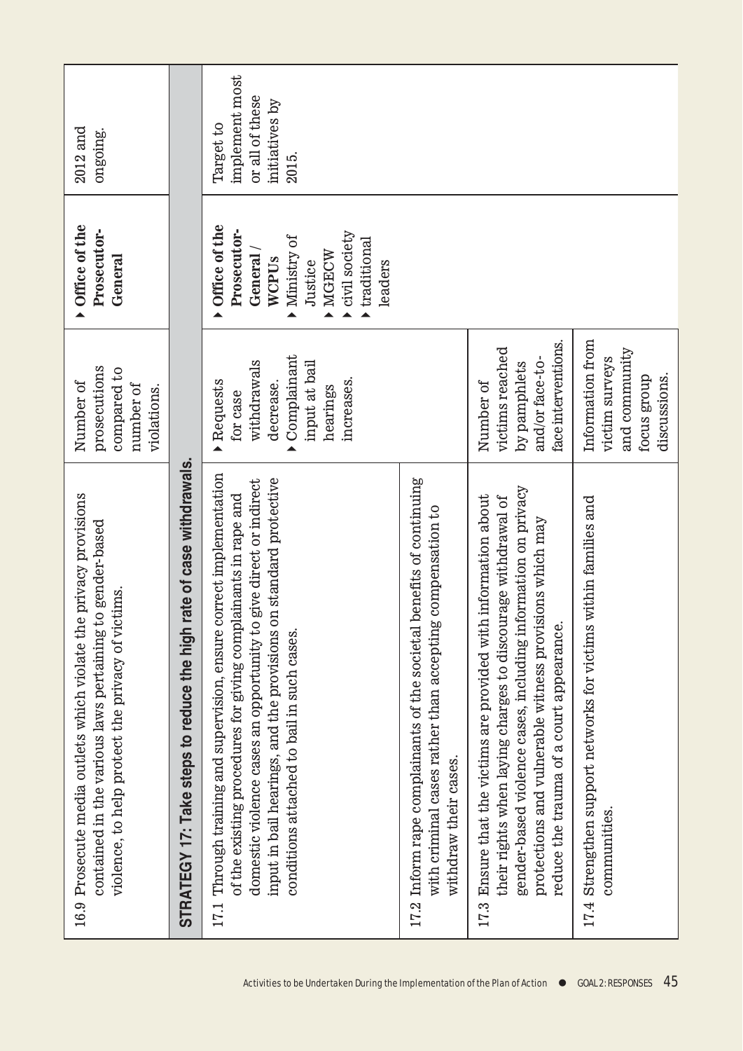| Activity | Indicator | Responsible | Timeframe |
|---|---|---|---|
| 16.9 Prosecute media outlets which violate the privacy provisions contained in the various laws pertaining to gender-based violence, to help protect the privacy of victims. | Number of prosecutions compared to number of violations. | ▸ **Office of the Prosecutor-General** | 2012 and ongoing. |
| **STRATEGY 17: Take steps to reduce the high rate of case withdrawals.** | | | |
| 17.1 Through training and supervision, ensure correct implementation of the existing procedures for giving complainants in rape and domestic violence cases an opportunity to give direct or indirect input in bail hearings, and the provisions on standard protective conditions attached to bail in such cases. | ▸ Requests for case withdrawals decrease.<br>▸ Complainant input at bail hearings increases. | ▸ **Office of the Prosecutor-General** / **WCPUs**<br>▸ Ministry of Justice<br>▸ MGECW<br>▸ civil society<br>▸ traditional leaders | Target to implement most or all of these initiatives by 2015. |
| 17.2 Inform rape complainants of the societal benefits of continuing with criminal cases rather than accepting compensation to withdraw their cases. | | | |
| 17.3 Ensure that the victims are provided with information about their rights when laying charges to discourage withdrawal of gender-based violence cases, including information on privacy protections and vulnerable witness provisions which may reduce the trauma of a court appearance. | Number of victims reached by pamphlets and/or face-to-face interventions. | | |
| 17.4 Strengthen support networks for victims within families and communities. | Information from victim surveys and community focus group discussions. | | |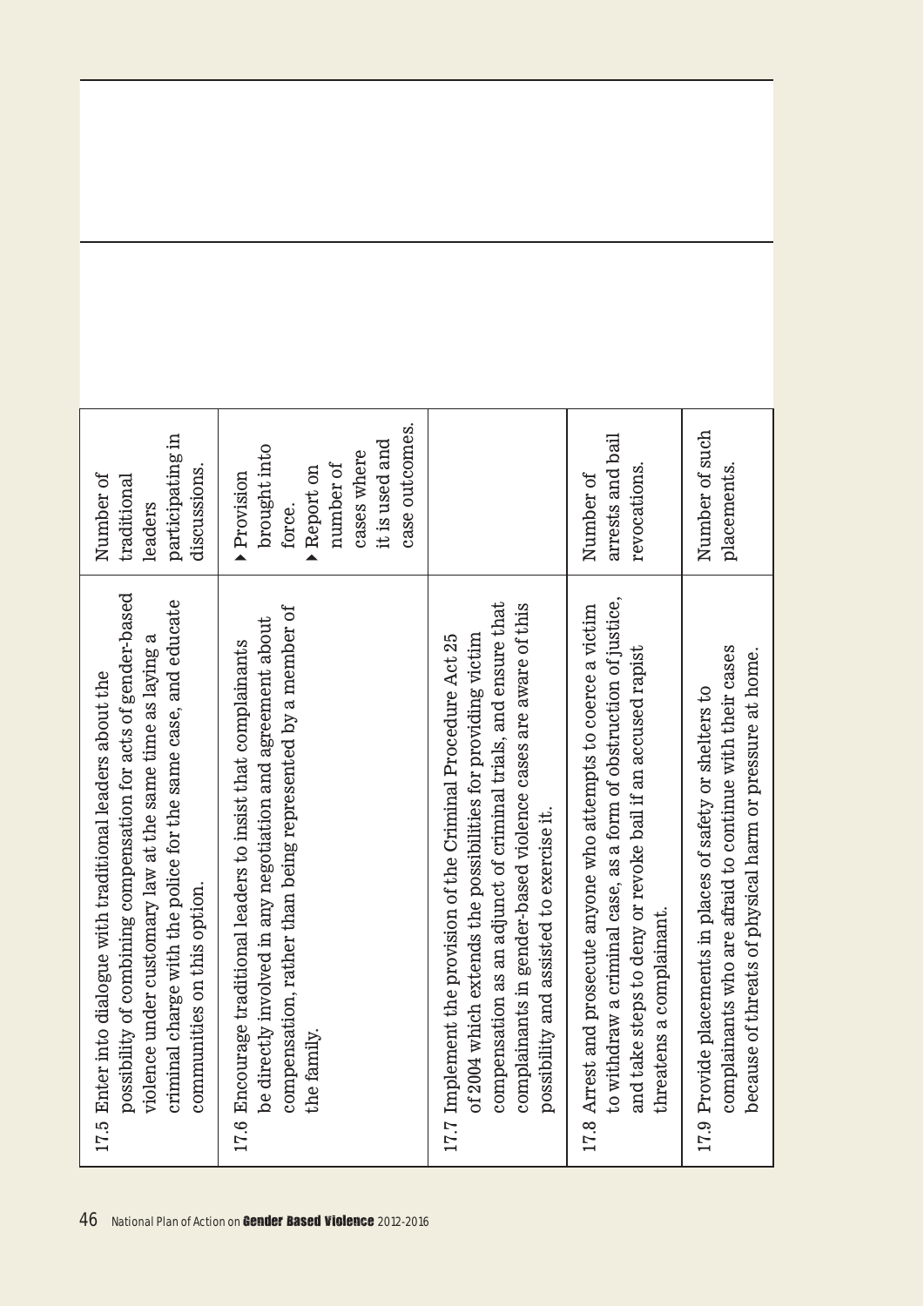| | | | |
|---|---|---|---|
| 17.5 Enter into dialogue with traditional leaders about the possibility of combining compensation for acts of gender-based violence under customary law at the same time as laying a criminal charge with the police for the same case, and educate communities on this option. | Number of traditional leaders participating in discussions. | | |
| 17.6 Encourage traditional leaders to insist that complainants be directly involved in any negotiation and agreement about compensation, rather than being represented by a member of the family. | ▸ Provision brought into force.<br>▸ Report on number of cases where it is used and case outcomes. | | |
| 17.7 Implement the provision of the Criminal Procedure Act 25 of 2004 which extends the possibilities for providing victim compensation as an adjunct of criminal trials, and ensure that complainants in gender-based violence cases are aware of this possibility and assisted to exercise it. | | | |
| 17.8 Arrest and prosecute anyone who attempts to coerce a victim to withdraw a criminal case, as a form of obstruction of justice, and take steps to deny or revoke bail if an accused rapist threatens a complainant. | Number of arrests and bail revocations. | | |
| 17.9 Provide placements in places of safety or shelters to complainants who are afraid to continue with their cases because of threats of physical harm or pressure at home. | Number of such placements. | | |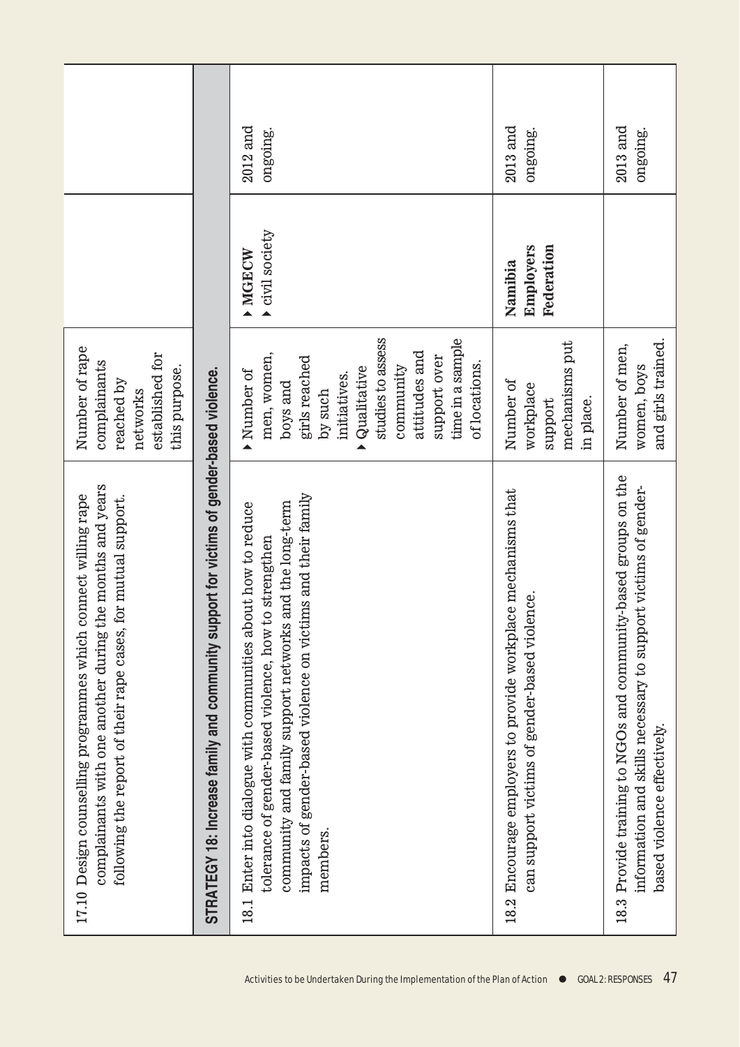| | | | |
|---|---|---|---|
| 17.10 Design counselling programmes which connect willing rape complainants with one another during the months and years following the report of their rape cases, for mutual support. | Number of rape complainants reached by networks established for this purpose. | | |
| **STRATEGY 18: Increase family and community support for victims of gender-based violence.** | | | |
| 18.1 Enter into dialogue with communities about how to reduce tolerance of gender-based violence, how to strengthen community and family support networks and the long-term impacts of gender-based violence on victims and their family members. | ▸ Number of men, women, boys and girls reached by such initiatives.<br>▸ Qualitative studies to assess community attitudes and support over time in a sample of locations. | ▸ **MGECW**<br>▸ civil society | 2012 and ongoing. |
| 18.2 Encourage employers to provide workplace mechanisms that can support victims of gender-based violence. | Number of workplace support mechanisms put in place. | **Namibia Employers Federation** | 2013 and ongoing. |
| 18.3 Provide training to NGOs and community-based groups on the information and skills necessary to support victims of gender-based violence effectively. | Number of men, women, boys and girls trained. | | 2013 and ongoing. |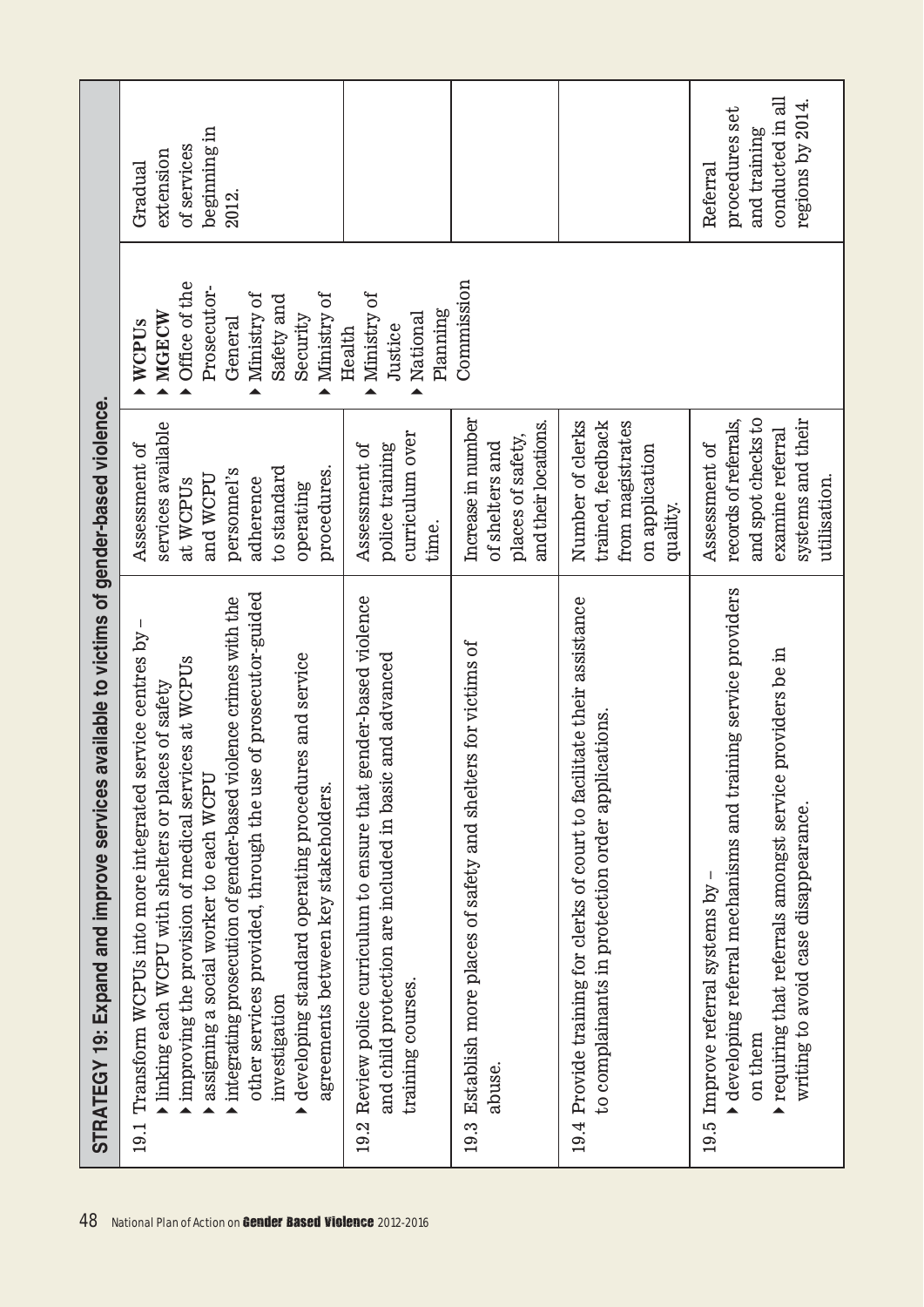| STRATEGY 19: Expand and improve services available to victims of gender-based violence. | | | |
|---|---|---|---|
| 19.1 Transform WCPUs into more integrated service centres by – <br>▸ linking each WCPU with shelters or places of safety <br>▸ improving the provision of medical services at WCPUs <br>▸ assigning a social worker to each WCPU <br>▸ integrating prosecution of gender-based violence crimes with the other services provided, through the use of prosecutor-guided investigation <br>▸ developing standard operating procedures and service agreements between key stakeholders. | Assessment of services available at WCPUs and WCPU personnel's adherence to standard operating procedures. | ▸ WCPUs <br>▸ MGECW <br>▸ Office of the Prosecutor-General <br>▸ Ministry of Safety and Security <br>▸ Ministry of Health <br>▸ Ministry of Justice <br>▸ National Planning Commission | Gradual extension of services beginning in 2012. |
| 19.2 Review police curriculum to ensure that gender-based violence and child protection are included in basic and advanced training courses. | Assessment of police training curriculum over time. | | |
| 19.3 Establish more places of safety and shelters for victims of abuse. | Increase in number of shelters and places of safety, and their locations. | | |
| 19.4 Provide training for clerks of court to facilitate their assistance to complainants in protection order applications. | Number of clerks trained, feedback from magistrates on application quality. | | |
| 19.5 Improve referral systems by – <br>▸ developing referral mechanisms and training service providers on them <br>▸ requiring that referrals amongst service providers be in writing to avoid case disappearance. | Assessment of records of referrals, and spot checks to examine referral systems and their utilisation. | | Referral procedures set and training conducted in all regions by 2014. |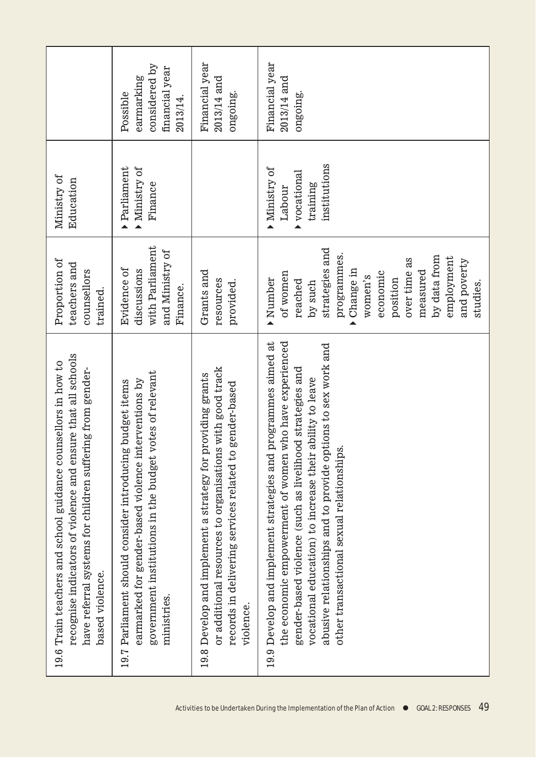| Activity | Indicator | Responsible | Timeframe |
|---|---|---|---|
| 19.6 Train teachers and school guidance counsellors in how to recognise indicators of violence and ensure that all schools have referral systems for children suffering from gender-based violence. | Proportion of teachers and counsellors trained. | Ministry of Education | |
| 19.7 Parliament should consider introducing budget items earmarked for gender-based violence interventions by government institutions in the budget votes of relevant ministries. | Evidence of discussions with Parliament and Ministry of Finance. | ▸ Parliament<br>▸ Ministry of Finance | Possible earmarking considered by financial year 2013/14. |
| 19.8 Develop and implement a strategy for providing grants or additional resources to organisations with good track records in delivering services related to gender-based violence. | Grants and resources provided. | | Financial year 2013/14 and ongoing. |
| 19.9 Develop and implement strategies and programmes aimed at the economic empowerment of women who have experienced gender-based violence (such as livelihood strategies and vocational education) to increase their ability to leave abusive relationships and to provide options to sex work and other transactional sexual relationships. | ▸ Number of women reached by such strategies and programmes.<br>▸ Change in women's economic position over time as measured by data from employment and poverty studies. | ▸ Ministry of Labour<br>▸ vocational training institutions | Financial year 2013/14 and ongoing. |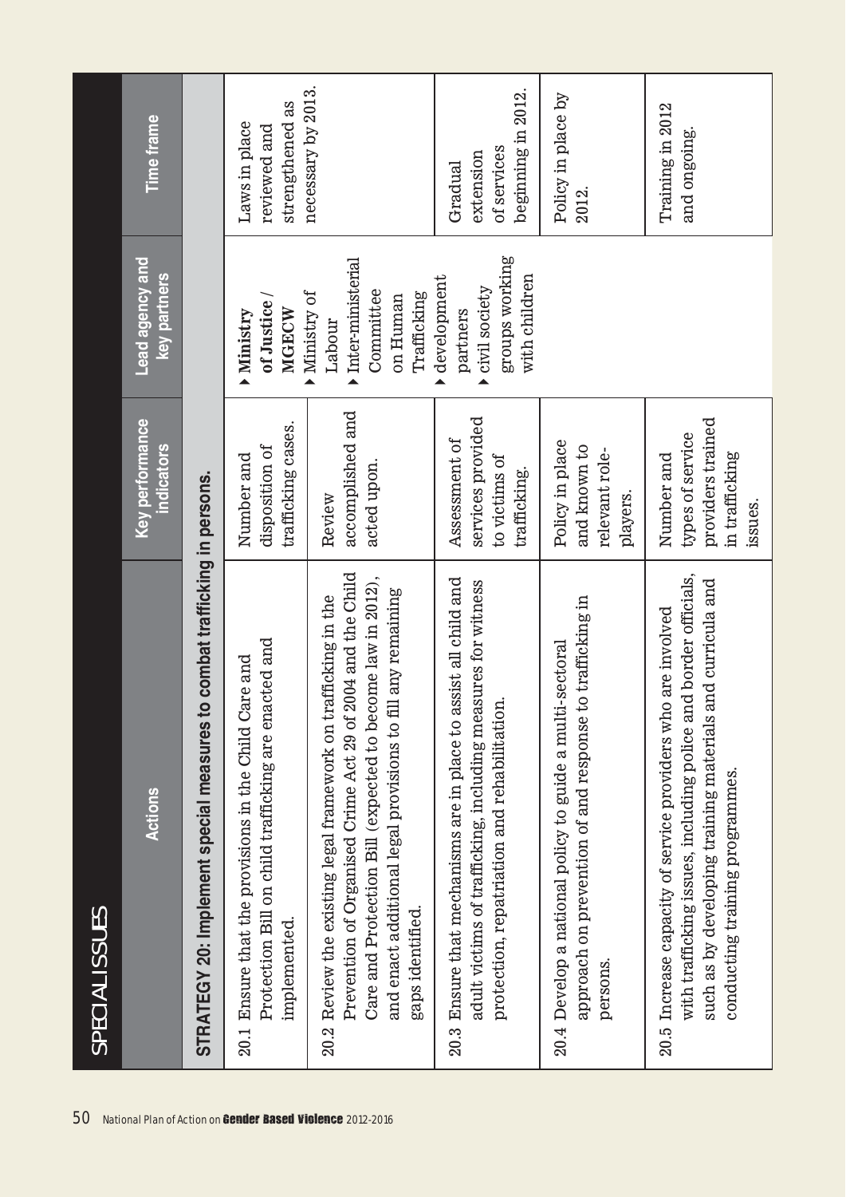## SPECIAL ISSUES

| Actions | Key performance indicators | Lead agency and key partners | Time frame |
|---|---|---|---|
| **STRATEGY 20: Implement special measures to combat trafficking in persons.** | | | |
| 20.1 Ensure that the provisions in the Child Care and Protection Bill on child trafficking are enacted and implemented. | Number and disposition of trafficking cases. | ▸ **Ministry of Justice** / **MGECW**<br>▸ Ministry of Labour<br>▸ Inter-ministerial Committee on Human Trafficking<br>▸ development partners<br>▸ civil society groups working with children | Laws in place reviewed and strengthened as necessary by 2013. |
| 20.2 Review the existing legal framework on trafficking in the Prevention of Organised Crime Act 29 of 2004 and the Child Care and Protection Bill (expected to become law in 2012), and enact additional legal provisions to fill any remaining gaps identified. | Review accomplished and acted upon. | | |
| 20.3 Ensure that mechanisms are in place to assist all child and adult victims of trafficking, including measures for witness protection, repatriation and rehabilitation. | Assessment of services provided to victims of trafficking. | | Gradual extension of services beginning in 2012. |
| 20.4 Develop a national policy to guide a multi-sectoral approach on prevention of and response to trafficking in persons. | Policy in place and known to relevant role-players. | | Policy in place by 2012. |
| 20.5 Increase capacity of service providers who are involved with trafficking issues, including police and border officials, such as by developing training materials and curricula and conducting training programmes. | Number and types of service providers trained in trafficking issues. | | Training in 2012 and ongoing. |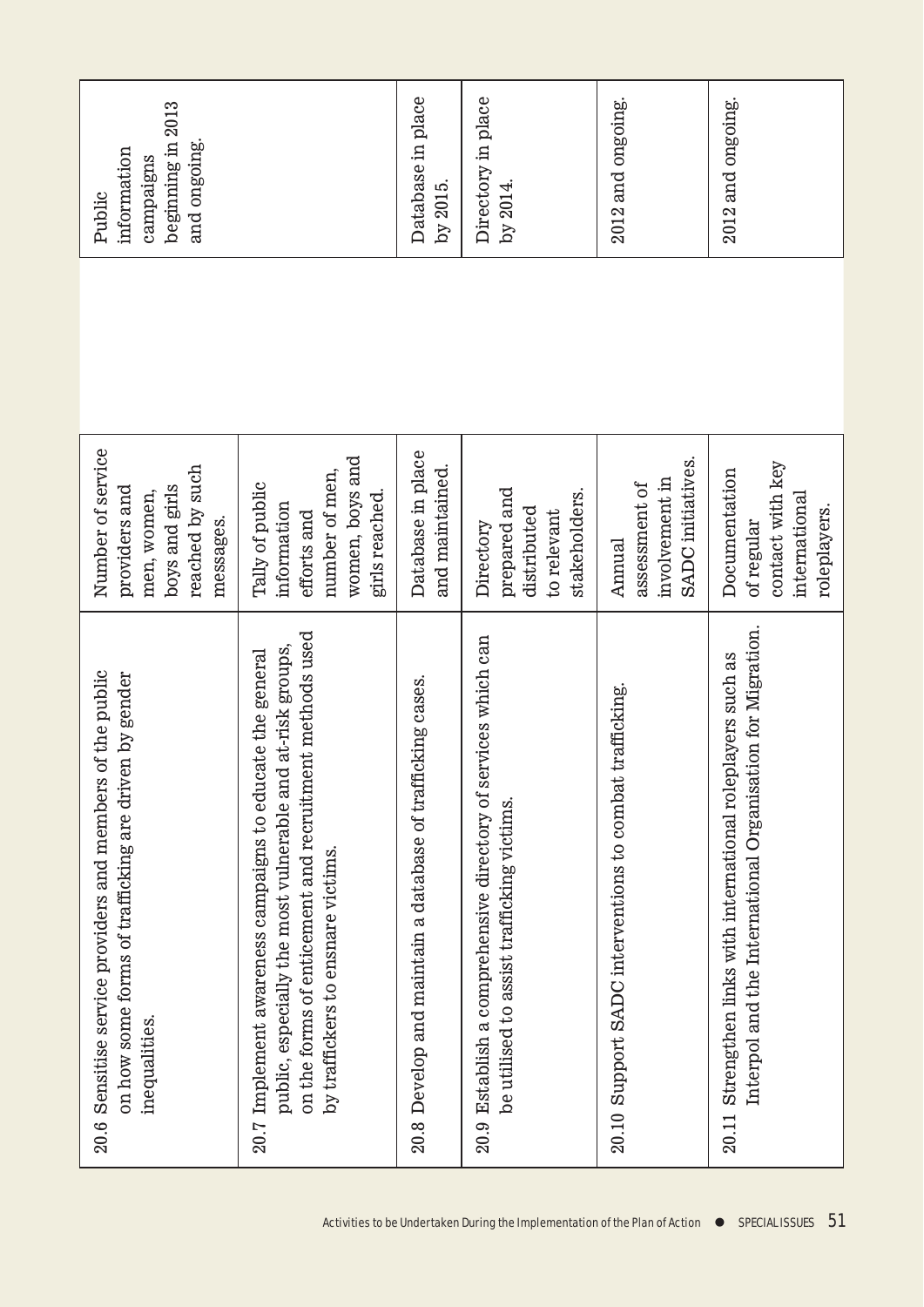| Activity | Indicator | | Timeframe |
|---|---|---|---|
| 20.6 Sensitise service providers and members of the public on how some forms of trafficking are driven by gender inequalities. | Number of service providers and men, women, boys and girls reached by such messages. | | Public information campaigns beginning in 2013 and ongoing. |
| 20.7 Implement awareness campaigns to educate the general public, especially the most vulnerable and at-risk groups, on the forms of enticement and recruitment methods used by traffickers to ensnare victims. | Tally of public information efforts and number of men, women, boys and girls reached. | | |
| 20.8 Develop and maintain a database of trafficking cases. | Database in place and maintained. | | Database in place by 2015. |
| 20.9 Establish a comprehensive directory of services which can be utilised to assist trafficking victims. | Directory prepared and distributed to relevant stakeholders. | | Directory in place by 2014. |
| 20.10 Support SADC interventions to combat trafficking. | Annual assessment of involvement in SADC initiatives. | | 2012 and ongoing. |
| 20.11 Strengthen links with international roleplayers such as Interpol and the International Organisation for Migration. | Documentation of regular contact with key international roleplayers. | | 2012 and ongoing. |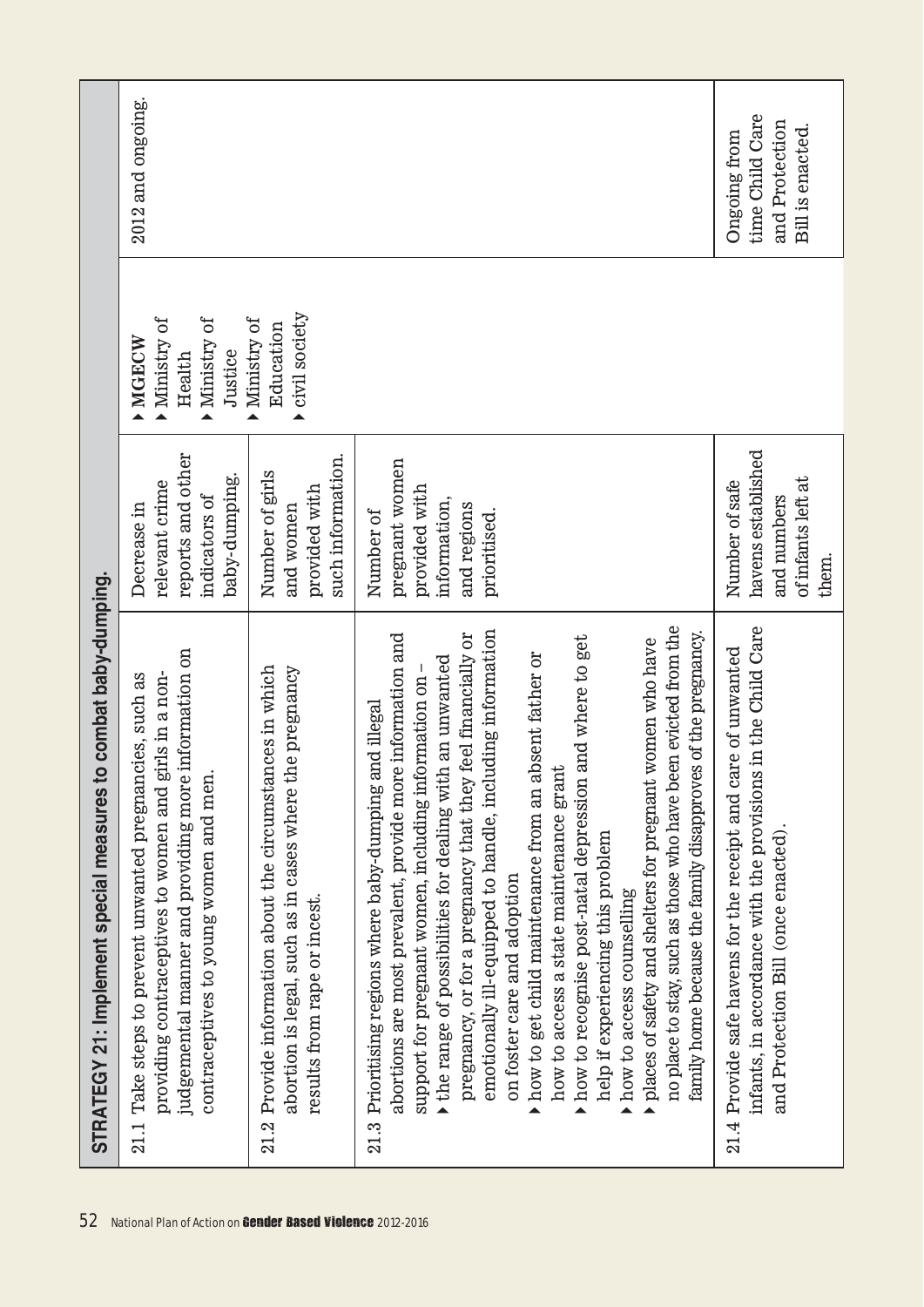| STRATEGY 21: Implement special measures to combat baby-dumping. | | | |
|---|---|---|---|
| 21.1 Take steps to prevent unwanted pregnancies, such as providing contraceptives to women and girls in a non-judgemental manner and providing more information on contraceptives to young women and men. | Decrease in relevant crime reports and other indicators of baby-dumping. | ▸ MGECW<br>▸ Ministry of Health<br>▸ Ministry of Justice<br>▸ Ministry of Education<br>▸ civil society | 2012 and ongoing. |
| 21.2 Provide information about the circumstances in which abortion is legal, such as in cases where the pregnancy results from rape or incest. | Number of girls and women provided with such information. | | |
| 21.3 Prioritising regions where baby-dumping and illegal abortions are most prevalent, provide more information and support for pregnant women, including information on –<br>▸ the range of possibilities for dealing with an unwanted pregnancy, or for a pregnancy that they feel financially or emotionally ill-equipped to handle, including information on foster care and adoption<br>▸ how to get child maintenance from an absent father or how to access a state maintenance grant<br>▸ how to recognise post-natal depression and where to get help if experiencing this problem<br>▸ how to access counselling<br>▸ places of safety and shelters for pregnant women who have no place to stay, such as those who have been evicted from the family home because the family disapproves of the pregnancy. | Number of pregnant women provided with information, and regions prioritised. | | |
| 21.4 Provide safe havens for the receipt and care of unwanted infants, in accordance with the provisions in the Child Care and Protection Bill (once enacted). | Number of safe havens established and numbers of infants left at them. | | Ongoing from time Child Care and Protection Bill is enacted. |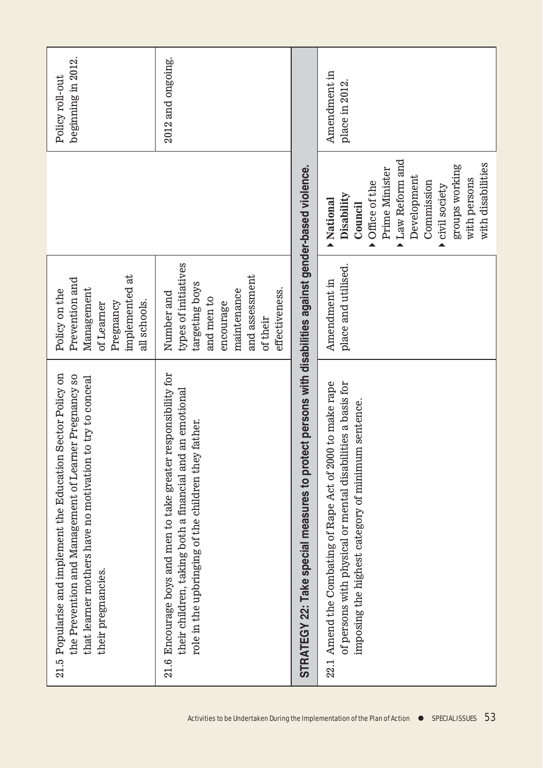| Activity | Indicator | Responsible | Timeframe |
|---|---|---|---|
| 21.5 Popularise and implement the Education Sector Policy on the Prevention and Management of Learner Pregnancy so that learner mothers have no motivation to try to conceal their pregnancies. | Policy on the Prevention and Management of Learner Pregnancy implemented at all schools. | | Policy roll-out beginning in 2012. |
| 21.6 Encourage boys and men to take greater responsibility for their children, taking both a financial and an emotional role in the upbringing of the children they father. | Number and types of initiatives targeting boys and men to encourage maintenance and assessment of their effectiveness. | | 2012 and ongoing. |
| **STRATEGY 22: Take special measures to protect persons with disabilities against gender-based violence.** | | | |
| 22.1 Amend the Combating of Rape Act of 2000 to make rape of persons with physical or mental disabilities a basis for imposing the highest category of minimum sentence. | Amendment in place and utilised. | ▸ **National Disability Council**<br>▸ Office of the Prime Minister<br>▸ Law Reform and Development Commission<br>▸ civil society groups working with persons with disabilities | Amendment in place in 2012. |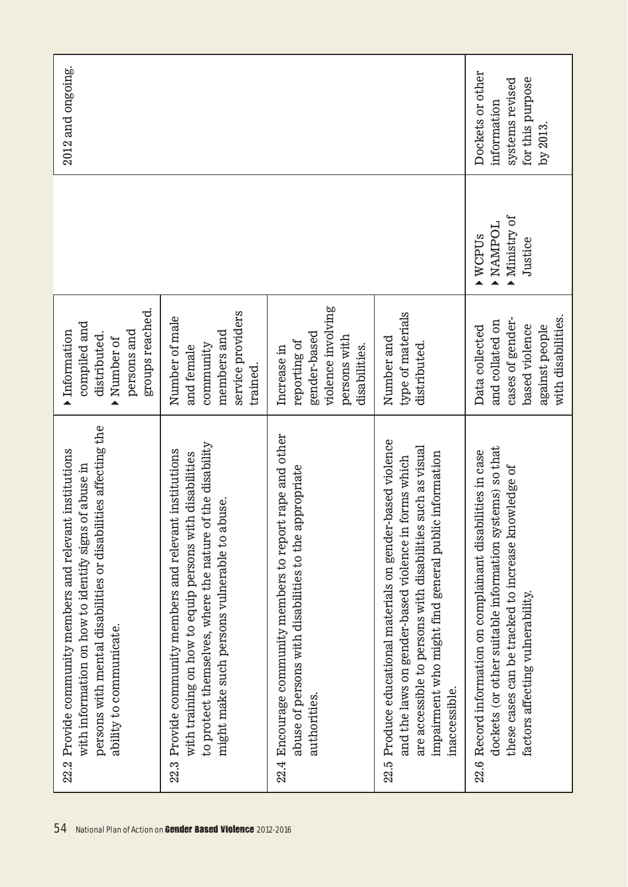| | | | |
|---|---|---|---|
| 22.2 Provide community members and relevant institutions with information on how to identify signs of abuse in persons with mental disabilities or disabilities affecting the ability to communicate. | ▸ Information compiled and distributed.<br>▸ Number of persons and groups reached. | | 2012 and ongoing. |
| 22.3 Provide community members and relevant institutions with training on how to equip persons with disabilities to protect themselves, where the nature of the disability might make such persons vulnerable to abuse. | Number of male and female community members and service providers trained. | | |
| 22.4 Encourage community members to report rape and other abuse of persons with disabilities to the appropriate authorities. | Increase in reporting of gender-based violence involving persons with disabilities. | | |
| 22.5 Produce educational materials on gender-based violence and the laws on gender-based violence in forms which are accessible to persons with disabilities such as visual impairment who might find general public information inaccessible. | Number and type of materials distributed. | | |
| 22.6 Record information on complainant disabilities in case dockets (or other suitable information systems) so that these cases can be tracked to increase knowledge of factors affecting vulnerability. | Data collected and collated on cases of gender-based violence against people with disabilities. | ▸ WCPUs<br>▸ NAMPOL<br>▸ Ministry of Justice | Dockets or other information systems revised for this purpose by 2013. |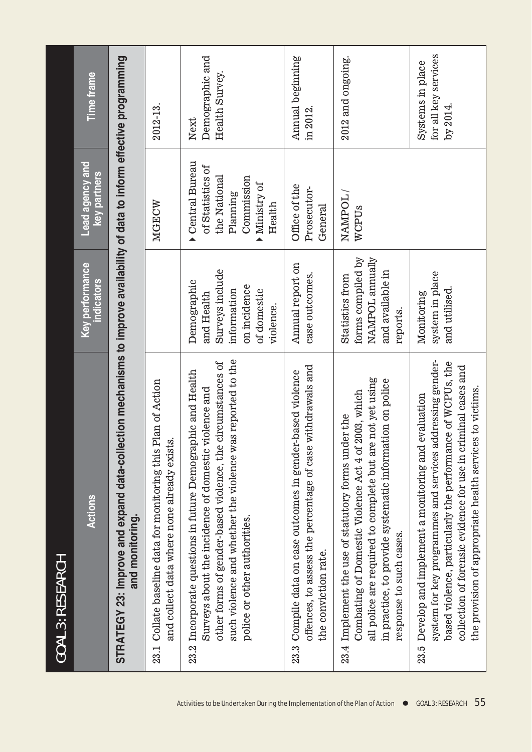## GOAL 3: RESEARCH

| Actions | Key performance indicators | Lead agency and key partners | Time frame |
|---|---|---|---|
| **STRATEGY 23: Improve and expand data-collection mechanisms to improve availability of data to inform effective programming and monitoring.** | | | |
| 23.1 Collate baseline data for monitoring this Plan of Action and collect data where none already exists. | | MGECW | 2012-13. |
| 23.2 Incorporate questions in future Demographic and Health Surveys about the incidence of domestic violence and other forms of gender-based violence, the circumstances of such violence and whether the violence was reported to the police or other authorities. | Demographic and Health Surveys include information on incidence of domestic violence. | ▸ Central Bureau of Statistics of the National Planning Commission<br>▸ Ministry of Health | Next Demographic and Health Survey. |
| 23.3 Compile data on case outcomes in gender-based violence offences, to assess the percentage of case withdrawals and the conviction rate. | Annual report on case outcomes. | Office of the Prosecutor-General | Annual beginning in 2012. |
| 23.4 Implement the use of statutory forms under the Combating of Domestic Violence Act 4 of 2003, which all police are required to complete but are not yet using in practice, to provide systematic information on police response to such cases. | Statistics from forms compiled by NAMPOL annually and available in reports. | NAMPOL / WCPUs | 2012 and ongoing. |
| 23.5 Develop and implement a monitoring and evaluation system for key programmes and services addressing gender-based violence, particularly the performance of WCPUs, the collection of forensic evidence for use in criminal cases and the provision of appropriate health services to victims. | Monitoring system in place and utilised. | | Systems in place for all key services by 2014. |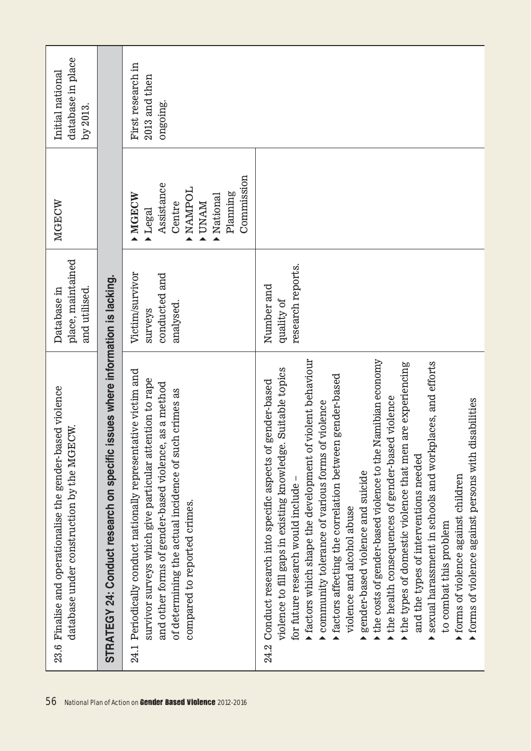| | | | |
|---|---|---|---|
| 23.6 Finalise and operationalise the gender-based violence database under construction by the MGECW. | Database in place, maintained and utilised. | MGECW | Initial national database in place by 2013. |
| **STRATEGY 24: Conduct research on specific issues where information is lacking.** | | | |
| 24.1 Periodically conduct nationally representative victim and survivor surveys which give particular attention to rape and other forms of gender-based violence, as a method of determining the actual incidence of such crimes as compared to reported crimes. | Victim/survivor surveys conducted and analysed. | ▸ MGECW<br>▸ Legal Assistance Centre<br>▸ NAMPOL<br>▸ UNAM<br>▸ National Planning Commission | First research in 2013 and then ongoing. |
| 24.2 Conduct research into specific aspects of gender-based violence to fill gaps in existing knowledge. Suitable topics for future research would include –<br>▸ factors which shape the development of violent behaviour<br>▸ community tolerance of various forms of violence<br>▸ factors affecting the correlation between gender-based violence and alcohol abuse<br>▸ gender-based violence and suicide<br>▸ the costs of gender-based violence to the Namibian economy<br>▸ the health consequences of gender-based violence<br>▸ the types of domestic violence that men are experiencing and the types of interventions needed<br>▸ sexual harassment in schools and workplaces, and efforts to combat this problem<br>▸ forms of violence against children<br>▸ forms of violence against persons with disabilities | Number and quality of research reports. | | |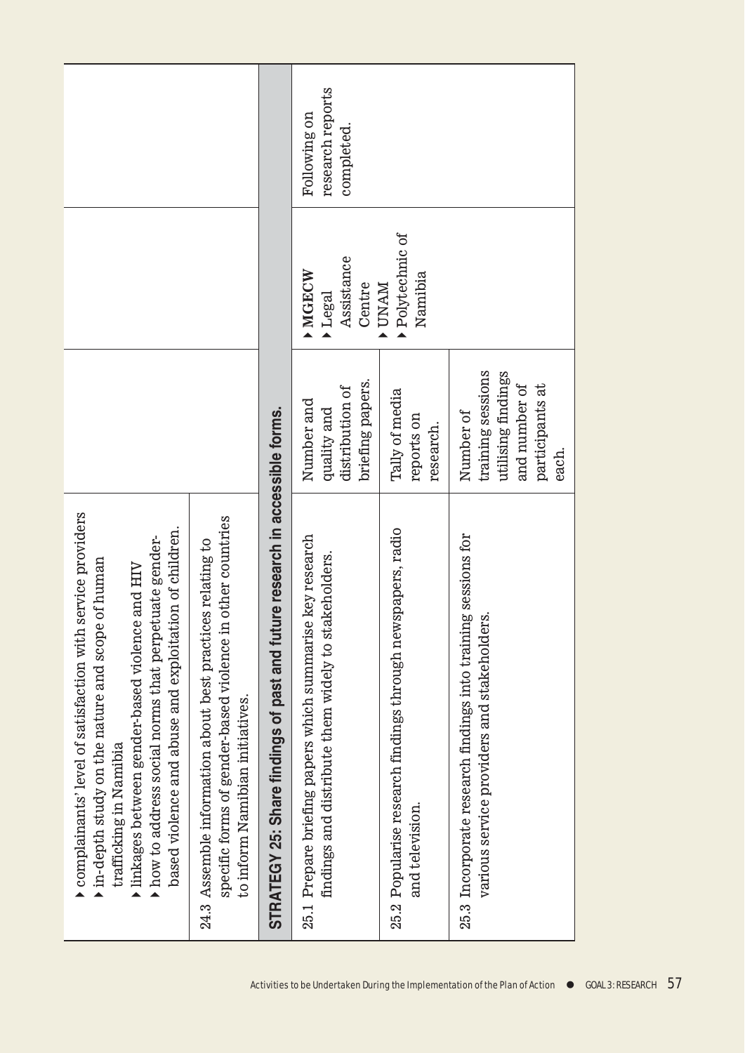| | | | |
|---|---|---|---|
| ▸ complainants' level of satisfaction with service providers<br>▸ in-depth study on the nature and scope of human trafficking in Namibia<br>▸ linkages between gender-based violence and HIV<br>▸ how to address social norms that perpetuate gender-based violence and abuse and exploitation of children. | | | |
| 24.3 Assemble information about best practices relating to specific forms of gender-based violence in other countries to inform Namibian initiatives. | | | |
| **STRATEGY 25: Share findings of past and future research in accessible forms.** | | | |
| 25.1 Prepare briefing papers which summarise key research findings and distribute them widely to stakeholders. | Number and quality and distribution of briefing papers. | ▸ **MGECW**<br>▸ Legal Assistance Centre<br>▸ UNAM<br>▸ Polytechnic of Namibia | Following on research reports completed. |
| 25.2 Popularise research findings through newspapers, radio and television. | Tally of media reports on research. | | |
| 25.3 Incorporate research findings into training sessions for various service providers and stakeholders. | Number of training sessions utilising findings and number of participants at each. | | |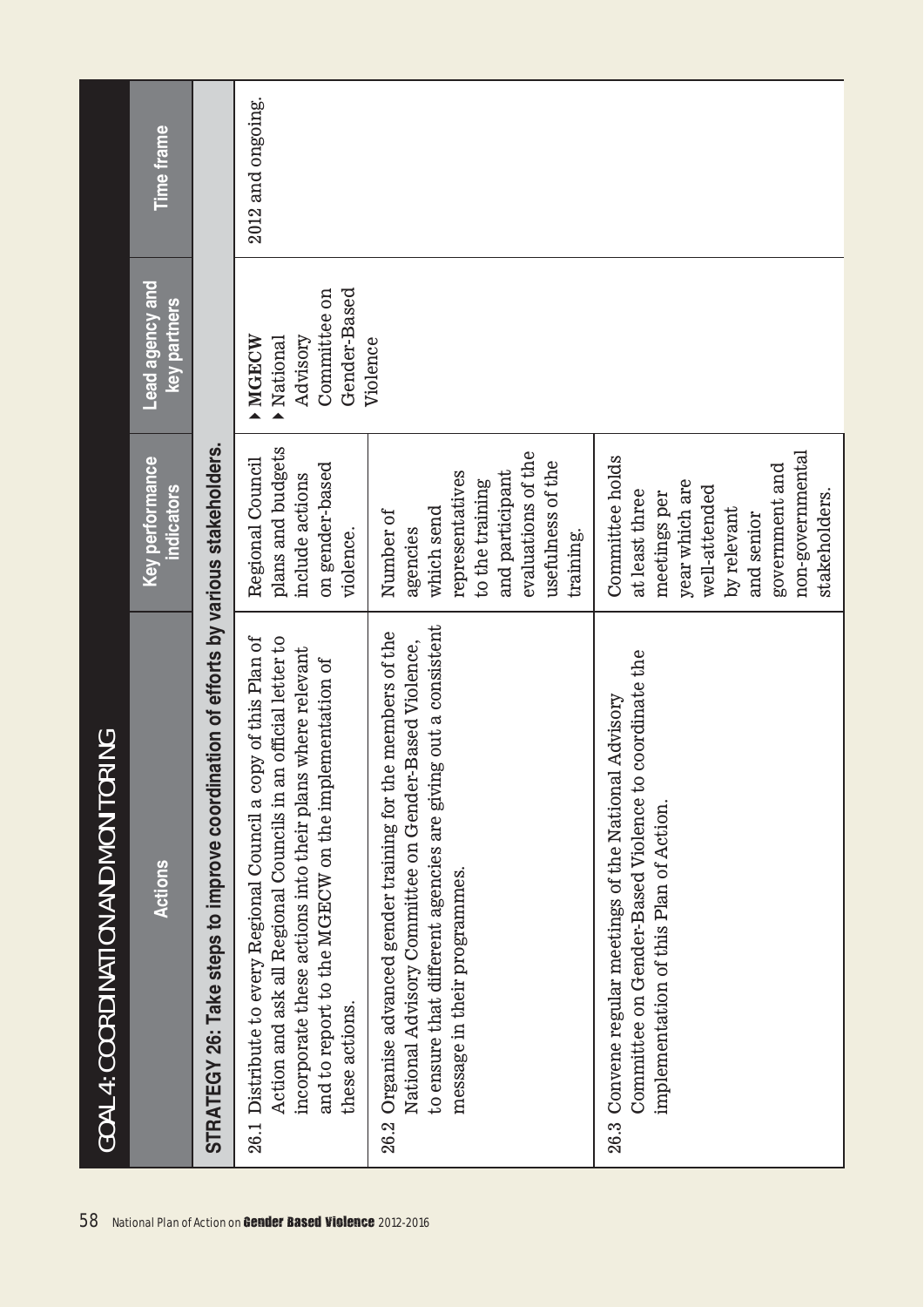## GOAL 4: COORDINATION AND MONITORING

| Actions | Key performance indicators | Lead agency and key partners | Time frame |
|---|---|---|---|
| **STRATEGY 26: Take steps to improve coordination of efforts by various stakeholders.** | | | |
| 26.1 Distribute to every Regional Council a copy of this Plan of Action and ask all Regional Councils in an official letter to incorporate these actions into their plans where relevant and to report to the MGECW on the implementation of these actions. | Regional Council plans and budgets include actions on gender-based violence. | ▸ **MGECW**<br>▸ National Advisory Committee on Gender-Based Violence | 2012 and ongoing. |
| 26.2 Organise advanced gender training for the members of the National Advisory Committee on Gender-Based Violence, to ensure that different agencies are giving out a consistent message in their programmes. | Number of agencies which send representatives to the training and participant evaluations of the usefulness of the training. | | |
| 26.3 Convene regular meetings of the National Advisory Committee on Gender-Based Violence to coordinate the implementation of this Plan of Action. | Committee holds at least three meetings per year which are well-attended by relevant and senior government and non-governmental stakeholders. | | |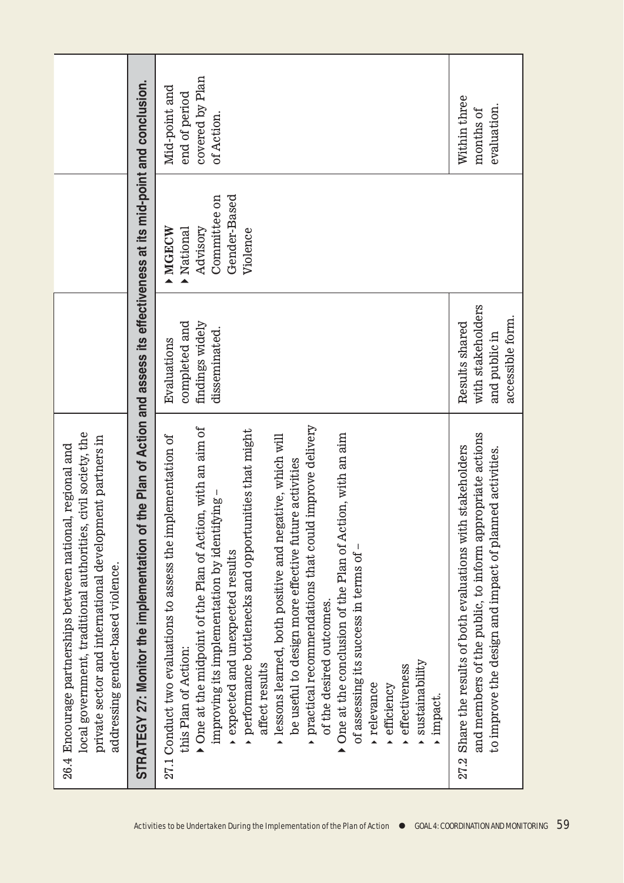| | | | |
|---|---|---|---|
| 26.4 Encourage partnerships between national, regional and local government, traditional authorities, civil society, the private sector and international development partners in addressing gender-based violence. | | | |
| **STRATEGY 27: Monitor the implementation of the Plan of Action and assess its effectiveness at its mid-point and conclusion.** | | | |
| 27.1 Conduct two evaluations to assess the implementation of this Plan of Action: ▸ One at the midpoint of the Plan of Action, with an aim of improving its implementation by identifying – ▸ expected and unexpected results ▸ performance bottlenecks and opportunities that might affect results ▸ lessons learned, both positive and negative, which will be useful to design more effective future activities ▸ practical recommendations that could improve delivery of the desired outcomes. ▸ One at the conclusion of the Plan of Action, with an aim of assessing its success in terms of – ▸ relevance ▸ efficiency ▸ effectiveness ▸ sustainability ▸ impact. | Evaluations completed and findings widely disseminated. | ▸ MGECW ▸ National Advisory Committee on Gender-Based Violence | Mid-point and end of period covered by Plan of Action. |
| 27.2 Share the results of both evaluations with stakeholders and members of the public, to inform appropriate actions to improve the design and impact of planned activities. | Results shared with stakeholders and public in accessible form. | | Within three months of evaluation. |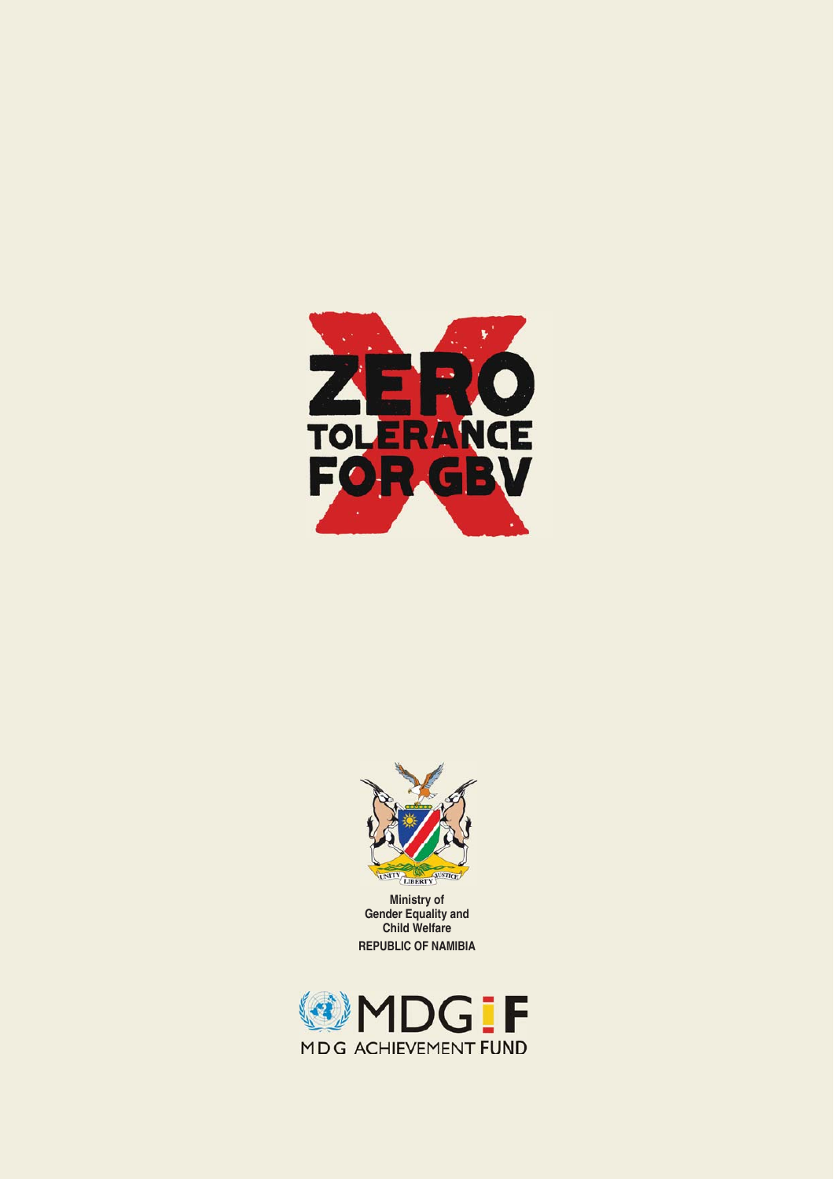ZERO TOLERANCE FOR GBV

Ministry of Gender Equality and Child Welfare
REPUBLIC OF NAMIBIA

MDG-F
MDG ACHIEVEMENT FUND